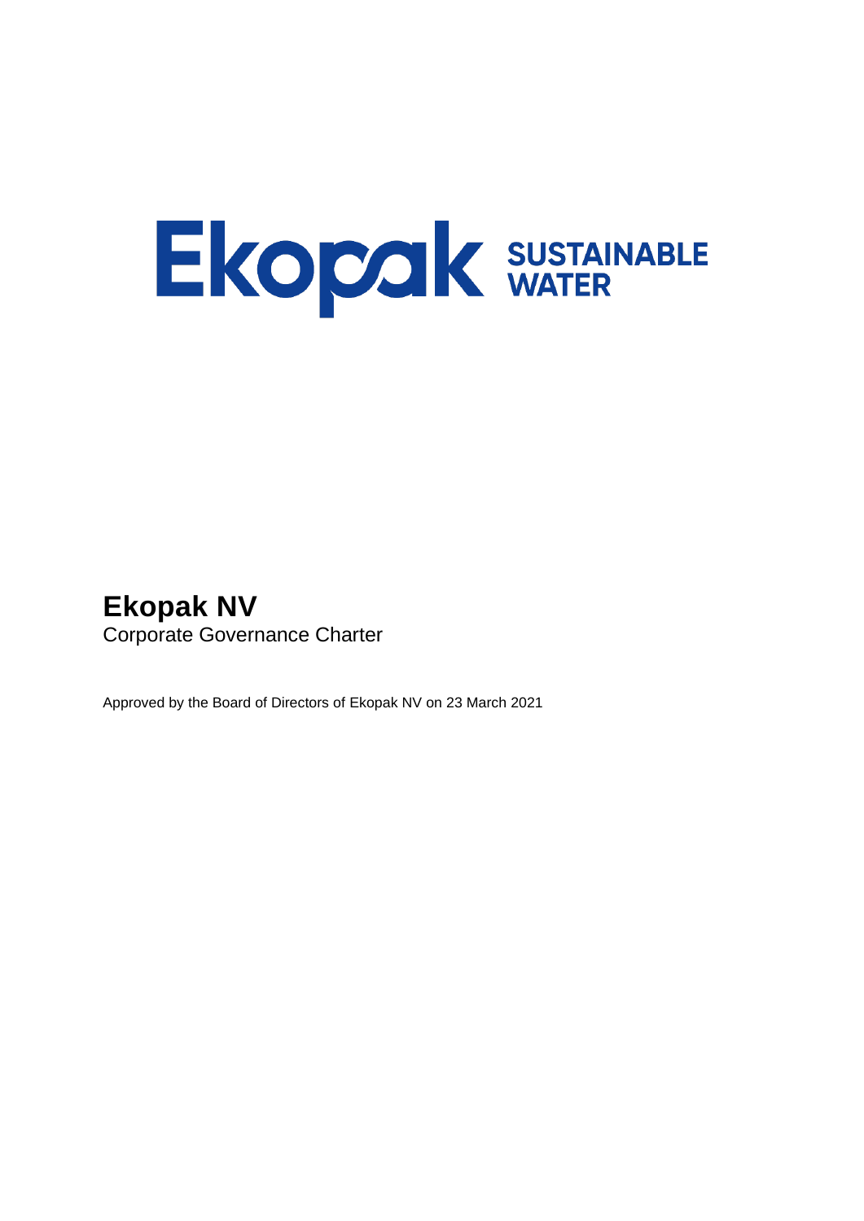Ekopak SUSTAINABLE WATER

# Ekopak NV

Corporate Governance Charter

Approved by the Board of Directors of Ekopak NV on 23 March 2021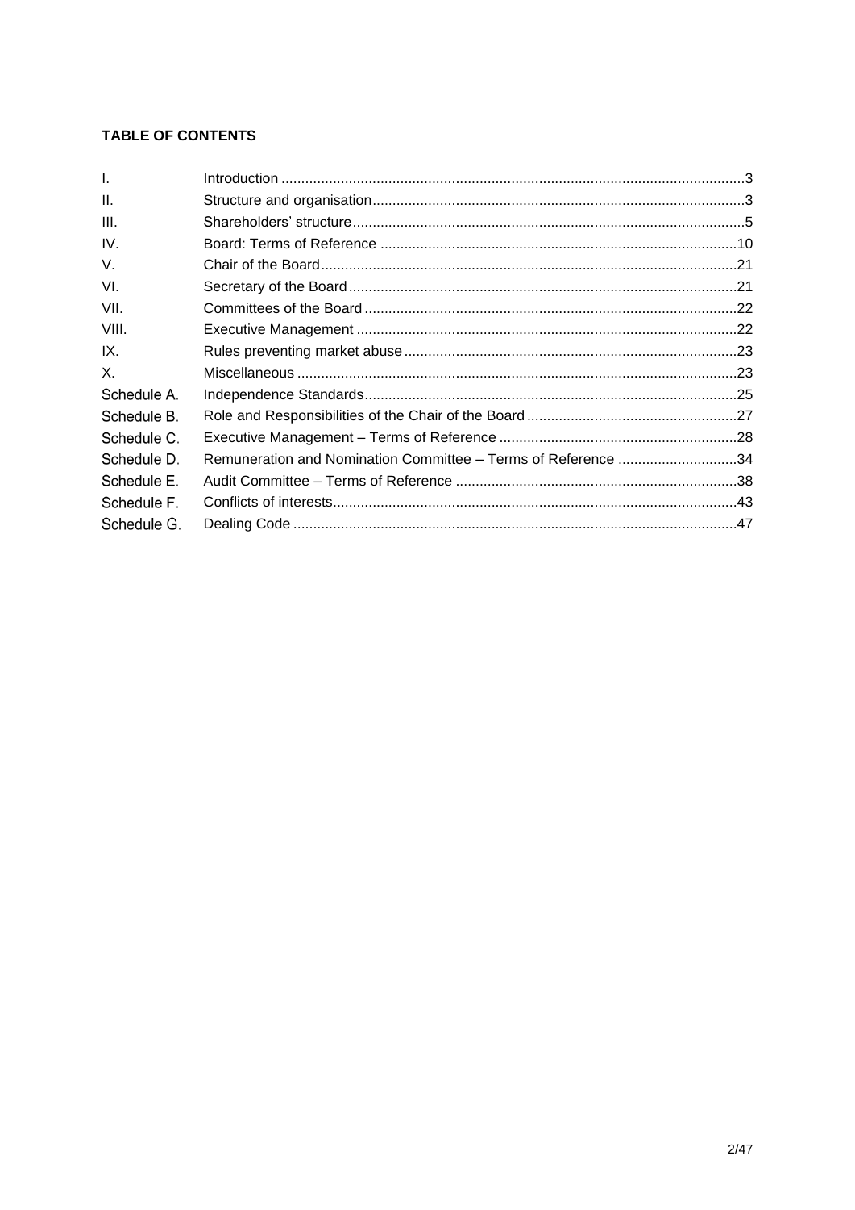**TABLE OF CONTENTS**

| | | |
|---|---|---|
| I. | Introduction | 3 |
| II. | Structure and organisation | 3 |
| III. | Shareholders' structure | 5 |
| IV. | Board: Terms of Reference | 10 |
| V. | Chair of the Board | 21 |
| VI. | Secretary of the Board | 21 |
| VII. | Committees of the Board | 22 |
| VIII. | Executive Management | 22 |
| IX. | Rules preventing market abuse | 23 |
| X. | Miscellaneous | 23 |
| Schedule A. | Independence Standards | 25 |
| Schedule B. | Role and Responsibilities of the Chair of the Board | 27 |
| Schedule C. | Executive Management – Terms of Reference | 28 |
| Schedule D. | Remuneration and Nomination Committee – Terms of Reference | 34 |
| Schedule E. | Audit Committee – Terms of Reference | 38 |
| Schedule F. | Conflicts of interests | 43 |
| Schedule G. | Dealing Code | 47 |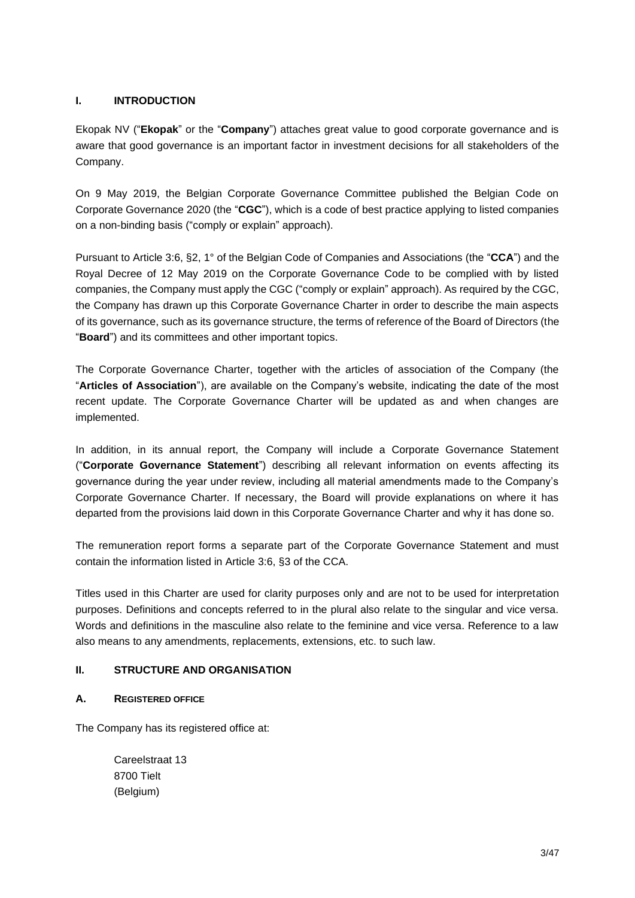## I. INTRODUCTION

Ekopak NV ("**Ekopak**" or the "**Company**") attaches great value to good corporate governance and is aware that good governance is an important factor in investment decisions for all stakeholders of the Company.

On 9 May 2019, the Belgian Corporate Governance Committee published the Belgian Code on Corporate Governance 2020 (the "**CGC**"), which is a code of best practice applying to listed companies on a non-binding basis ("comply or explain" approach).

Pursuant to Article 3:6, §2, 1° of the Belgian Code of Companies and Associations (the "**CCA**") and the Royal Decree of 12 May 2019 on the Corporate Governance Code to be complied with by listed companies, the Company must apply the CGC ("comply or explain" approach). As required by the CGC, the Company has drawn up this Corporate Governance Charter in order to describe the main aspects of its governance, such as its governance structure, the terms of reference of the Board of Directors (the "**Board**") and its committees and other important topics.

The Corporate Governance Charter, together with the articles of association of the Company (the "**Articles of Association**"), are available on the Company's website, indicating the date of the most recent update. The Corporate Governance Charter will be updated as and when changes are implemented.

In addition, in its annual report, the Company will include a Corporate Governance Statement ("**Corporate Governance Statement**") describing all relevant information on events affecting its governance during the year under review, including all material amendments made to the Company's Corporate Governance Charter. If necessary, the Board will provide explanations on where it has departed from the provisions laid down in this Corporate Governance Charter and why it has done so.

The remuneration report forms a separate part of the Corporate Governance Statement and must contain the information listed in Article 3:6, §3 of the CCA.

Titles used in this Charter are used for clarity purposes only and are not to be used for interpretation purposes. Definitions and concepts referred to in the plural also relate to the singular and vice versa. Words and definitions in the masculine also relate to the feminine and vice versa. Reference to a law also means to any amendments, replacements, extensions, etc. to such law.

## II. STRUCTURE AND ORGANISATION

### A. REGISTERED OFFICE

The Company has its registered office at:

Careelstraat 13  
8700 Tielt  
(Belgium)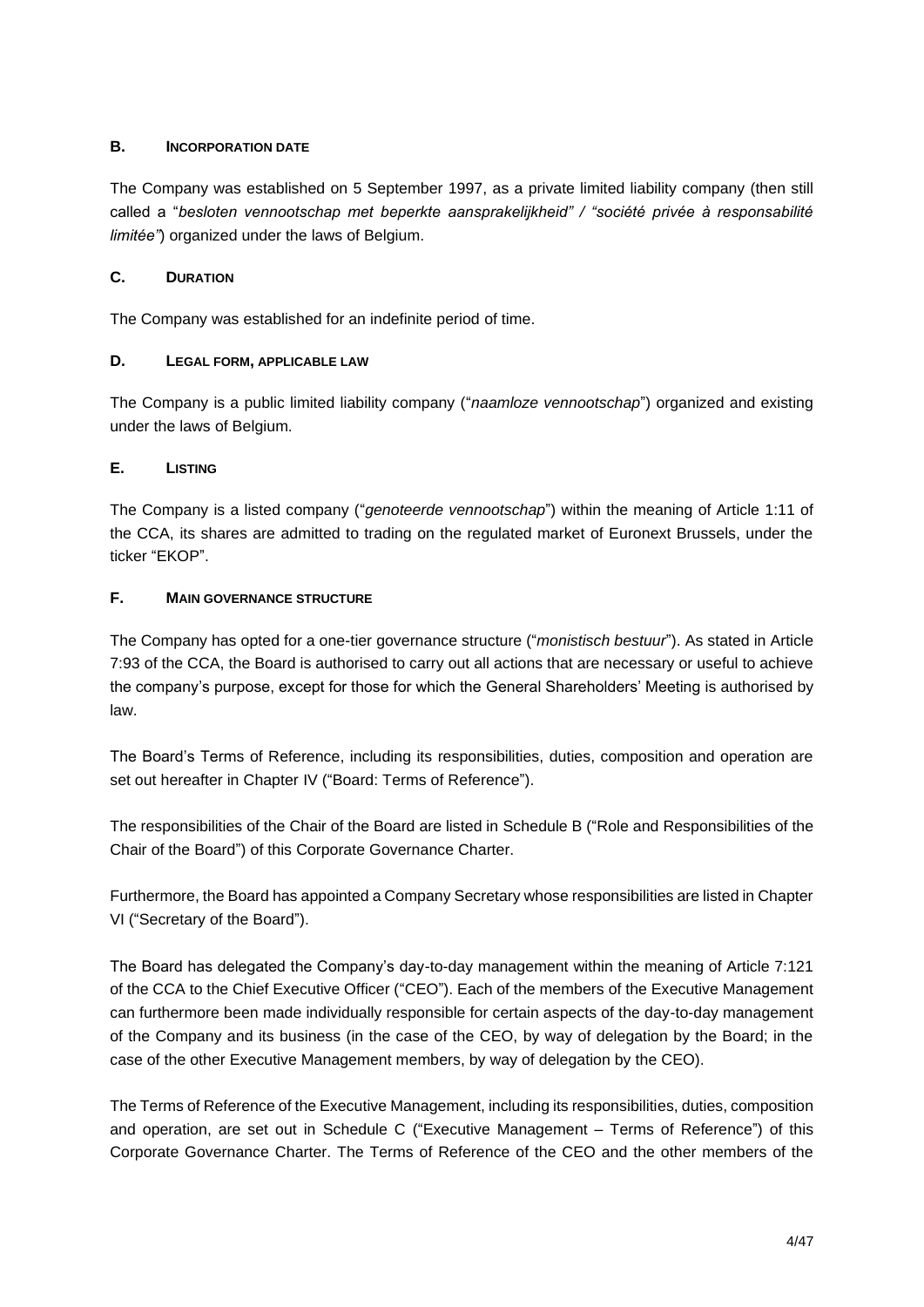### B. INCORPORATION DATE

The Company was established on 5 September 1997, as a private limited liability company (then still called a "*besloten vennootschap met beperkte aansprakelijkheid" / "société privée à responsabilité limitée"*) organized under the laws of Belgium.

### C. DURATION

The Company was established for an indefinite period of time.

### D. LEGAL FORM, APPLICABLE LAW

The Company is a public limited liability company ("*naamloze vennootschap*") organized and existing under the laws of Belgium.

### E. LISTING

The Company is a listed company ("*genoteerde vennootschap*") within the meaning of Article 1:11 of the CCA, its shares are admitted to trading on the regulated market of Euronext Brussels, under the ticker "EKOP".

### F. MAIN GOVERNANCE STRUCTURE

The Company has opted for a one-tier governance structure ("*monistisch bestuur*"). As stated in Article 7:93 of the CCA, the Board is authorised to carry out all actions that are necessary or useful to achieve the company's purpose, except for those for which the General Shareholders' Meeting is authorised by law.

The Board's Terms of Reference, including its responsibilities, duties, composition and operation are set out hereafter in Chapter IV ("Board: Terms of Reference").

The responsibilities of the Chair of the Board are listed in Schedule B ("Role and Responsibilities of the Chair of the Board") of this Corporate Governance Charter.

Furthermore, the Board has appointed a Company Secretary whose responsibilities are listed in Chapter VI ("Secretary of the Board").

The Board has delegated the Company's day-to-day management within the meaning of Article 7:121 of the CCA to the Chief Executive Officer ("CEO"). Each of the members of the Executive Management can furthermore been made individually responsible for certain aspects of the day-to-day management of the Company and its business (in the case of the CEO, by way of delegation by the Board; in the case of the other Executive Management members, by way of delegation by the CEO).

The Terms of Reference of the Executive Management, including its responsibilities, duties, composition and operation, are set out in Schedule C ("Executive Management – Terms of Reference") of this Corporate Governance Charter. The Terms of Reference of the CEO and the other members of the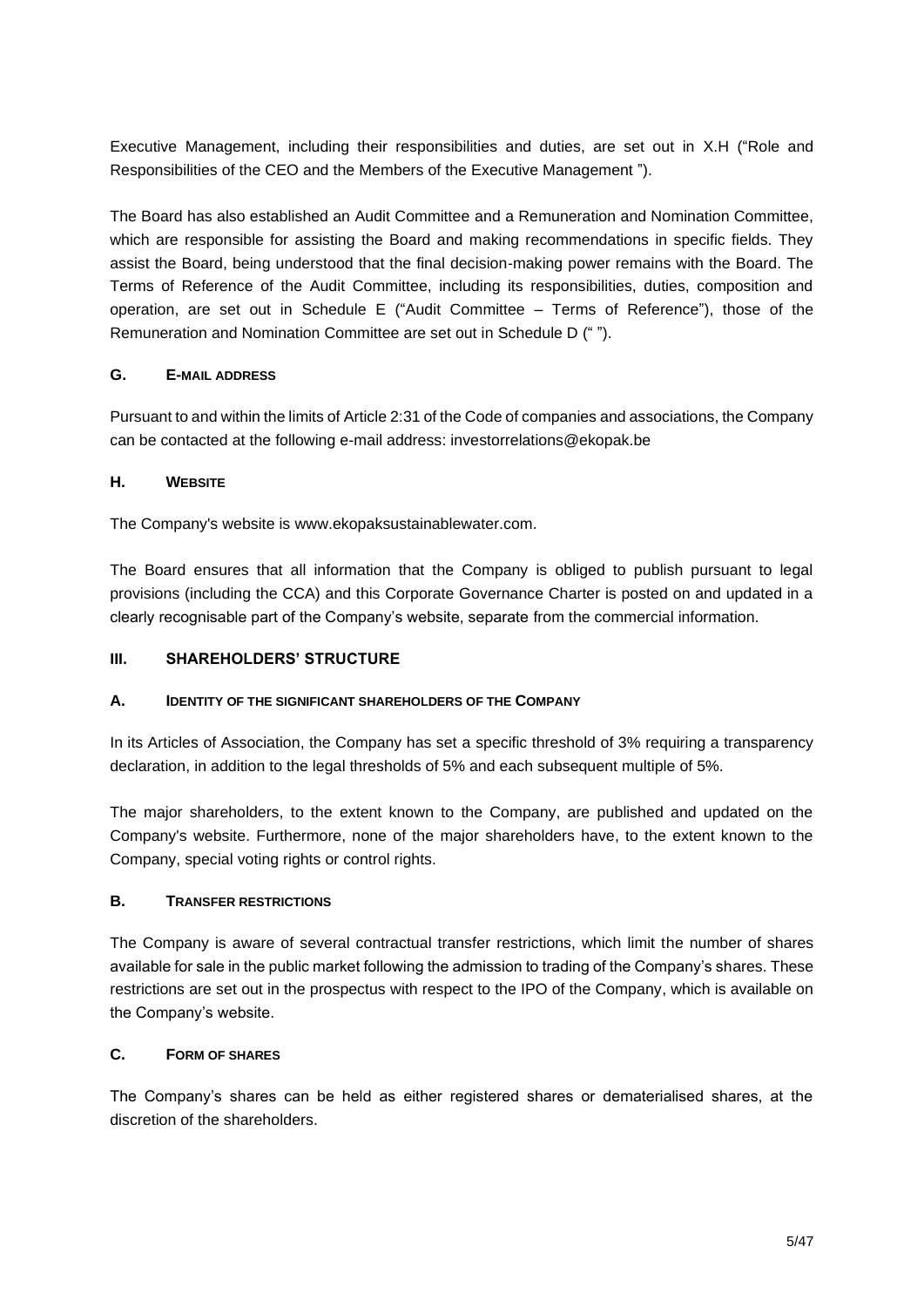Executive Management, including their responsibilities and duties, are set out in X.H ("Role and Responsibilities of the CEO and the Members of the Executive Management ").

The Board has also established an Audit Committee and a Remuneration and Nomination Committee, which are responsible for assisting the Board and making recommendations in specific fields. They assist the Board, being understood that the final decision-making power remains with the Board. The Terms of Reference of the Audit Committee, including its responsibilities, duties, composition and operation, are set out in Schedule E ("Audit Committee – Terms of Reference"), those of the Remuneration and Nomination Committee are set out in Schedule D (" ").

### G. E-MAIL ADDRESS

Pursuant to and within the limits of Article 2:31 of the Code of companies and associations, the Company can be contacted at the following e-mail address: investorrelations@ekopak.be

### H. WEBSITE

The Company's website is www.ekopaksustainablewater.com.

The Board ensures that all information that the Company is obliged to publish pursuant to legal provisions (including the CCA) and this Corporate Governance Charter is posted on and updated in a clearly recognisable part of the Company's website, separate from the commercial information.

## III. SHAREHOLDERS' STRUCTURE

### A. IDENTITY OF THE SIGNIFICANT SHAREHOLDERS OF THE COMPANY

In its Articles of Association, the Company has set a specific threshold of 3% requiring a transparency declaration, in addition to the legal thresholds of 5% and each subsequent multiple of 5%.

The major shareholders, to the extent known to the Company, are published and updated on the Company's website. Furthermore, none of the major shareholders have, to the extent known to the Company, special voting rights or control rights.

### B. TRANSFER RESTRICTIONS

The Company is aware of several contractual transfer restrictions, which limit the number of shares available for sale in the public market following the admission to trading of the Company's shares. These restrictions are set out in the prospectus with respect to the IPO of the Company, which is available on the Company's website.

### C. FORM OF SHARES

The Company's shares can be held as either registered shares or dematerialised shares, at the discretion of the shareholders.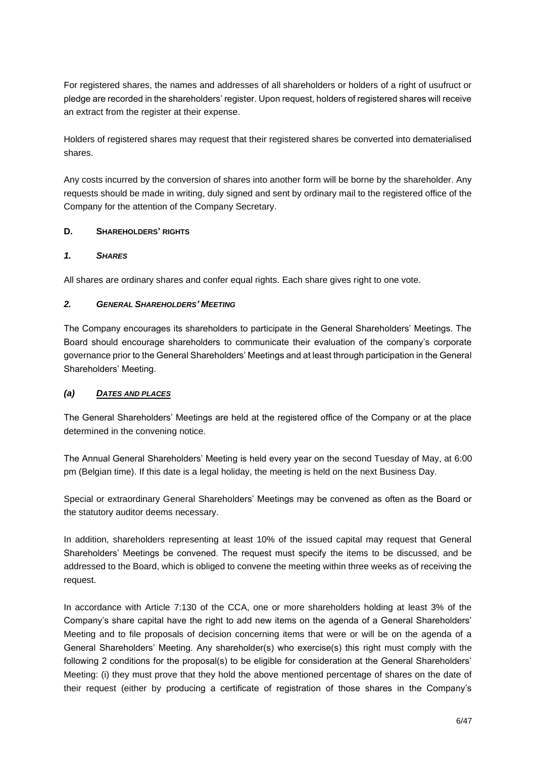For registered shares, the names and addresses of all shareholders or holders of a right of usufruct or pledge are recorded in the shareholders' register. Upon request, holders of registered shares will receive an extract from the register at their expense.

Holders of registered shares may request that their registered shares be converted into dematerialised shares.

Any costs incurred by the conversion of shares into another form will be borne by the shareholder. Any requests should be made in writing, duly signed and sent by ordinary mail to the registered office of the Company for the attention of the Company Secretary.

## D. SHAREHOLDERS' RIGHTS

### *1. SHARES*

All shares are ordinary shares and confer equal rights. Each share gives right to one vote.

### *2. GENERAL SHAREHOLDERS' MEETING*

The Company encourages its shareholders to participate in the General Shareholders' Meetings. The Board should encourage shareholders to communicate their evaluation of the company's corporate governance prior to the General Shareholders' Meetings and at least through participation in the General Shareholders' Meeting.

#### *(a) DATES AND PLACES*

The General Shareholders' Meetings are held at the registered office of the Company or at the place determined in the convening notice.

The Annual General Shareholders' Meeting is held every year on the second Tuesday of May, at 6:00 pm (Belgian time). If this date is a legal holiday, the meeting is held on the next Business Day.

Special or extraordinary General Shareholders' Meetings may be convened as often as the Board or the statutory auditor deems necessary.

In addition, shareholders representing at least 10% of the issued capital may request that General Shareholders' Meetings be convened. The request must specify the items to be discussed, and be addressed to the Board, which is obliged to convene the meeting within three weeks as of receiving the request.

In accordance with Article 7:130 of the CCA, one or more shareholders holding at least 3% of the Company's share capital have the right to add new items on the agenda of a General Shareholders' Meeting and to file proposals of decision concerning items that were or will be on the agenda of a General Shareholders' Meeting. Any shareholder(s) who exercise(s) this right must comply with the following 2 conditions for the proposal(s) to be eligible for consideration at the General Shareholders' Meeting: (i) they must prove that they hold the above mentioned percentage of shares on the date of their request (either by producing a certificate of registration of those shares in the Company's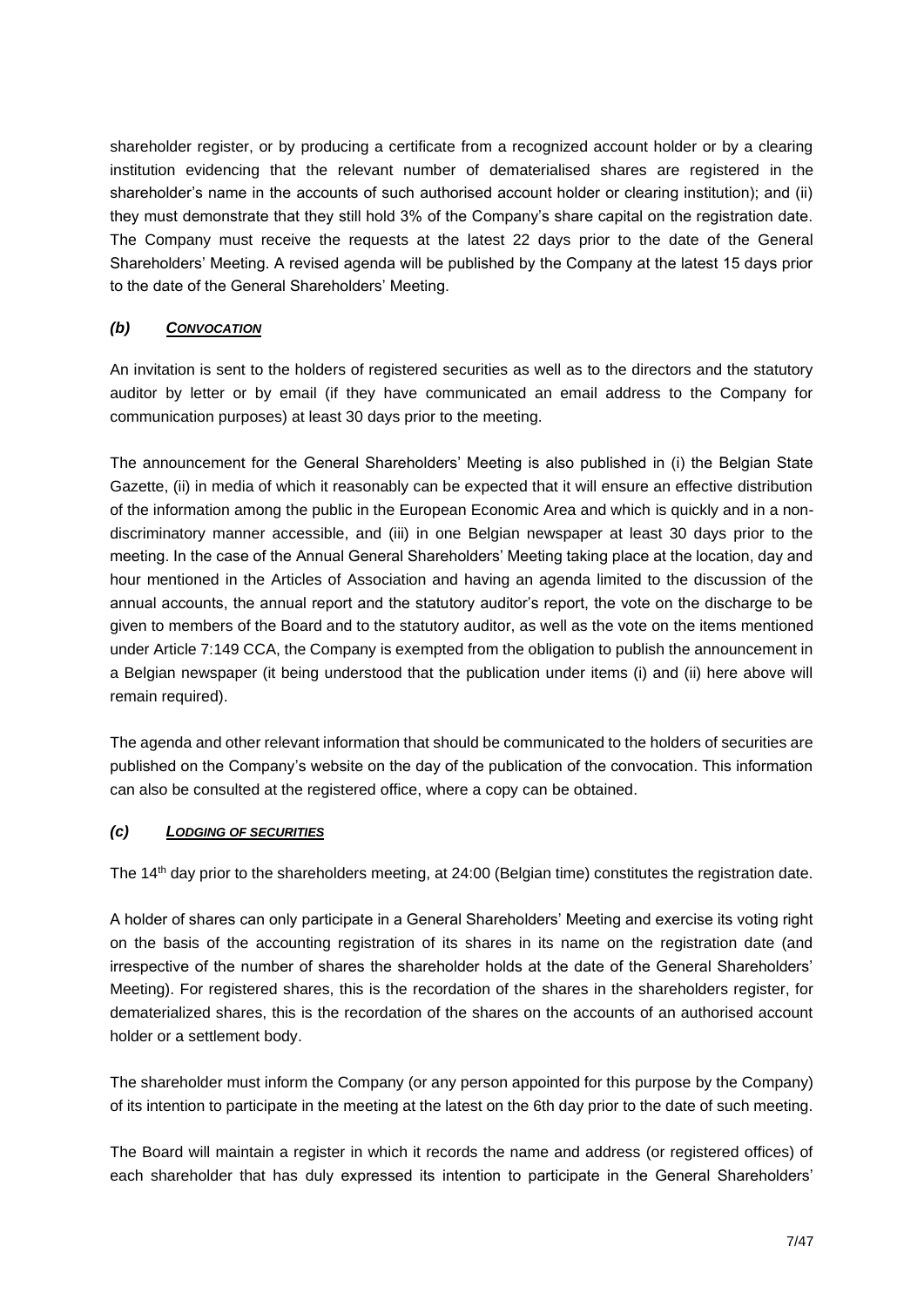shareholder register, or by producing a certificate from a recognized account holder or by a clearing institution evidencing that the relevant number of dematerialised shares are registered in the shareholder's name in the accounts of such authorised account holder or clearing institution); and (ii) they must demonstrate that they still hold 3% of the Company's share capital on the registration date. The Company must receive the requests at the latest 22 days prior to the date of the General Shareholders' Meeting. A revised agenda will be published by the Company at the latest 15 days prior to the date of the General Shareholders' Meeting.

### *(b)* ***CONVOCATION***

An invitation is sent to the holders of registered securities as well as to the directors and the statutory auditor by letter or by email (if they have communicated an email address to the Company for communication purposes) at least 30 days prior to the meeting.

The announcement for the General Shareholders' Meeting is also published in (i) the Belgian State Gazette, (ii) in media of which it reasonably can be expected that it will ensure an effective distribution of the information among the public in the European Economic Area and which is quickly and in a non-discriminatory manner accessible, and (iii) in one Belgian newspaper at least 30 days prior to the meeting. In the case of the Annual General Shareholders' Meeting taking place at the location, day and hour mentioned in the Articles of Association and having an agenda limited to the discussion of the annual accounts, the annual report and the statutory auditor's report, the vote on the discharge to be given to members of the Board and to the statutory auditor, as well as the vote on the items mentioned under Article 7:149 CCA, the Company is exempted from the obligation to publish the announcement in a Belgian newspaper (it being understood that the publication under items (i) and (ii) here above will remain required).

The agenda and other relevant information that should be communicated to the holders of securities are published on the Company's website on the day of the publication of the convocation. This information can also be consulted at the registered office, where a copy can be obtained.

### *(c)* ***LODGING OF SECURITIES***

The 14th day prior to the shareholders meeting, at 24:00 (Belgian time) constitutes the registration date.

A holder of shares can only participate in a General Shareholders' Meeting and exercise its voting right on the basis of the accounting registration of its shares in its name on the registration date (and irrespective of the number of shares the shareholder holds at the date of the General Shareholders' Meeting). For registered shares, this is the recordation of the shares in the shareholders register, for dematerialized shares, this is the recordation of the shares on the accounts of an authorised account holder or a settlement body.

The shareholder must inform the Company (or any person appointed for this purpose by the Company) of its intention to participate in the meeting at the latest on the 6th day prior to the date of such meeting.

The Board will maintain a register in which it records the name and address (or registered offices) of each shareholder that has duly expressed its intention to participate in the General Shareholders'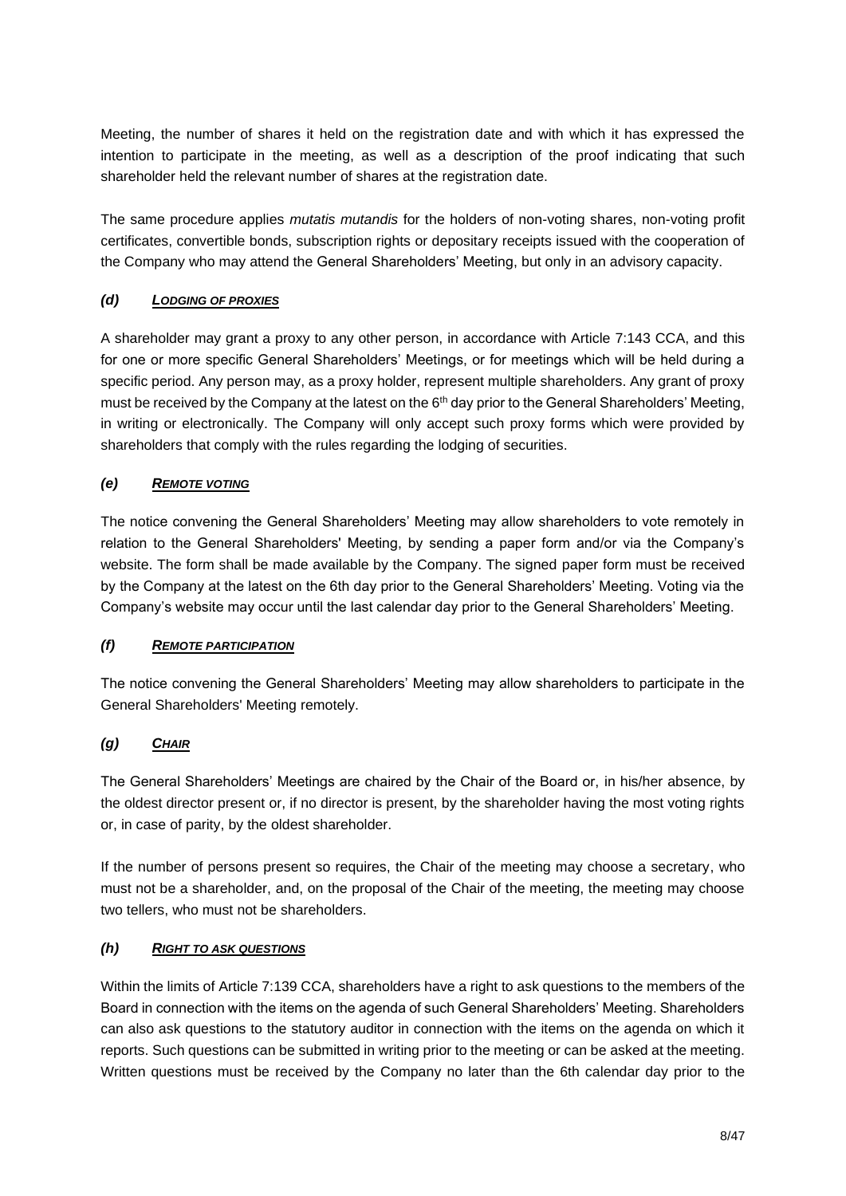Meeting, the number of shares it held on the registration date and with which it has expressed the intention to participate in the meeting, as well as a description of the proof indicating that such shareholder held the relevant number of shares at the registration date.

The same procedure applies *mutatis mutandis* for the holders of non-voting shares, non-voting profit certificates, convertible bonds, subscription rights or depositary receipts issued with the cooperation of the Company who may attend the General Shareholders' Meeting, but only in an advisory capacity.

### *(d)* ***LODGING OF PROXIES***

A shareholder may grant a proxy to any other person, in accordance with Article 7:143 CCA, and this for one or more specific General Shareholders' Meetings, or for meetings which will be held during a specific period. Any person may, as a proxy holder, represent multiple shareholders. Any grant of proxy must be received by the Company at the latest on the 6th day prior to the General Shareholders' Meeting, in writing or electronically. The Company will only accept such proxy forms which were provided by shareholders that comply with the rules regarding the lodging of securities.

### *(e)* ***REMOTE VOTING***

The notice convening the General Shareholders' Meeting may allow shareholders to vote remotely in relation to the General Shareholders' Meeting, by sending a paper form and/or via the Company's website. The form shall be made available by the Company. The signed paper form must be received by the Company at the latest on the 6th day prior to the General Shareholders' Meeting. Voting via the Company's website may occur until the last calendar day prior to the General Shareholders' Meeting.

### *(f)* ***REMOTE PARTICIPATION***

The notice convening the General Shareholders' Meeting may allow shareholders to participate in the General Shareholders' Meeting remotely.

### *(g)* ***CHAIR***

The General Shareholders' Meetings are chaired by the Chair of the Board or, in his/her absence, by the oldest director present or, if no director is present, by the shareholder having the most voting rights or, in case of parity, by the oldest shareholder.

If the number of persons present so requires, the Chair of the meeting may choose a secretary, who must not be a shareholder, and, on the proposal of the Chair of the meeting, the meeting may choose two tellers, who must not be shareholders.

### *(h)* ***RIGHT TO ASK QUESTIONS***

Within the limits of Article 7:139 CCA, shareholders have a right to ask questions to the members of the Board in connection with the items on the agenda of such General Shareholders' Meeting. Shareholders can also ask questions to the statutory auditor in connection with the items on the agenda on which it reports. Such questions can be submitted in writing prior to the meeting or can be asked at the meeting. Written questions must be received by the Company no later than the 6th calendar day prior to the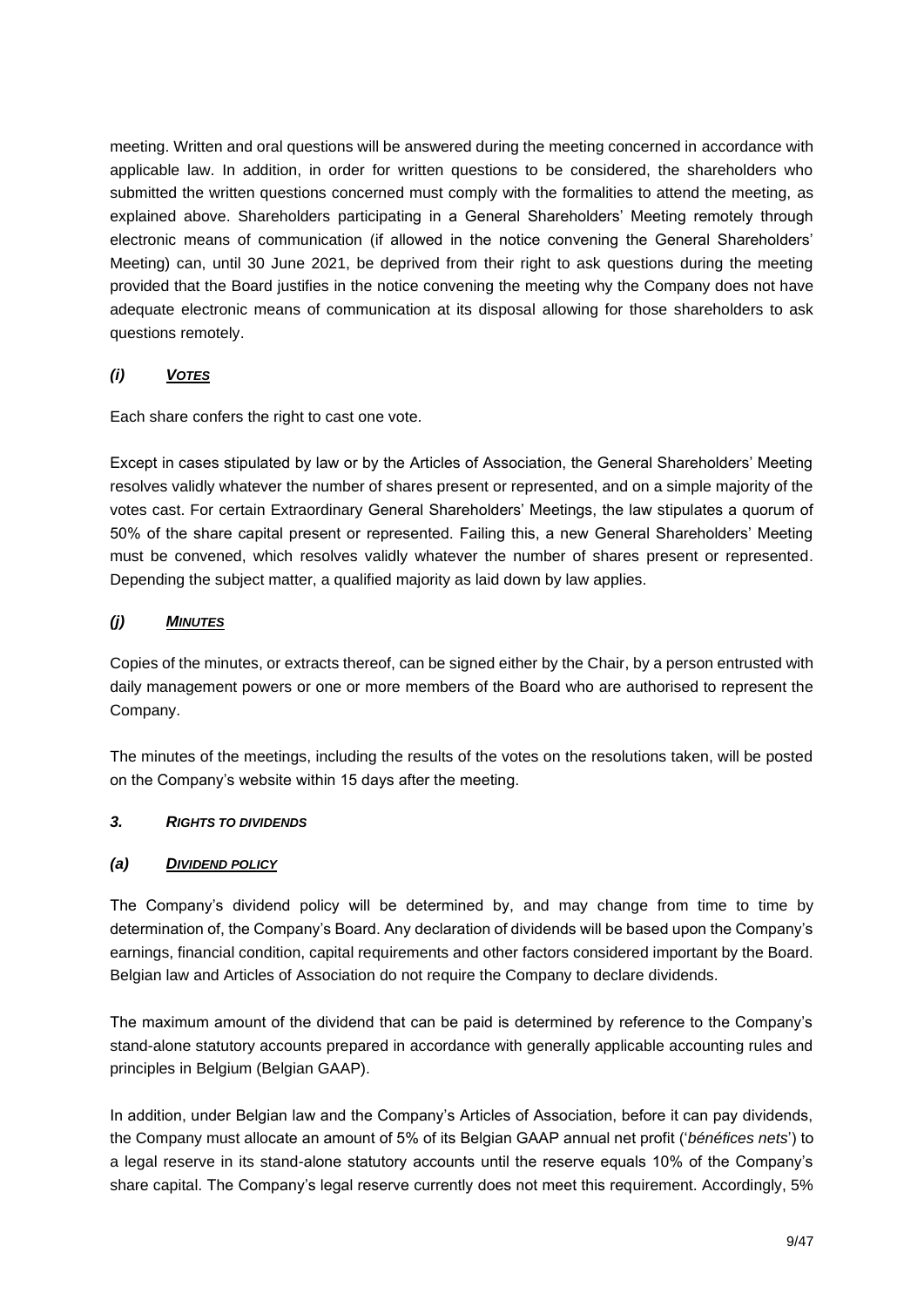meeting. Written and oral questions will be answered during the meeting concerned in accordance with applicable law. In addition, in order for written questions to be considered, the shareholders who submitted the written questions concerned must comply with the formalities to attend the meeting, as explained above. Shareholders participating in a General Shareholders' Meeting remotely through electronic means of communication (if allowed in the notice convening the General Shareholders' Meeting) can, until 30 June 2021, be deprived from their right to ask questions during the meeting provided that the Board justifies in the notice convening the meeting why the Company does not have adequate electronic means of communication at its disposal allowing for those shareholders to ask questions remotely.

### *(i)* ***VOTES***

Each share confers the right to cast one vote.

Except in cases stipulated by law or by the Articles of Association, the General Shareholders' Meeting resolves validly whatever the number of shares present or represented, and on a simple majority of the votes cast. For certain Extraordinary General Shareholders' Meetings, the law stipulates a quorum of 50% of the share capital present or represented. Failing this, a new General Shareholders' Meeting must be convened, which resolves validly whatever the number of shares present or represented. Depending the subject matter, a qualified majority as laid down by law applies.

### *(j)* ***MINUTES***

Copies of the minutes, or extracts thereof, can be signed either by the Chair, by a person entrusted with daily management powers or one or more members of the Board who are authorised to represent the Company.

The minutes of the meetings, including the results of the votes on the resolutions taken, will be posted on the Company's website within 15 days after the meeting.

## *3.* ***RIGHTS TO DIVIDENDS***

### *(a)* ***DIVIDEND POLICY***

The Company's dividend policy will be determined by, and may change from time to time by determination of, the Company's Board. Any declaration of dividends will be based upon the Company's earnings, financial condition, capital requirements and other factors considered important by the Board. Belgian law and Articles of Association do not require the Company to declare dividends.

The maximum amount of the dividend that can be paid is determined by reference to the Company's stand-alone statutory accounts prepared in accordance with generally applicable accounting rules and principles in Belgium (Belgian GAAP).

In addition, under Belgian law and the Company's Articles of Association, before it can pay dividends, the Company must allocate an amount of 5% of its Belgian GAAP annual net profit ('*bénéfices nets*') to a legal reserve in its stand-alone statutory accounts until the reserve equals 10% of the Company's share capital. The Company's legal reserve currently does not meet this requirement. Accordingly, 5%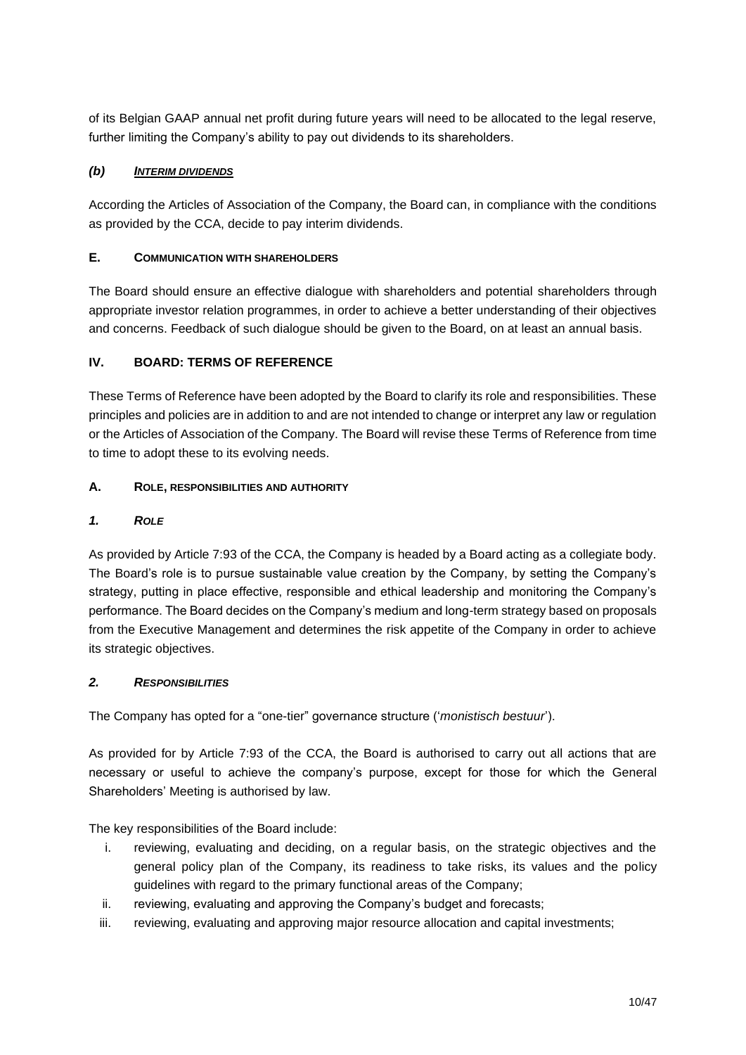of its Belgian GAAP annual net profit during future years will need to be allocated to the legal reserve, further limiting the Company's ability to pay out dividends to its shareholders.

#### *(b) Interim dividends*

According the Articles of Association of the Company, the Board can, in compliance with the conditions as provided by the CCA, decide to pay interim dividends.

### E. Communication with shareholders

The Board should ensure an effective dialogue with shareholders and potential shareholders through appropriate investor relation programmes, in order to achieve a better understanding of their objectives and concerns. Feedback of such dialogue should be given to the Board, on at least an annual basis.

## IV. BOARD: TERMS OF REFERENCE

These Terms of Reference have been adopted by the Board to clarify its role and responsibilities. These principles and policies are in addition to and are not intended to change or interpret any law or regulation or the Articles of Association of the Company. The Board will revise these Terms of Reference from time to time to adopt these to its evolving needs.

### A. Role, responsibilities and authority

#### *1. Role*

As provided by Article 7:93 of the CCA, the Company is headed by a Board acting as a collegiate body. The Board's role is to pursue sustainable value creation by the Company, by setting the Company's strategy, putting in place effective, responsible and ethical leadership and monitoring the Company's performance. The Board decides on the Company's medium and long-term strategy based on proposals from the Executive Management and determines the risk appetite of the Company in order to achieve its strategic objectives.

#### *2. Responsibilities*

The Company has opted for a "one-tier" governance structure ('*monistisch bestuur*').

As provided for by Article 7:93 of the CCA, the Board is authorised to carry out all actions that are necessary or useful to achieve the company's purpose, except for those for which the General Shareholders' Meeting is authorised by law.

The key responsibilities of the Board include:

i. reviewing, evaluating and deciding, on a regular basis, on the strategic objectives and the general policy plan of the Company, its readiness to take risks, its values and the policy guidelines with regard to the primary functional areas of the Company;
ii. reviewing, evaluating and approving the Company's budget and forecasts;
iii. reviewing, evaluating and approving major resource allocation and capital investments;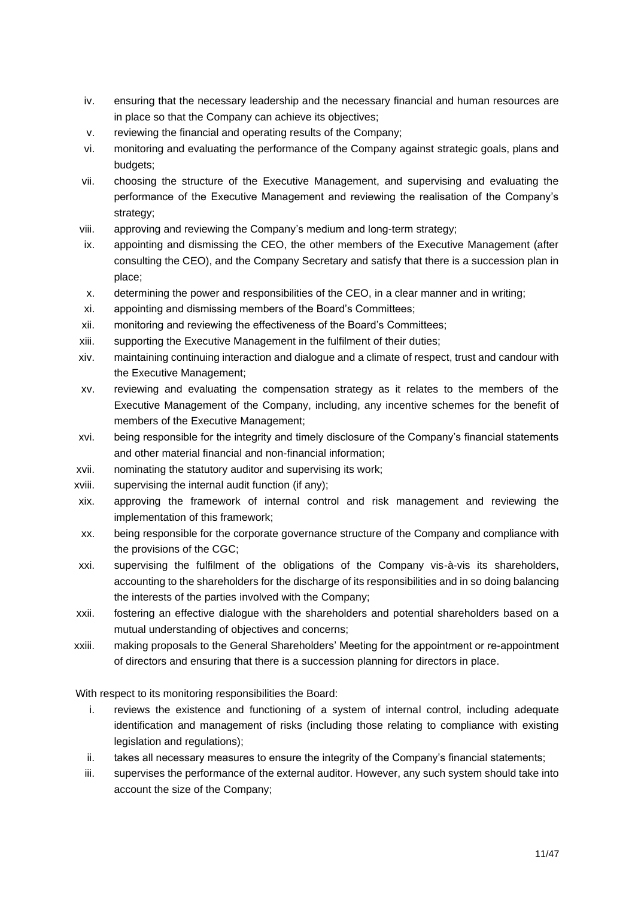iv. ensuring that the necessary leadership and the necessary financial and human resources are in place so that the Company can achieve its objectives;
v. reviewing the financial and operating results of the Company;
vi. monitoring and evaluating the performance of the Company against strategic goals, plans and budgets;
vii. choosing the structure of the Executive Management, and supervising and evaluating the performance of the Executive Management and reviewing the realisation of the Company's strategy;
viii. approving and reviewing the Company's medium and long-term strategy;
ix. appointing and dismissing the CEO, the other members of the Executive Management (after consulting the CEO), and the Company Secretary and satisfy that there is a succession plan in place;
x. determining the power and responsibilities of the CEO, in a clear manner and in writing;
xi. appointing and dismissing members of the Board's Committees;
xii. monitoring and reviewing the effectiveness of the Board's Committees;
xiii. supporting the Executive Management in the fulfilment of their duties;
xiv. maintaining continuing interaction and dialogue and a climate of respect, trust and candour with the Executive Management;
xv. reviewing and evaluating the compensation strategy as it relates to the members of the Executive Management of the Company, including, any incentive schemes for the benefit of members of the Executive Management;
xvi. being responsible for the integrity and timely disclosure of the Company's financial statements and other material financial and non-financial information;
xvii. nominating the statutory auditor and supervising its work;
xviii. supervising the internal audit function (if any);
xix. approving the framework of internal control and risk management and reviewing the implementation of this framework;
xx. being responsible for the corporate governance structure of the Company and compliance with the provisions of the CGC;
xxi. supervising the fulfilment of the obligations of the Company vis-à-vis its shareholders, accounting to the shareholders for the discharge of its responsibilities and in so doing balancing the interests of the parties involved with the Company;
xxii. fostering an effective dialogue with the shareholders and potential shareholders based on a mutual understanding of objectives and concerns;
xxiii. making proposals to the General Shareholders' Meeting for the appointment or re-appointment of directors and ensuring that there is a succession planning for directors in place.

With respect to its monitoring responsibilities the Board:

i. reviews the existence and functioning of a system of internal control, including adequate identification and management of risks (including those relating to compliance with existing legislation and regulations);
ii. takes all necessary measures to ensure the integrity of the Company's financial statements;
iii. supervises the performance of the external auditor. However, any such system should take into account the size of the Company;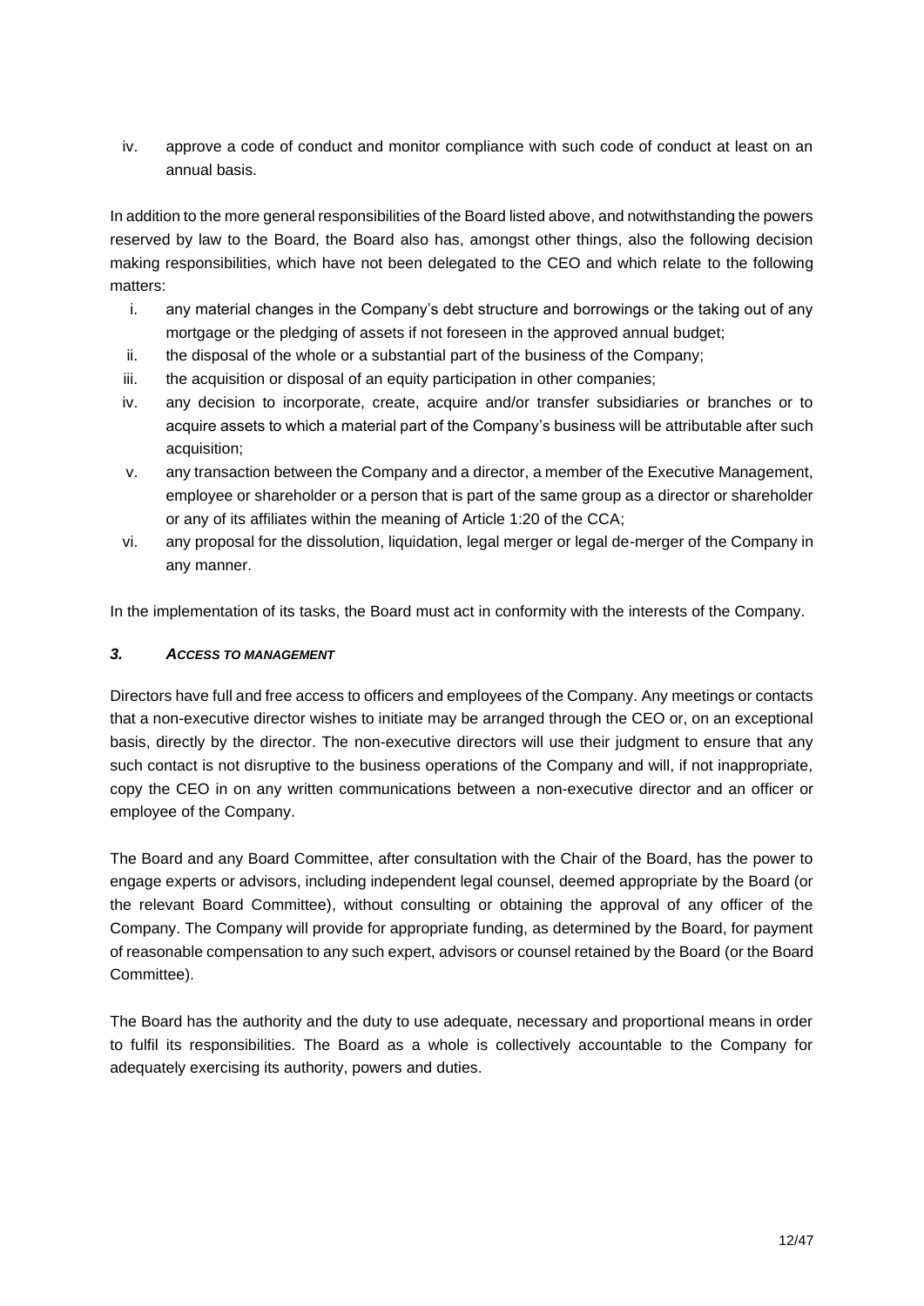iv. approve a code of conduct and monitor compliance with such code of conduct at least on an annual basis.

In addition to the more general responsibilities of the Board listed above, and notwithstanding the powers reserved by law to the Board, the Board also has, amongst other things, also the following decision making responsibilities, which have not been delegated to the CEO and which relate to the following matters:

i. any material changes in the Company's debt structure and borrowings or the taking out of any mortgage or the pledging of assets if not foreseen in the approved annual budget;
ii. the disposal of the whole or a substantial part of the business of the Company;
iii. the acquisition or disposal of an equity participation in other companies;
iv. any decision to incorporate, create, acquire and/or transfer subsidiaries or branches or to acquire assets to which a material part of the Company's business will be attributable after such acquisition;
v. any transaction between the Company and a director, a member of the Executive Management, employee or shareholder or a person that is part of the same group as a director or shareholder or any of its affiliates within the meaning of Article 1:20 of the CCA;
vi. any proposal for the dissolution, liquidation, legal merger or legal de-merger of the Company in any manner.

In the implementation of its tasks, the Board must act in conformity with the interests of the Company.

### *3. ACCESS TO MANAGEMENT*

Directors have full and free access to officers and employees of the Company. Any meetings or contacts that a non-executive director wishes to initiate may be arranged through the CEO or, on an exceptional basis, directly by the director. The non-executive directors will use their judgment to ensure that any such contact is not disruptive to the business operations of the Company and will, if not inappropriate, copy the CEO in on any written communications between a non-executive director and an officer or employee of the Company.

The Board and any Board Committee, after consultation with the Chair of the Board, has the power to engage experts or advisors, including independent legal counsel, deemed appropriate by the Board (or the relevant Board Committee), without consulting or obtaining the approval of any officer of the Company. The Company will provide for appropriate funding, as determined by the Board, for payment of reasonable compensation to any such expert, advisors or counsel retained by the Board (or the Board Committee).

The Board has the authority and the duty to use adequate, necessary and proportional means in order to fulfil its responsibilities. The Board as a whole is collectively accountable to the Company for adequately exercising its authority, powers and duties.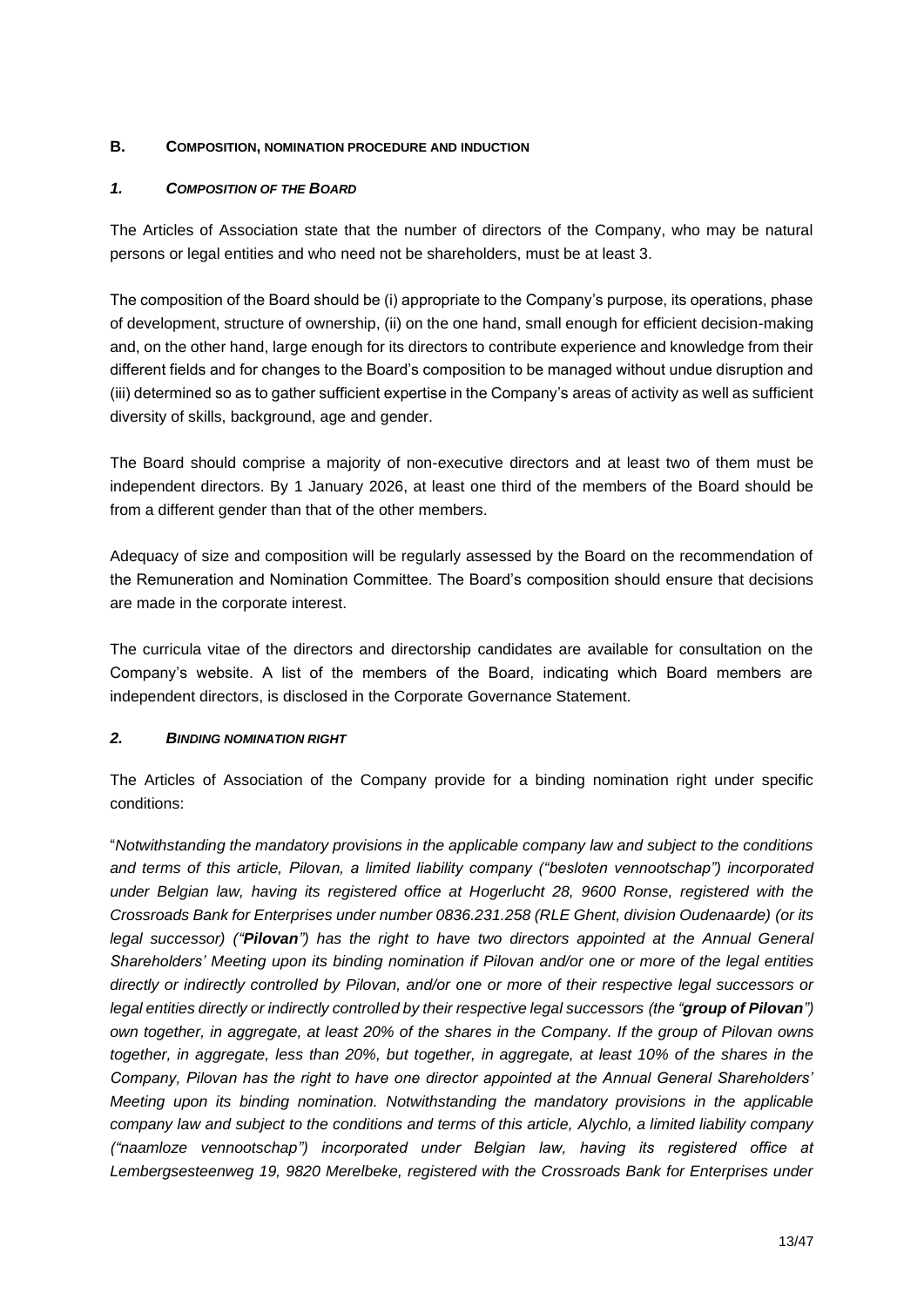## B. COMPOSITION, NOMINATION PROCEDURE AND INDUCTION

### *1. COMPOSITION OF THE BOARD*

The Articles of Association state that the number of directors of the Company, who may be natural persons or legal entities and who need not be shareholders, must be at least 3.

The composition of the Board should be (i) appropriate to the Company's purpose, its operations, phase of development, structure of ownership, (ii) on the one hand, small enough for efficient decision-making and, on the other hand, large enough for its directors to contribute experience and knowledge from their different fields and for changes to the Board's composition to be managed without undue disruption and (iii) determined so as to gather sufficient expertise in the Company's areas of activity as well as sufficient diversity of skills, background, age and gender.

The Board should comprise a majority of non-executive directors and at least two of them must be independent directors. By 1 January 2026, at least one third of the members of the Board should be from a different gender than that of the other members.

Adequacy of size and composition will be regularly assessed by the Board on the recommendation of the Remuneration and Nomination Committee. The Board's composition should ensure that decisions are made in the corporate interest.

The curricula vitae of the directors and directorship candidates are available for consultation on the Company's website. A list of the members of the Board, indicating which Board members are independent directors, is disclosed in the Corporate Governance Statement.

### *2. BINDING NOMINATION RIGHT*

The Articles of Association of the Company provide for a binding nomination right under specific conditions:

"*Notwithstanding the mandatory provisions in the applicable company law and subject to the conditions and terms of this article, Pilovan, a limited liability company ("besloten vennootschap") incorporated under Belgian law, having its registered office at Hogerlucht 28, 9600 Ronse, registered with the Crossroads Bank for Enterprises under number 0836.231.258 (RLE Ghent, division Oudenaarde) (or its legal successor) ("**Pilovan**") has the right to have two directors appointed at the Annual General Shareholders' Meeting upon its binding nomination if Pilovan and/or one or more of the legal entities directly or indirectly controlled by Pilovan, and/or one or more of their respective legal successors or legal entities directly or indirectly controlled by their respective legal successors (the "**group of Pilovan**") own together, in aggregate, at least 20% of the shares in the Company. If the group of Pilovan owns together, in aggregate, less than 20%, but together, in aggregate, at least 10% of the shares in the Company, Pilovan has the right to have one director appointed at the Annual General Shareholders' Meeting upon its binding nomination. Notwithstanding the mandatory provisions in the applicable company law and subject to the conditions and terms of this article, Alychlo, a limited liability company ("naamloze vennootschap") incorporated under Belgian law, having its registered office at Lembergsesteenweg 19, 9820 Merelbeke, registered with the Crossroads Bank for Enterprises under*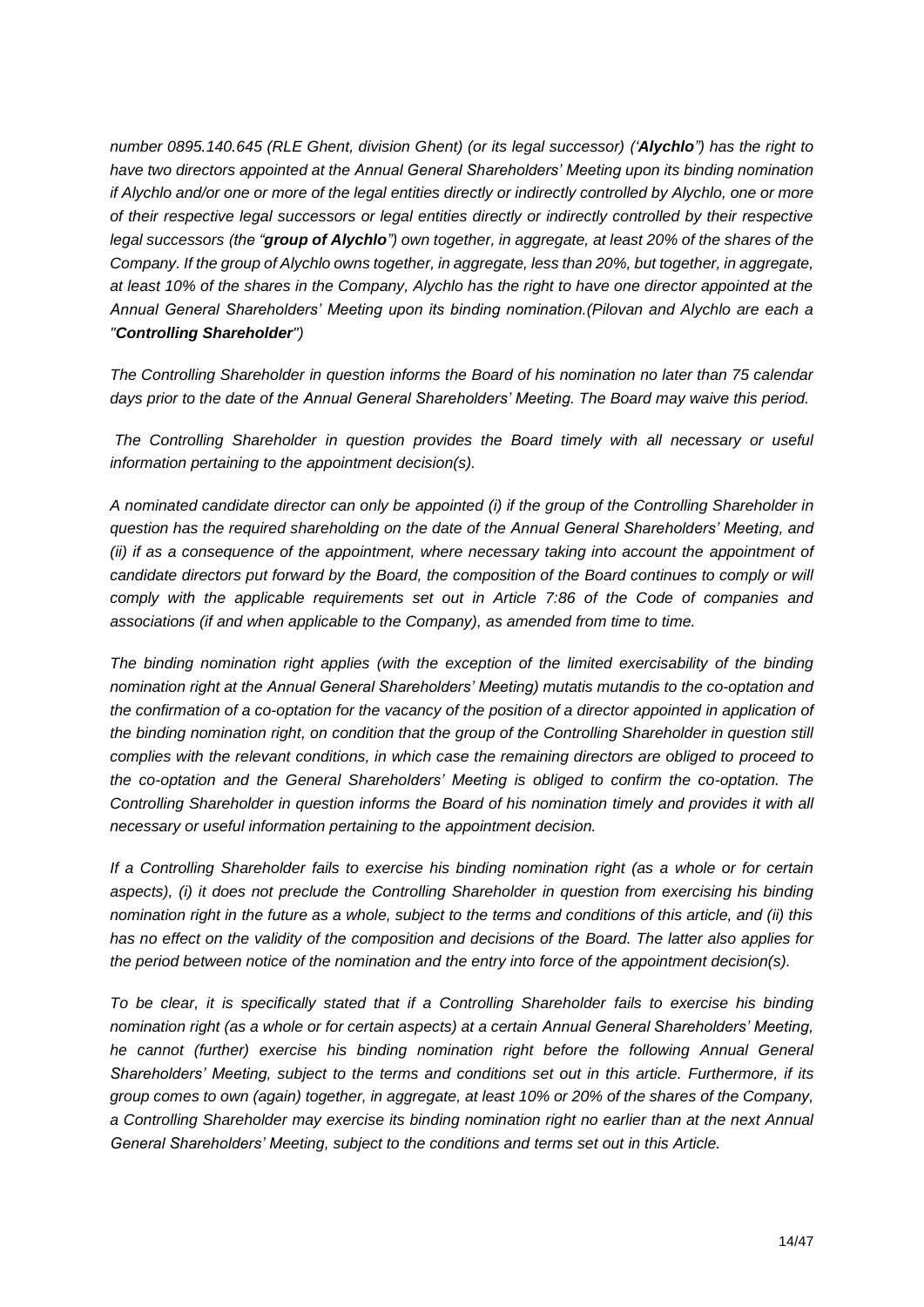*number 0895.140.645 (RLE Ghent, division Ghent) (or its legal successor) ('**Alychlo**") has the right to have two directors appointed at the Annual General Shareholders' Meeting upon its binding nomination if Alychlo and/or one or more of the legal entities directly or indirectly controlled by Alychlo, one or more of their respective legal successors or legal entities directly or indirectly controlled by their respective legal successors (the "**group of Alychlo**") own together, in aggregate, at least 20% of the shares of the Company. If the group of Alychlo owns together, in aggregate, less than 20%, but together, in aggregate, at least 10% of the shares in the Company, Alychlo has the right to have one director appointed at the Annual General Shareholders' Meeting upon its binding nomination.(Pilovan and Alychlo are each a "**Controlling Shareholder**")*

*The Controlling Shareholder in question informs the Board of his nomination no later than 75 calendar days prior to the date of the Annual General Shareholders' Meeting. The Board may waive this period.*

*The Controlling Shareholder in question provides the Board timely with all necessary or useful information pertaining to the appointment decision(s).*

*A nominated candidate director can only be appointed (i) if the group of the Controlling Shareholder in question has the required shareholding on the date of the Annual General Shareholders' Meeting, and (ii) if as a consequence of the appointment, where necessary taking into account the appointment of candidate directors put forward by the Board, the composition of the Board continues to comply or will comply with the applicable requirements set out in Article 7:86 of the Code of companies and associations (if and when applicable to the Company), as amended from time to time.*

*The binding nomination right applies (with the exception of the limited exercisability of the binding nomination right at the Annual General Shareholders' Meeting) mutatis mutandis to the co-optation and the confirmation of a co-optation for the vacancy of the position of a director appointed in application of the binding nomination right, on condition that the group of the Controlling Shareholder in question still complies with the relevant conditions, in which case the remaining directors are obliged to proceed to the co-optation and the General Shareholders' Meeting is obliged to confirm the co-optation. The Controlling Shareholder in question informs the Board of his nomination timely and provides it with all necessary or useful information pertaining to the appointment decision.*

*If a Controlling Shareholder fails to exercise his binding nomination right (as a whole or for certain aspects), (i) it does not preclude the Controlling Shareholder in question from exercising his binding nomination right in the future as a whole, subject to the terms and conditions of this article, and (ii) this has no effect on the validity of the composition and decisions of the Board. The latter also applies for the period between notice of the nomination and the entry into force of the appointment decision(s).*

*To be clear, it is specifically stated that if a Controlling Shareholder fails to exercise his binding nomination right (as a whole or for certain aspects) at a certain Annual General Shareholders' Meeting, he cannot (further) exercise his binding nomination right before the following Annual General Shareholders' Meeting, subject to the terms and conditions set out in this article. Furthermore, if its group comes to own (again) together, in aggregate, at least 10% or 20% of the shares of the Company, a Controlling Shareholder may exercise its binding nomination right no earlier than at the next Annual General Shareholders' Meeting, subject to the conditions and terms set out in this Article.*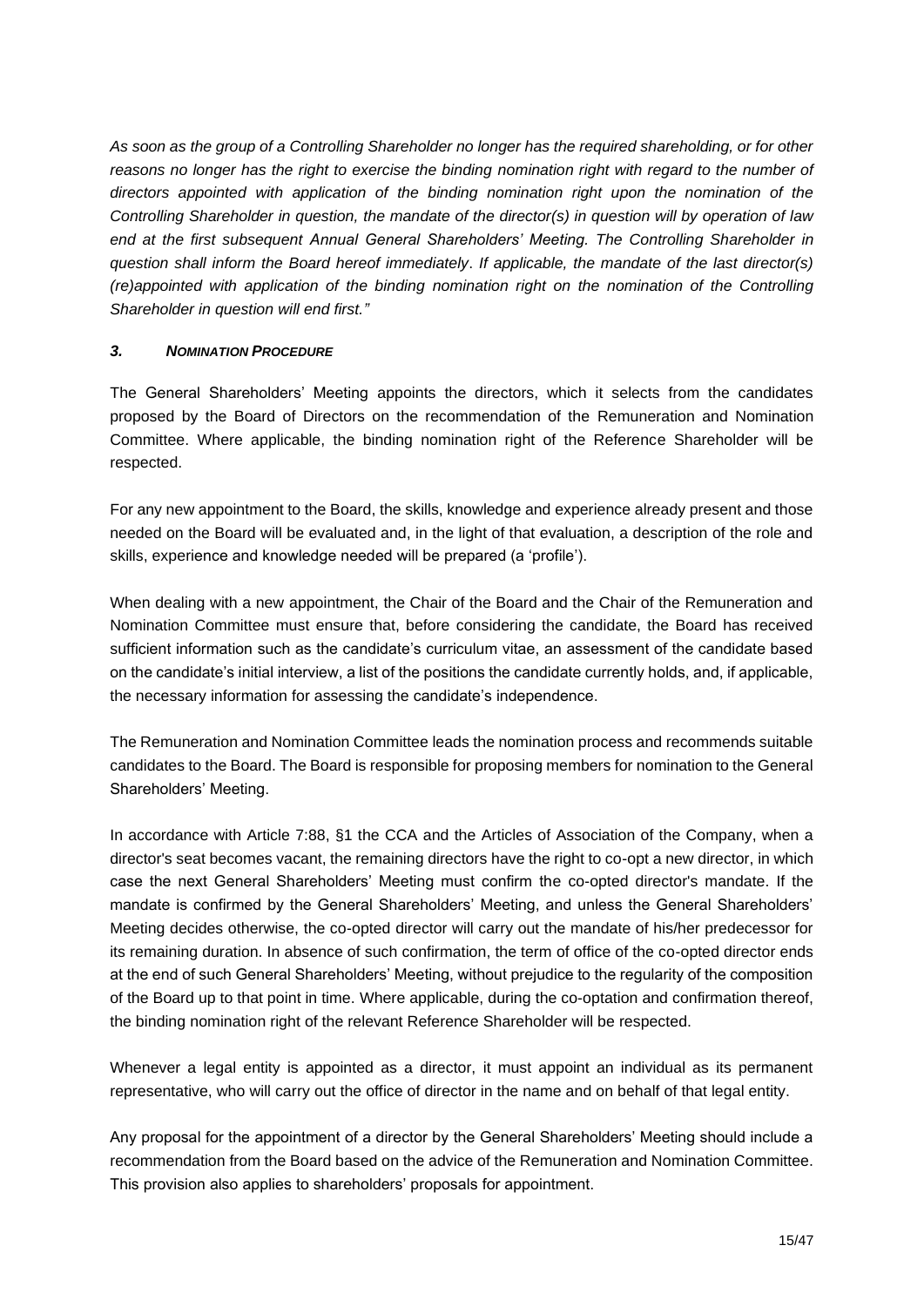*As soon as the group of a Controlling Shareholder no longer has the required shareholding, or for other reasons no longer has the right to exercise the binding nomination right with regard to the number of directors appointed with application of the binding nomination right upon the nomination of the Controlling Shareholder in question, the mandate of the director(s) in question will by operation of law end at the first subsequent Annual General Shareholders' Meeting. The Controlling Shareholder in question shall inform the Board hereof immediately. If applicable, the mandate of the last director(s) (re)appointed with application of the binding nomination right on the nomination of the Controlling Shareholder in question will end first."*

### *3. NOMINATION PROCEDURE*

The General Shareholders' Meeting appoints the directors, which it selects from the candidates proposed by the Board of Directors on the recommendation of the Remuneration and Nomination Committee. Where applicable, the binding nomination right of the Reference Shareholder will be respected.

For any new appointment to the Board, the skills, knowledge and experience already present and those needed on the Board will be evaluated and, in the light of that evaluation, a description of the role and skills, experience and knowledge needed will be prepared (a 'profile').

When dealing with a new appointment, the Chair of the Board and the Chair of the Remuneration and Nomination Committee must ensure that, before considering the candidate, the Board has received sufficient information such as the candidate's curriculum vitae, an assessment of the candidate based on the candidate's initial interview, a list of the positions the candidate currently holds, and, if applicable, the necessary information for assessing the candidate's independence.

The Remuneration and Nomination Committee leads the nomination process and recommends suitable candidates to the Board. The Board is responsible for proposing members for nomination to the General Shareholders' Meeting.

In accordance with Article 7:88, §1 the CCA and the Articles of Association of the Company, when a director's seat becomes vacant, the remaining directors have the right to co-opt a new director, in which case the next General Shareholders' Meeting must confirm the co-opted director's mandate. If the mandate is confirmed by the General Shareholders' Meeting, and unless the General Shareholders' Meeting decides otherwise, the co-opted director will carry out the mandate of his/her predecessor for its remaining duration. In absence of such confirmation, the term of office of the co-opted director ends at the end of such General Shareholders' Meeting, without prejudice to the regularity of the composition of the Board up to that point in time. Where applicable, during the co-optation and confirmation thereof, the binding nomination right of the relevant Reference Shareholder will be respected.

Whenever a legal entity is appointed as a director, it must appoint an individual as its permanent representative, who will carry out the office of director in the name and on behalf of that legal entity.

Any proposal for the appointment of a director by the General Shareholders' Meeting should include a recommendation from the Board based on the advice of the Remuneration and Nomination Committee. This provision also applies to shareholders' proposals for appointment.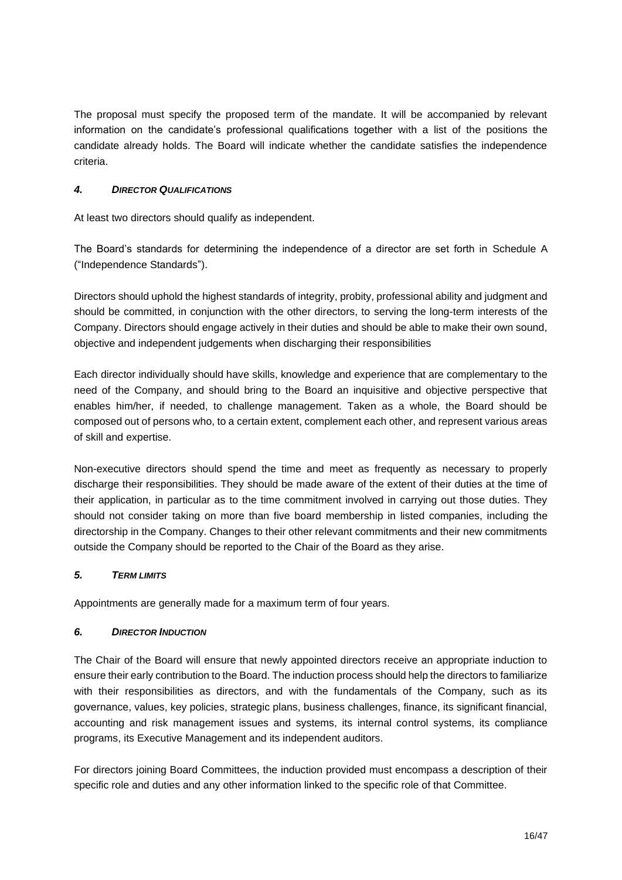The proposal must specify the proposed term of the mandate. It will be accompanied by relevant information on the candidate's professional qualifications together with a list of the positions the candidate already holds. The Board will indicate whether the candidate satisfies the independence criteria.

### *4. DIRECTOR QUALIFICATIONS*

At least two directors should qualify as independent.

The Board's standards for determining the independence of a director are set forth in Schedule A ("Independence Standards").

Directors should uphold the highest standards of integrity, probity, professional ability and judgment and should be committed, in conjunction with the other directors, to serving the long-term interests of the Company. Directors should engage actively in their duties and should be able to make their own sound, objective and independent judgements when discharging their responsibilities

Each director individually should have skills, knowledge and experience that are complementary to the need of the Company, and should bring to the Board an inquisitive and objective perspective that enables him/her, if needed, to challenge management. Taken as a whole, the Board should be composed out of persons who, to a certain extent, complement each other, and represent various areas of skill and expertise.

Non-executive directors should spend the time and meet as frequently as necessary to properly discharge their responsibilities. They should be made aware of the extent of their duties at the time of their application, in particular as to the time commitment involved in carrying out those duties. They should not consider taking on more than five board membership in listed companies, including the directorship in the Company. Changes to their other relevant commitments and their new commitments outside the Company should be reported to the Chair of the Board as they arise.

### *5. TERM LIMITS*

Appointments are generally made for a maximum term of four years.

### *6. DIRECTOR INDUCTION*

The Chair of the Board will ensure that newly appointed directors receive an appropriate induction to ensure their early contribution to the Board. The induction process should help the directors to familiarize with their responsibilities as directors, and with the fundamentals of the Company, such as its governance, values, key policies, strategic plans, business challenges, finance, its significant financial, accounting and risk management issues and systems, its internal control systems, its compliance programs, its Executive Management and its independent auditors.

For directors joining Board Committees, the induction provided must encompass a description of their specific role and duties and any other information linked to the specific role of that Committee.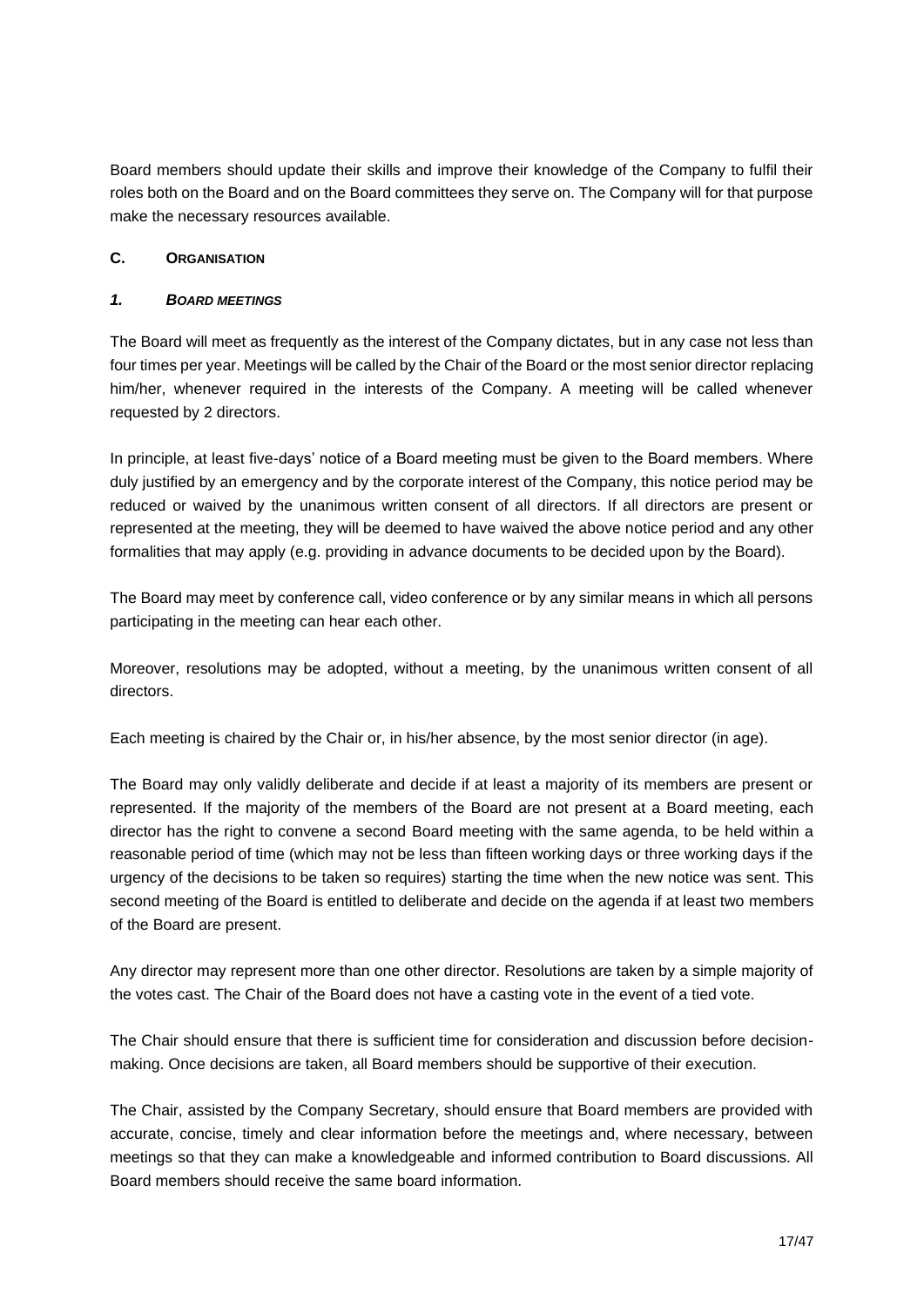Board members should update their skills and improve their knowledge of the Company to fulfil their roles both on the Board and on the Board committees they serve on. The Company will for that purpose make the necessary resources available.

## C. ORGANISATION

### *1. BOARD MEETINGS*

The Board will meet as frequently as the interest of the Company dictates, but in any case not less than four times per year. Meetings will be called by the Chair of the Board or the most senior director replacing him/her, whenever required in the interests of the Company. A meeting will be called whenever requested by 2 directors.

In principle, at least five-days' notice of a Board meeting must be given to the Board members. Where duly justified by an emergency and by the corporate interest of the Company, this notice period may be reduced or waived by the unanimous written consent of all directors. If all directors are present or represented at the meeting, they will be deemed to have waived the above notice period and any other formalities that may apply (e.g. providing in advance documents to be decided upon by the Board).

The Board may meet by conference call, video conference or by any similar means in which all persons participating in the meeting can hear each other.

Moreover, resolutions may be adopted, without a meeting, by the unanimous written consent of all directors.

Each meeting is chaired by the Chair or, in his/her absence, by the most senior director (in age).

The Board may only validly deliberate and decide if at least a majority of its members are present or represented. If the majority of the members of the Board are not present at a Board meeting, each director has the right to convene a second Board meeting with the same agenda, to be held within a reasonable period of time (which may not be less than fifteen working days or three working days if the urgency of the decisions to be taken so requires) starting the time when the new notice was sent. This second meeting of the Board is entitled to deliberate and decide on the agenda if at least two members of the Board are present.

Any director may represent more than one other director. Resolutions are taken by a simple majority of the votes cast. The Chair of the Board does not have a casting vote in the event of a tied vote.

The Chair should ensure that there is sufficient time for consideration and discussion before decision-making. Once decisions are taken, all Board members should be supportive of their execution.

The Chair, assisted by the Company Secretary, should ensure that Board members are provided with accurate, concise, timely and clear information before the meetings and, where necessary, between meetings so that they can make a knowledgeable and informed contribution to Board discussions. All Board members should receive the same board information.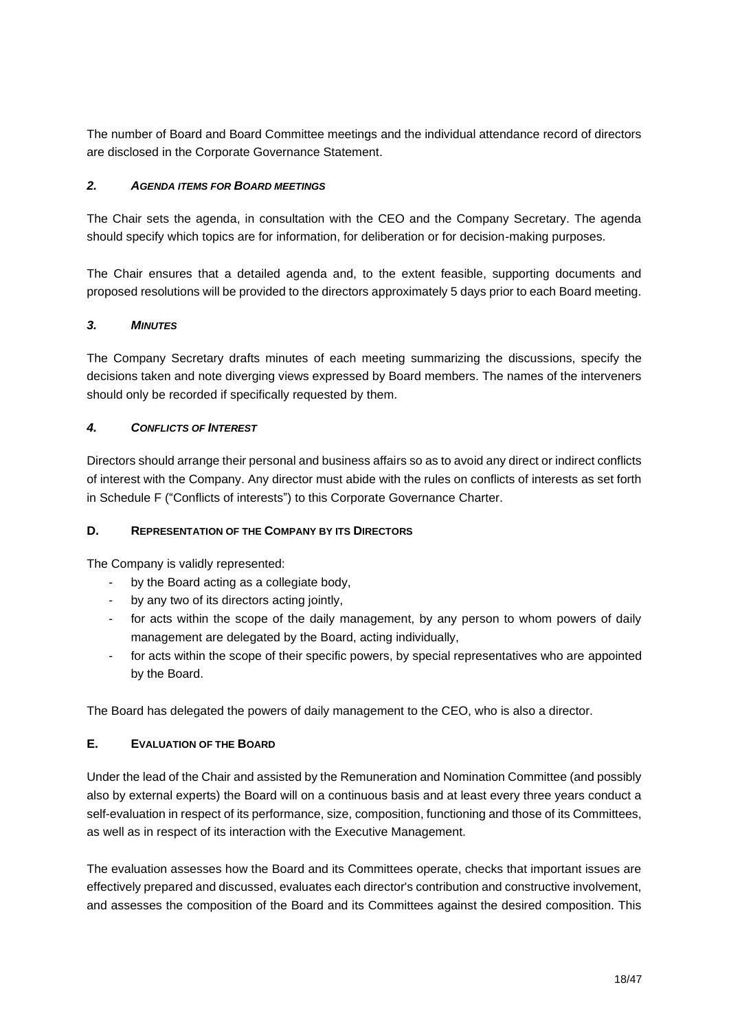The number of Board and Board Committee meetings and the individual attendance record of directors are disclosed in the Corporate Governance Statement.

#### *2. AGENDA ITEMS FOR BOARD MEETINGS*

The Chair sets the agenda, in consultation with the CEO and the Company Secretary. The agenda should specify which topics are for information, for deliberation or for decision-making purposes.

The Chair ensures that a detailed agenda and, to the extent feasible, supporting documents and proposed resolutions will be provided to the directors approximately 5 days prior to each Board meeting.

#### *3. MINUTES*

The Company Secretary drafts minutes of each meeting summarizing the discussions, specify the decisions taken and note diverging views expressed by Board members. The names of the interveners should only be recorded if specifically requested by them.

#### *4. CONFLICTS OF INTEREST*

Directors should arrange their personal and business affairs so as to avoid any direct or indirect conflicts of interest with the Company. Any director must abide with the rules on conflicts of interests as set forth in Schedule F ("Conflicts of interests") to this Corporate Governance Charter.

### D. REPRESENTATION OF THE COMPANY BY ITS DIRECTORS

The Company is validly represented:

- by the Board acting as a collegiate body,
- by any two of its directors acting jointly,
- for acts within the scope of the daily management, by any person to whom powers of daily management are delegated by the Board, acting individually,
- for acts within the scope of their specific powers, by special representatives who are appointed by the Board.

The Board has delegated the powers of daily management to the CEO, who is also a director.

### E. EVALUATION OF THE BOARD

Under the lead of the Chair and assisted by the Remuneration and Nomination Committee (and possibly also by external experts) the Board will on a continuous basis and at least every three years conduct a self-evaluation in respect of its performance, size, composition, functioning and those of its Committees, as well as in respect of its interaction with the Executive Management.

The evaluation assesses how the Board and its Committees operate, checks that important issues are effectively prepared and discussed, evaluates each director's contribution and constructive involvement, and assesses the composition of the Board and its Committees against the desired composition. This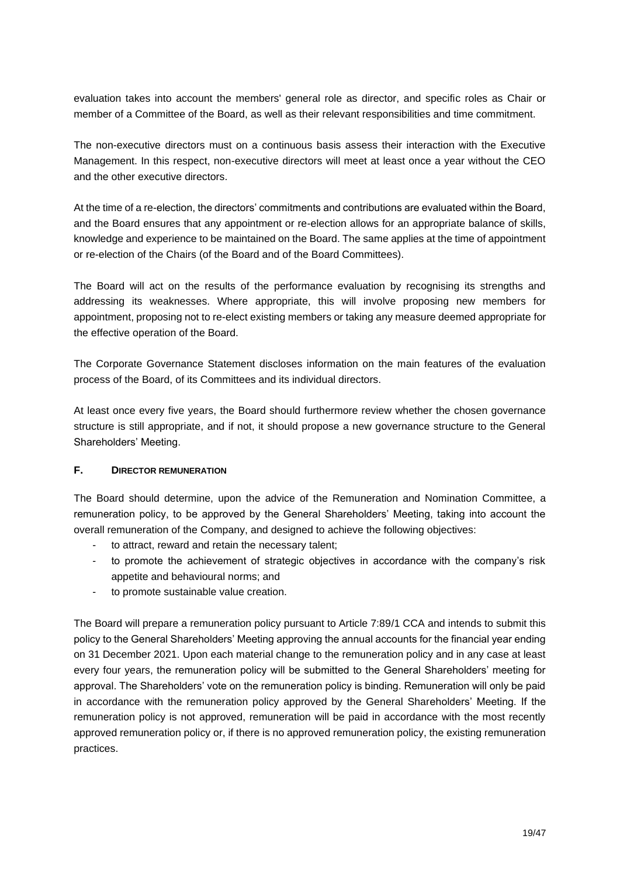evaluation takes into account the members' general role as director, and specific roles as Chair or member of a Committee of the Board, as well as their relevant responsibilities and time commitment.

The non-executive directors must on a continuous basis assess their interaction with the Executive Management. In this respect, non-executive directors will meet at least once a year without the CEO and the other executive directors.

At the time of a re-election, the directors' commitments and contributions are evaluated within the Board, and the Board ensures that any appointment or re-election allows for an appropriate balance of skills, knowledge and experience to be maintained on the Board. The same applies at the time of appointment or re-election of the Chairs (of the Board and of the Board Committees).

The Board will act on the results of the performance evaluation by recognising its strengths and addressing its weaknesses. Where appropriate, this will involve proposing new members for appointment, proposing not to re-elect existing members or taking any measure deemed appropriate for the effective operation of the Board.

The Corporate Governance Statement discloses information on the main features of the evaluation process of the Board, of its Committees and its individual directors.

At least once every five years, the Board should furthermore review whether the chosen governance structure is still appropriate, and if not, it should propose a new governance structure to the General Shareholders' Meeting.

## F. DIRECTOR REMUNERATION

The Board should determine, upon the advice of the Remuneration and Nomination Committee, a remuneration policy, to be approved by the General Shareholders' Meeting, taking into account the overall remuneration of the Company, and designed to achieve the following objectives:

- to attract, reward and retain the necessary talent;
- to promote the achievement of strategic objectives in accordance with the company's risk appetite and behavioural norms; and
- to promote sustainable value creation.

The Board will prepare a remuneration policy pursuant to Article 7:89/1 CCA and intends to submit this policy to the General Shareholders' Meeting approving the annual accounts for the financial year ending on 31 December 2021. Upon each material change to the remuneration policy and in any case at least every four years, the remuneration policy will be submitted to the General Shareholders' meeting for approval. The Shareholders' vote on the remuneration policy is binding. Remuneration will only be paid in accordance with the remuneration policy approved by the General Shareholders' Meeting. If the remuneration policy is not approved, remuneration will be paid in accordance with the most recently approved remuneration policy or, if there is no approved remuneration policy, the existing remuneration practices.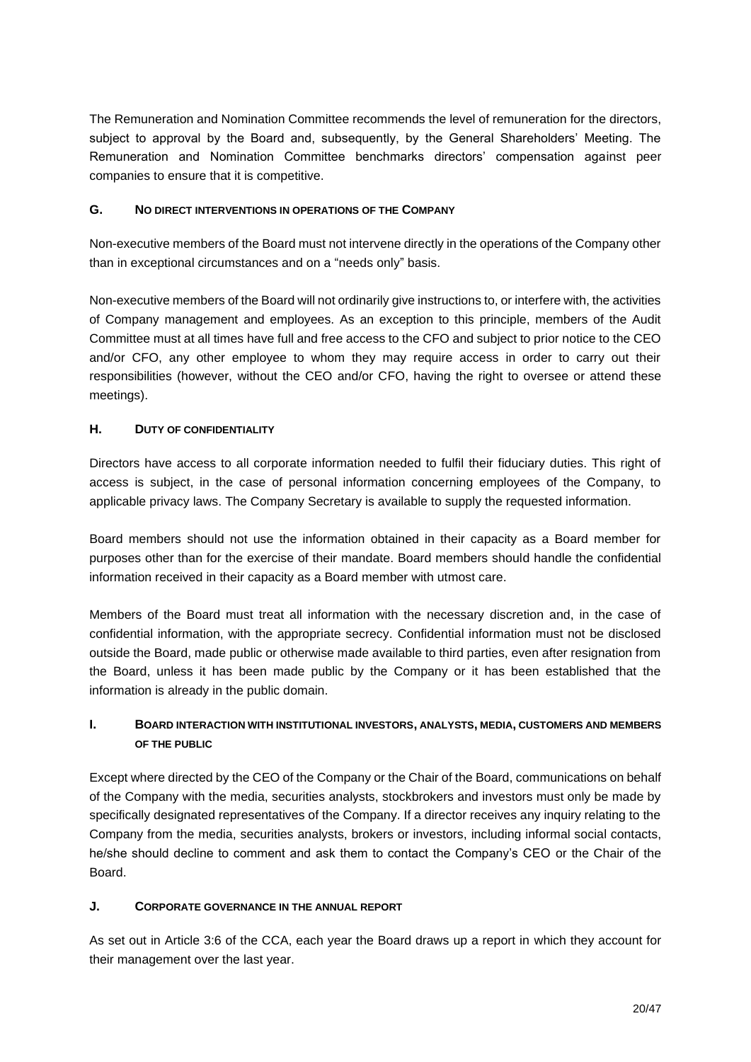The Remuneration and Nomination Committee recommends the level of remuneration for the directors, subject to approval by the Board and, subsequently, by the General Shareholders' Meeting. The Remuneration and Nomination Committee benchmarks directors' compensation against peer companies to ensure that it is competitive.

### G. NO DIRECT INTERVENTIONS IN OPERATIONS OF THE COMPANY

Non-executive members of the Board must not intervene directly in the operations of the Company other than in exceptional circumstances and on a "needs only" basis.

Non-executive members of the Board will not ordinarily give instructions to, or interfere with, the activities of Company management and employees. As an exception to this principle, members of the Audit Committee must at all times have full and free access to the CFO and subject to prior notice to the CEO and/or CFO, any other employee to whom they may require access in order to carry out their responsibilities (however, without the CEO and/or CFO, having the right to oversee or attend these meetings).

### H. DUTY OF CONFIDENTIALITY

Directors have access to all corporate information needed to fulfil their fiduciary duties. This right of access is subject, in the case of personal information concerning employees of the Company, to applicable privacy laws. The Company Secretary is available to supply the requested information.

Board members should not use the information obtained in their capacity as a Board member for purposes other than for the exercise of their mandate. Board members should handle the confidential information received in their capacity as a Board member with utmost care.

Members of the Board must treat all information with the necessary discretion and, in the case of confidential information, with the appropriate secrecy. Confidential information must not be disclosed outside the Board, made public or otherwise made available to third parties, even after resignation from the Board, unless it has been made public by the Company or it has been established that the information is already in the public domain.

### I. BOARD INTERACTION WITH INSTITUTIONAL INVESTORS, ANALYSTS, MEDIA, CUSTOMERS AND MEMBERS OF THE PUBLIC

Except where directed by the CEO of the Company or the Chair of the Board, communications on behalf of the Company with the media, securities analysts, stockbrokers and investors must only be made by specifically designated representatives of the Company. If a director receives any inquiry relating to the Company from the media, securities analysts, brokers or investors, including informal social contacts, he/she should decline to comment and ask them to contact the Company's CEO or the Chair of the Board.

### J. CORPORATE GOVERNANCE IN THE ANNUAL REPORT

As set out in Article 3:6 of the CCA, each year the Board draws up a report in which they account for their management over the last year.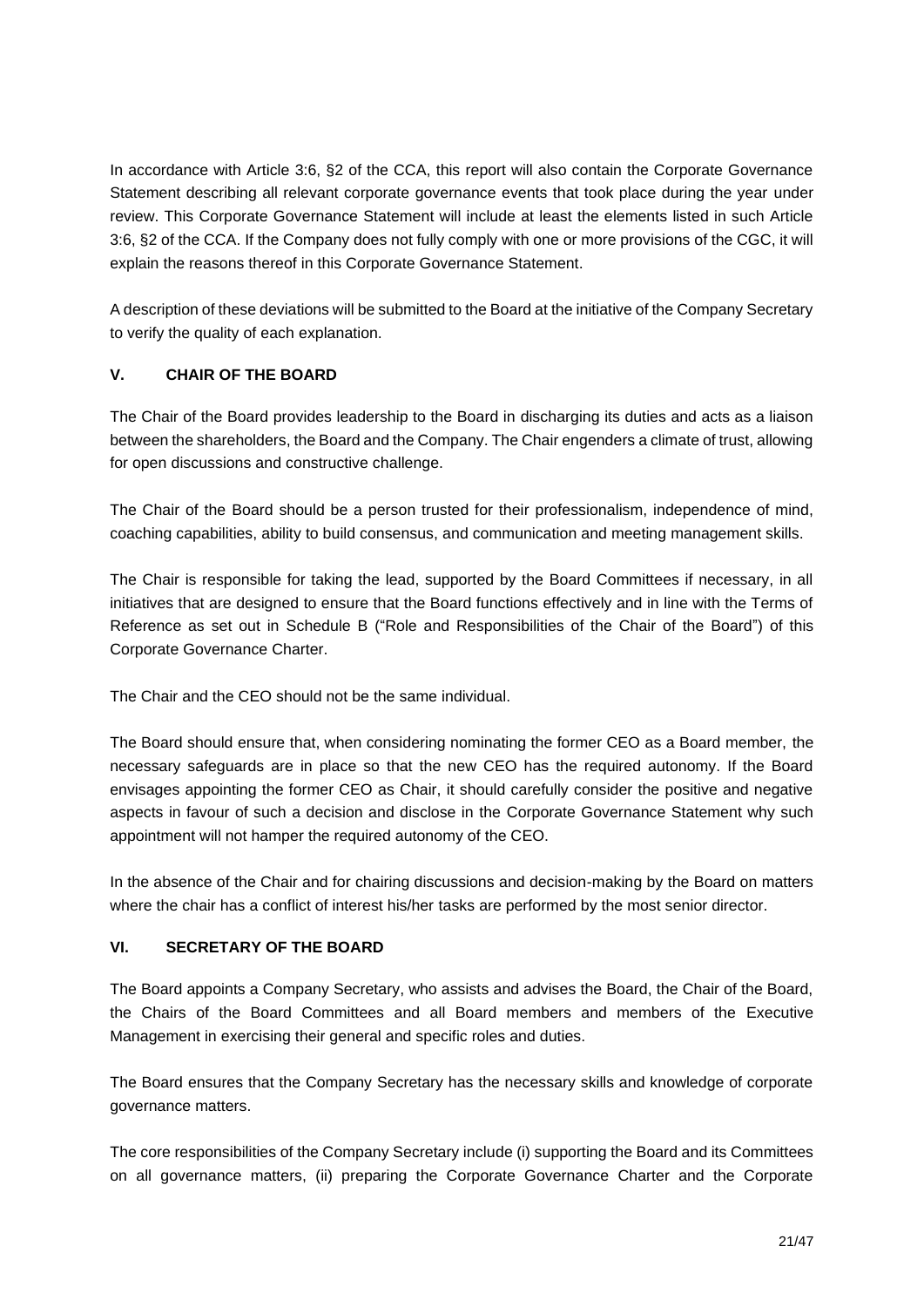In accordance with Article 3:6, §2 of the CCA, this report will also contain the Corporate Governance Statement describing all relevant corporate governance events that took place during the year under review. This Corporate Governance Statement will include at least the elements listed in such Article 3:6, §2 of the CCA. If the Company does not fully comply with one or more provisions of the CGC, it will explain the reasons thereof in this Corporate Governance Statement.

A description of these deviations will be submitted to the Board at the initiative of the Company Secretary to verify the quality of each explanation.

## V. CHAIR OF THE BOARD

The Chair of the Board provides leadership to the Board in discharging its duties and acts as a liaison between the shareholders, the Board and the Company. The Chair engenders a climate of trust, allowing for open discussions and constructive challenge.

The Chair of the Board should be a person trusted for their professionalism, independence of mind, coaching capabilities, ability to build consensus, and communication and meeting management skills.

The Chair is responsible for taking the lead, supported by the Board Committees if necessary, in all initiatives that are designed to ensure that the Board functions effectively and in line with the Terms of Reference as set out in Schedule B ("Role and Responsibilities of the Chair of the Board") of this Corporate Governance Charter.

The Chair and the CEO should not be the same individual.

The Board should ensure that, when considering nominating the former CEO as a Board member, the necessary safeguards are in place so that the new CEO has the required autonomy. If the Board envisages appointing the former CEO as Chair, it should carefully consider the positive and negative aspects in favour of such a decision and disclose in the Corporate Governance Statement why such appointment will not hamper the required autonomy of the CEO.

In the absence of the Chair and for chairing discussions and decision-making by the Board on matters where the chair has a conflict of interest his/her tasks are performed by the most senior director.

## VI. SECRETARY OF THE BOARD

The Board appoints a Company Secretary, who assists and advises the Board, the Chair of the Board, the Chairs of the Board Committees and all Board members and members of the Executive Management in exercising their general and specific roles and duties.

The Board ensures that the Company Secretary has the necessary skills and knowledge of corporate governance matters.

The core responsibilities of the Company Secretary include (i) supporting the Board and its Committees on all governance matters, (ii) preparing the Corporate Governance Charter and the Corporate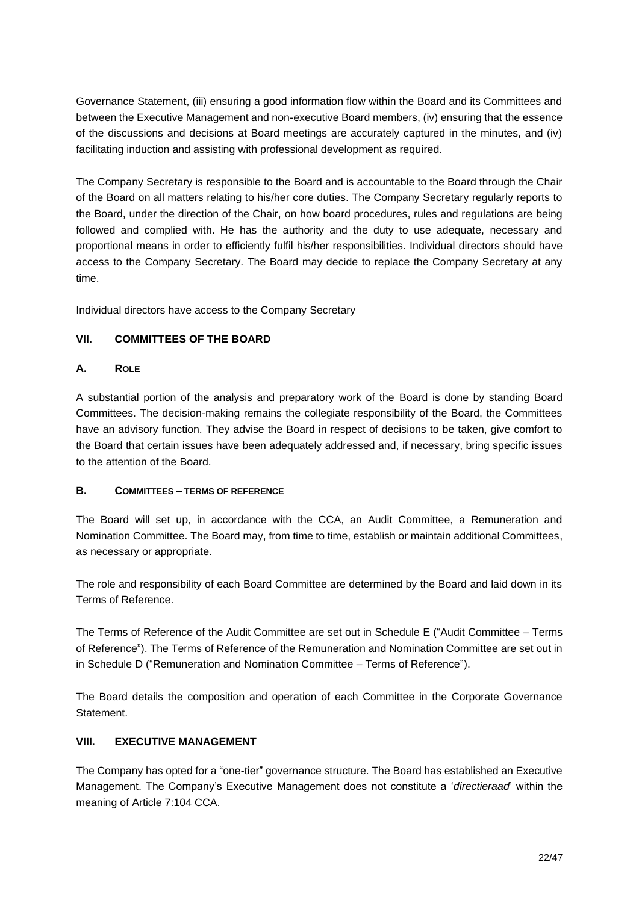Governance Statement, (iii) ensuring a good information flow within the Board and its Committees and between the Executive Management and non-executive Board members, (iv) ensuring that the essence of the discussions and decisions at Board meetings are accurately captured in the minutes, and (iv) facilitating induction and assisting with professional development as required.

The Company Secretary is responsible to the Board and is accountable to the Board through the Chair of the Board on all matters relating to his/her core duties. The Company Secretary regularly reports to the Board, under the direction of the Chair, on how board procedures, rules and regulations are being followed and complied with. He has the authority and the duty to use adequate, necessary and proportional means in order to efficiently fulfil his/her responsibilities. Individual directors should have access to the Company Secretary. The Board may decide to replace the Company Secretary at any time.

Individual directors have access to the Company Secretary

## VII. COMMITTEES OF THE BOARD

### A. ROLE

A substantial portion of the analysis and preparatory work of the Board is done by standing Board Committees. The decision-making remains the collegiate responsibility of the Board, the Committees have an advisory function. They advise the Board in respect of decisions to be taken, give comfort to the Board that certain issues have been adequately addressed and, if necessary, bring specific issues to the attention of the Board.

### B. COMMITTEES – TERMS OF REFERENCE

The Board will set up, in accordance with the CCA, an Audit Committee, a Remuneration and Nomination Committee. The Board may, from time to time, establish or maintain additional Committees, as necessary or appropriate.

The role and responsibility of each Board Committee are determined by the Board and laid down in its Terms of Reference.

The Terms of Reference of the Audit Committee are set out in Schedule E ("Audit Committee – Terms of Reference"). The Terms of Reference of the Remuneration and Nomination Committee are set out in in Schedule D ("Remuneration and Nomination Committee – Terms of Reference").

The Board details the composition and operation of each Committee in the Corporate Governance Statement.

## VIII. EXECUTIVE MANAGEMENT

The Company has opted for a "one-tier" governance structure. The Board has established an Executive Management. The Company's Executive Management does not constitute a '*directieraad*' within the meaning of Article 7:104 CCA.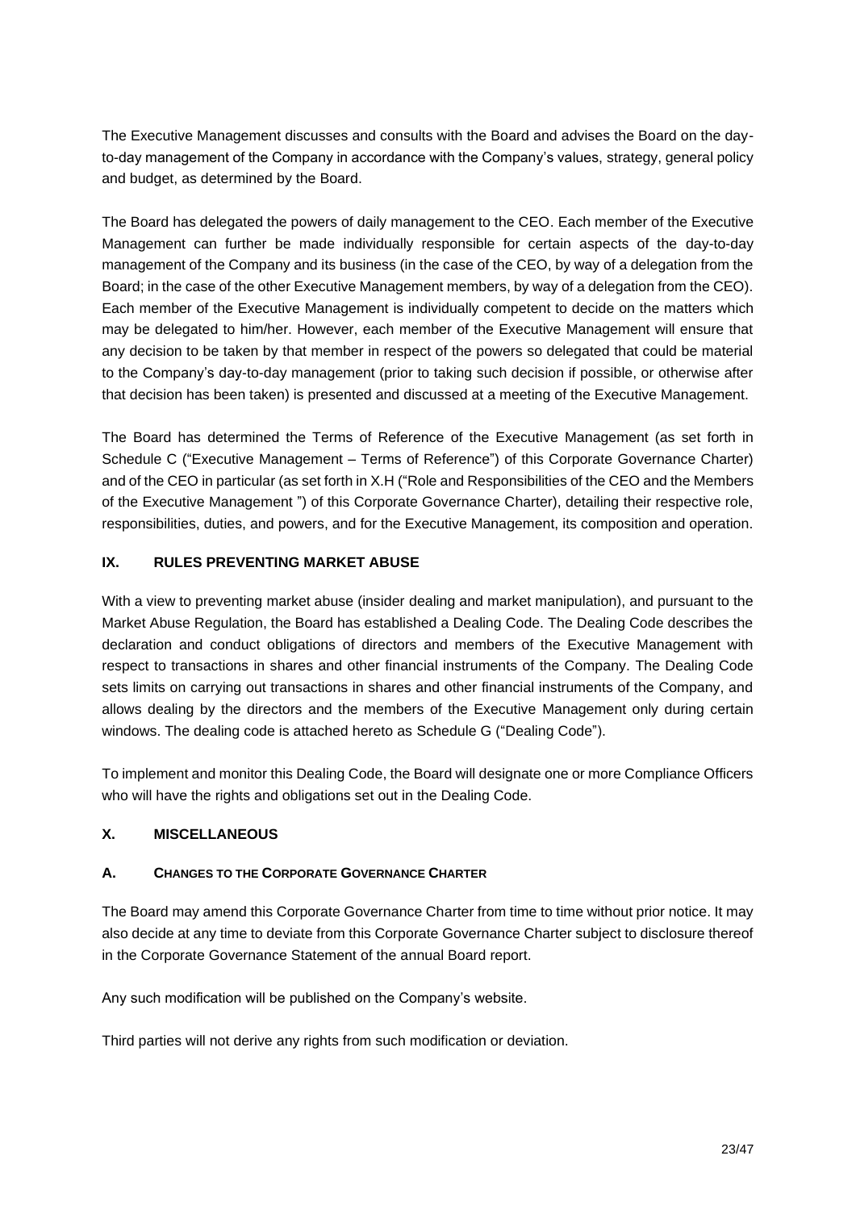The Executive Management discusses and consults with the Board and advises the Board on the day-to-day management of the Company in accordance with the Company's values, strategy, general policy and budget, as determined by the Board.

The Board has delegated the powers of daily management to the CEO. Each member of the Executive Management can further be made individually responsible for certain aspects of the day-to-day management of the Company and its business (in the case of the CEO, by way of a delegation from the Board; in the case of the other Executive Management members, by way of a delegation from the CEO). Each member of the Executive Management is individually competent to decide on the matters which may be delegated to him/her. However, each member of the Executive Management will ensure that any decision to be taken by that member in respect of the powers so delegated that could be material to the Company's day-to-day management (prior to taking such decision if possible, or otherwise after that decision has been taken) is presented and discussed at a meeting of the Executive Management.

The Board has determined the Terms of Reference of the Executive Management (as set forth in Schedule C ("Executive Management – Terms of Reference") of this Corporate Governance Charter) and of the CEO in particular (as set forth in X.H ("Role and Responsibilities of the CEO and the Members of the Executive Management ") of this Corporate Governance Charter), detailing their respective role, responsibilities, duties, and powers, and for the Executive Management, its composition and operation.

## IX. RULES PREVENTING MARKET ABUSE

With a view to preventing market abuse (insider dealing and market manipulation), and pursuant to the Market Abuse Regulation, the Board has established a Dealing Code. The Dealing Code describes the declaration and conduct obligations of directors and members of the Executive Management with respect to transactions in shares and other financial instruments of the Company. The Dealing Code sets limits on carrying out transactions in shares and other financial instruments of the Company, and allows dealing by the directors and the members of the Executive Management only during certain windows. The dealing code is attached hereto as Schedule G ("Dealing Code").

To implement and monitor this Dealing Code, the Board will designate one or more Compliance Officers who will have the rights and obligations set out in the Dealing Code.

## X. MISCELLANEOUS

### A. CHANGES TO THE CORPORATE GOVERNANCE CHARTER

The Board may amend this Corporate Governance Charter from time to time without prior notice. It may also decide at any time to deviate from this Corporate Governance Charter subject to disclosure thereof in the Corporate Governance Statement of the annual Board report.

Any such modification will be published on the Company's website.

Third parties will not derive any rights from such modification or deviation.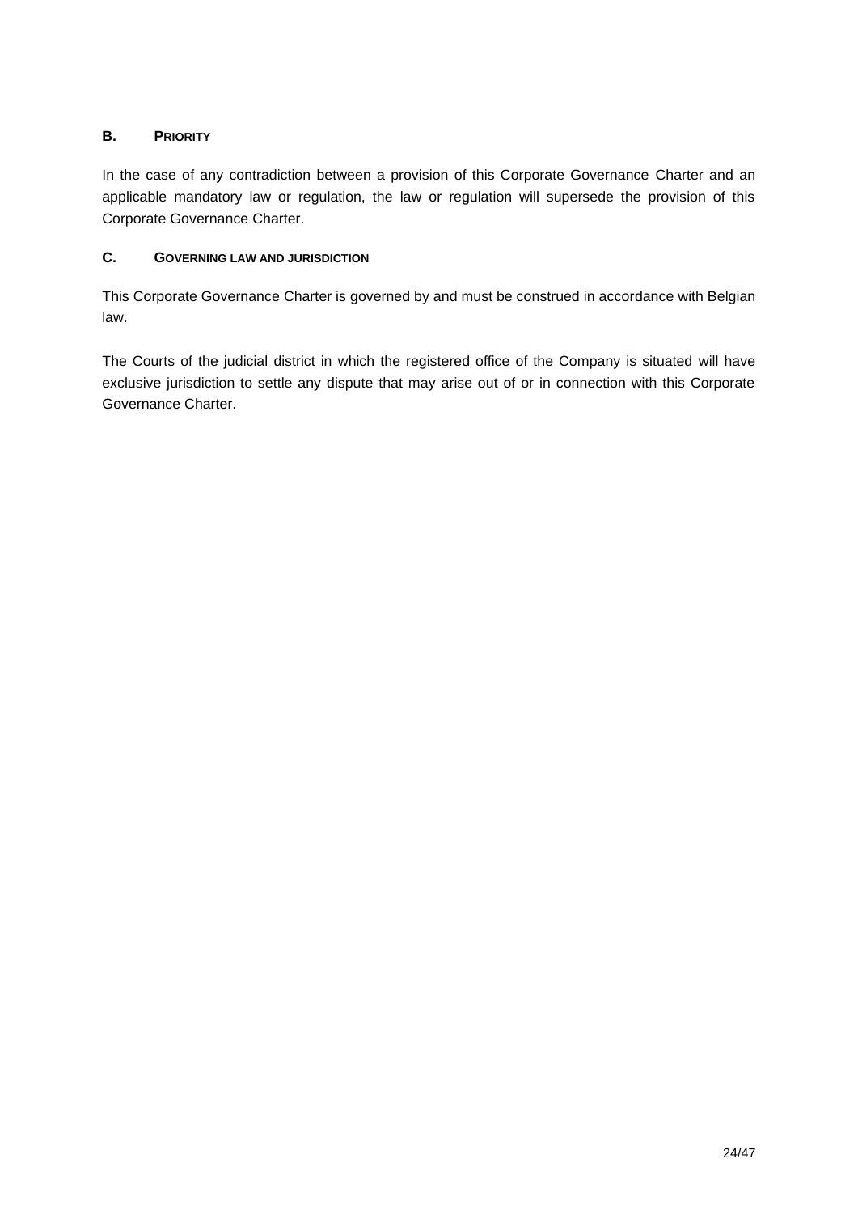### B. PRIORITY

In the case of any contradiction between a provision of this Corporate Governance Charter and an applicable mandatory law or regulation, the law or regulation will supersede the provision of this Corporate Governance Charter.

### C. GOVERNING LAW AND JURISDICTION

This Corporate Governance Charter is governed by and must be construed in accordance with Belgian law.

The Courts of the judicial district in which the registered office of the Company is situated will have exclusive jurisdiction to settle any dispute that may arise out of or in connection with this Corporate Governance Charter.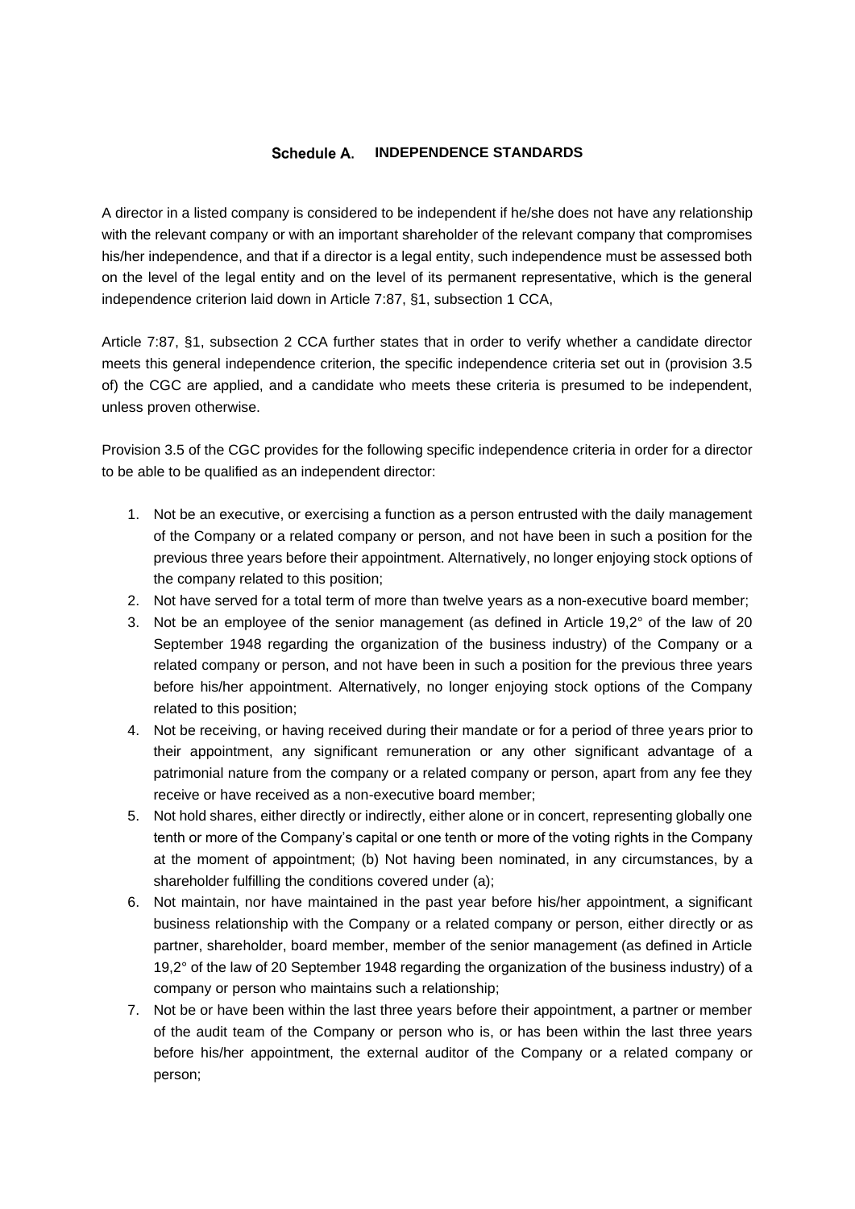## Schedule A. INDEPENDENCE STANDARDS

A director in a listed company is considered to be independent if he/she does not have any relationship with the relevant company or with an important shareholder of the relevant company that compromises his/her independence, and that if a director is a legal entity, such independence must be assessed both on the level of the legal entity and on the level of its permanent representative, which is the general independence criterion laid down in Article 7:87, §1, subsection 1 CCA,

Article 7:87, §1, subsection 2 CCA further states that in order to verify whether a candidate director meets this general independence criterion, the specific independence criteria set out in (provision 3.5 of) the CGC are applied, and a candidate who meets these criteria is presumed to be independent, unless proven otherwise.

Provision 3.5 of the CGC provides for the following specific independence criteria in order for a director to be able to be qualified as an independent director:

1. Not be an executive, or exercising a function as a person entrusted with the daily management of the Company or a related company or person, and not have been in such a position for the previous three years before their appointment. Alternatively, no longer enjoying stock options of the company related to this position;
2. Not have served for a total term of more than twelve years as a non-executive board member;
3. Not be an employee of the senior management (as defined in Article 19,2° of the law of 20 September 1948 regarding the organization of the business industry) of the Company or a related company or person, and not have been in such a position for the previous three years before his/her appointment. Alternatively, no longer enjoying stock options of the Company related to this position;
4. Not be receiving, or having received during their mandate or for a period of three years prior to their appointment, any significant remuneration or any other significant advantage of a patrimonial nature from the company or a related company or person, apart from any fee they receive or have received as a non-executive board member;
5. Not hold shares, either directly or indirectly, either alone or in concert, representing globally one tenth or more of the Company's capital or one tenth or more of the voting rights in the Company at the moment of appointment; (b) Not having been nominated, in any circumstances, by a shareholder fulfilling the conditions covered under (a);
6. Not maintain, nor have maintained in the past year before his/her appointment, a significant business relationship with the Company or a related company or person, either directly or as partner, shareholder, board member, member of the senior management (as defined in Article 19,2° of the law of 20 September 1948 regarding the organization of the business industry) of a company or person who maintains such a relationship;
7. Not be or have been within the last three years before their appointment, a partner or member of the audit team of the Company or person who is, or has been within the last three years before his/her appointment, the external auditor of the Company or a related company or person;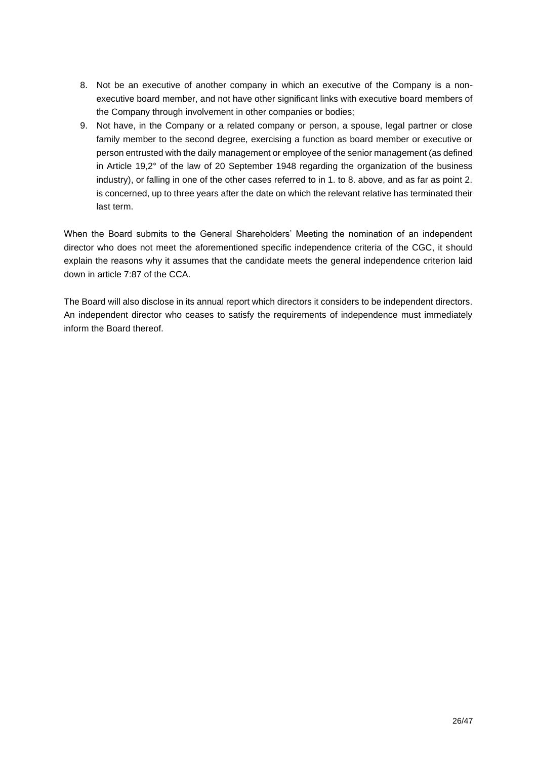8. Not be an executive of another company in which an executive of the Company is a non-executive board member, and not have other significant links with executive board members of the Company through involvement in other companies or bodies;
9. Not have, in the Company or a related company or person, a spouse, legal partner or close family member to the second degree, exercising a function as board member or executive or person entrusted with the daily management or employee of the senior management (as defined in Article 19,2° of the law of 20 September 1948 regarding the organization of the business industry), or falling in one of the other cases referred to in 1. to 8. above, and as far as point 2. is concerned, up to three years after the date on which the relevant relative has terminated their last term.

When the Board submits to the General Shareholders' Meeting the nomination of an independent director who does not meet the aforementioned specific independence criteria of the CGC, it should explain the reasons why it assumes that the candidate meets the general independence criterion laid down in article 7:87 of the CCA.

The Board will also disclose in its annual report which directors it considers to be independent directors. An independent director who ceases to satisfy the requirements of independence must immediately inform the Board thereof.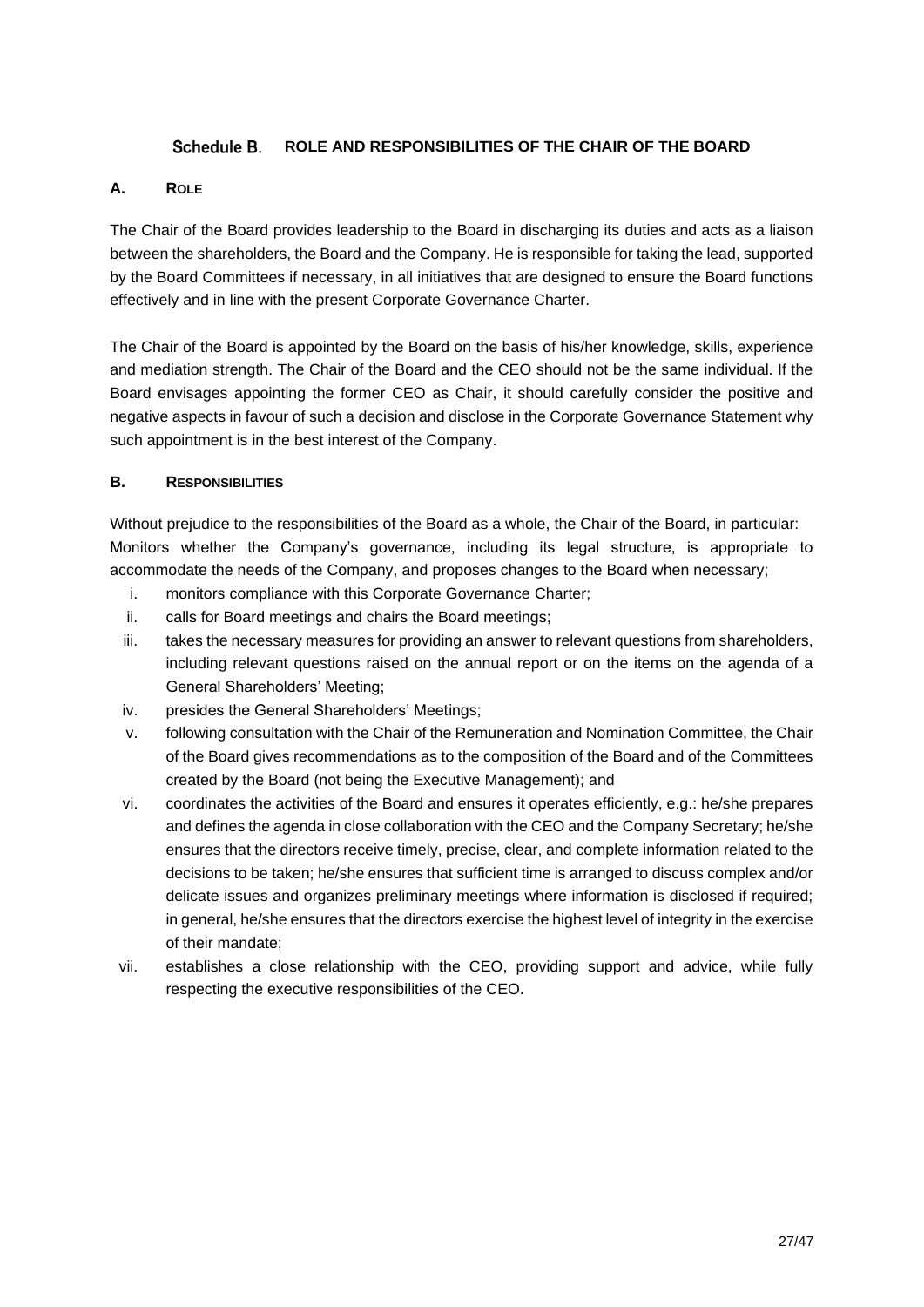## Schedule B. ROLE AND RESPONSIBILITIES OF THE CHAIR OF THE BOARD

### A. ROLE

The Chair of the Board provides leadership to the Board in discharging its duties and acts as a liaison between the shareholders, the Board and the Company. He is responsible for taking the lead, supported by the Board Committees if necessary, in all initiatives that are designed to ensure the Board functions effectively and in line with the present Corporate Governance Charter.

The Chair of the Board is appointed by the Board on the basis of his/her knowledge, skills, experience and mediation strength. The Chair of the Board and the CEO should not be the same individual. If the Board envisages appointing the former CEO as Chair, it should carefully consider the positive and negative aspects in favour of such a decision and disclose in the Corporate Governance Statement why such appointment is in the best interest of the Company.

### B. RESPONSIBILITIES

Without prejudice to the responsibilities of the Board as a whole, the Chair of the Board, in particular:
Monitors whether the Company's governance, including its legal structure, is appropriate to accommodate the needs of the Company, and proposes changes to the Board when necessary;

i. monitors compliance with this Corporate Governance Charter;
ii. calls for Board meetings and chairs the Board meetings;
iii. takes the necessary measures for providing an answer to relevant questions from shareholders, including relevant questions raised on the annual report or on the items on the agenda of a General Shareholders' Meeting;
iv. presides the General Shareholders' Meetings;
v. following consultation with the Chair of the Remuneration and Nomination Committee, the Chair of the Board gives recommendations as to the composition of the Board and of the Committees created by the Board (not being the Executive Management); and
vi. coordinates the activities of the Board and ensures it operates efficiently, e.g.: he/she prepares and defines the agenda in close collaboration with the CEO and the Company Secretary; he/she ensures that the directors receive timely, precise, clear, and complete information related to the decisions to be taken; he/she ensures that sufficient time is arranged to discuss complex and/or delicate issues and organizes preliminary meetings where information is disclosed if required; in general, he/she ensures that the directors exercise the highest level of integrity in the exercise of their mandate;
vii. establishes a close relationship with the CEO, providing support and advice, while fully respecting the executive responsibilities of the CEO.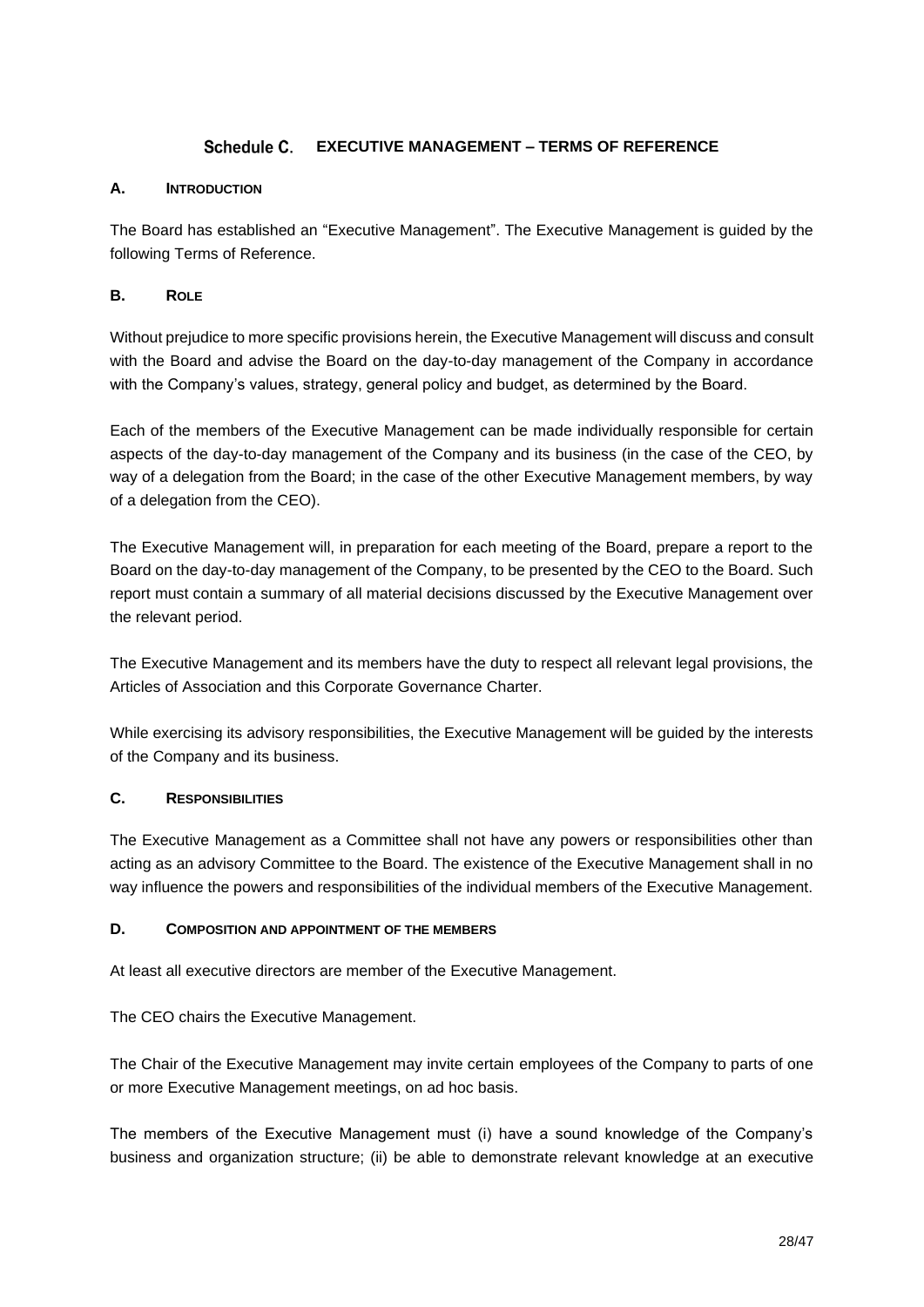# Schedule C. EXECUTIVE MANAGEMENT – TERMS OF REFERENCE

## A. INTRODUCTION

The Board has established an "Executive Management". The Executive Management is guided by the following Terms of Reference.

## B. ROLE

Without prejudice to more specific provisions herein, the Executive Management will discuss and consult with the Board and advise the Board on the day-to-day management of the Company in accordance with the Company's values, strategy, general policy and budget, as determined by the Board.

Each of the members of the Executive Management can be made individually responsible for certain aspects of the day-to-day management of the Company and its business (in the case of the CEO, by way of a delegation from the Board; in the case of the other Executive Management members, by way of a delegation from the CEO).

The Executive Management will, in preparation for each meeting of the Board, prepare a report to the Board on the day-to-day management of the Company, to be presented by the CEO to the Board. Such report must contain a summary of all material decisions discussed by the Executive Management over the relevant period.

The Executive Management and its members have the duty to respect all relevant legal provisions, the Articles of Association and this Corporate Governance Charter.

While exercising its advisory responsibilities, the Executive Management will be guided by the interests of the Company and its business.

## C. RESPONSIBILITIES

The Executive Management as a Committee shall not have any powers or responsibilities other than acting as an advisory Committee to the Board. The existence of the Executive Management shall in no way influence the powers and responsibilities of the individual members of the Executive Management.

## D. COMPOSITION AND APPOINTMENT OF THE MEMBERS

At least all executive directors are member of the Executive Management.

The CEO chairs the Executive Management.

The Chair of the Executive Management may invite certain employees of the Company to parts of one or more Executive Management meetings, on ad hoc basis.

The members of the Executive Management must (i) have a sound knowledge of the Company's business and organization structure; (ii) be able to demonstrate relevant knowledge at an executive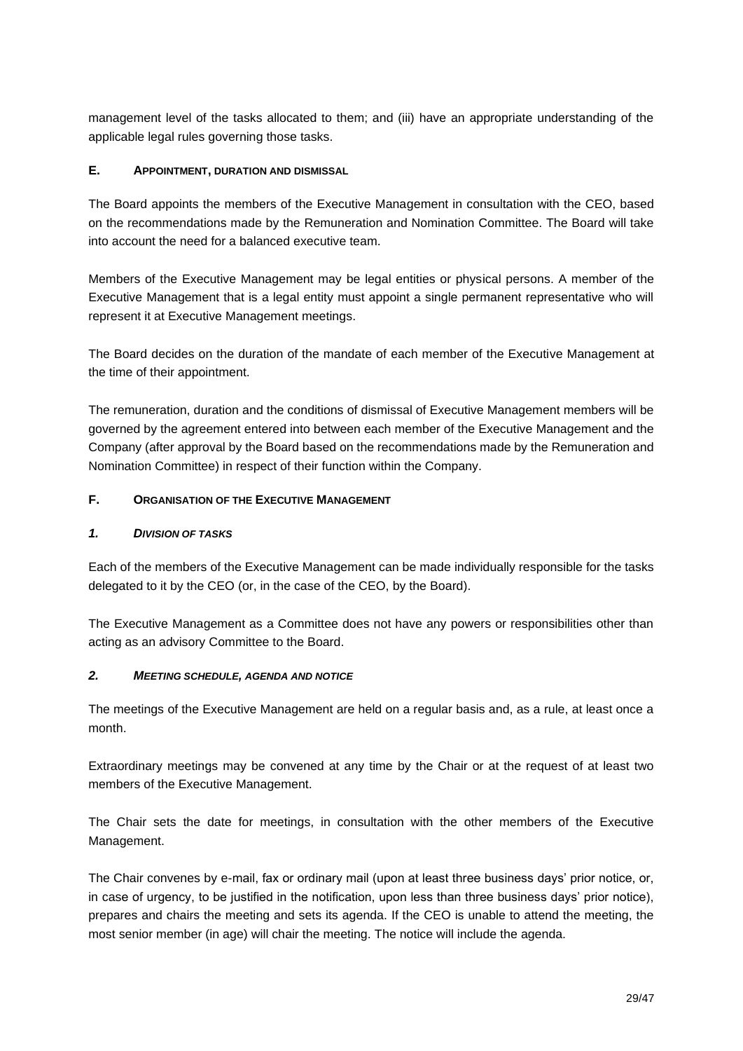management level of the tasks allocated to them; and (iii) have an appropriate understanding of the applicable legal rules governing those tasks.

## E. APPOINTMENT, DURATION AND DISMISSAL

The Board appoints the members of the Executive Management in consultation with the CEO, based on the recommendations made by the Remuneration and Nomination Committee. The Board will take into account the need for a balanced executive team.

Members of the Executive Management may be legal entities or physical persons. A member of the Executive Management that is a legal entity must appoint a single permanent representative who will represent it at Executive Management meetings.

The Board decides on the duration of the mandate of each member of the Executive Management at the time of their appointment.

The remuneration, duration and the conditions of dismissal of Executive Management members will be governed by the agreement entered into between each member of the Executive Management and the Company (after approval by the Board based on the recommendations made by the Remuneration and Nomination Committee) in respect of their function within the Company.

## F. ORGANISATION OF THE EXECUTIVE MANAGEMENT

### *1. DIVISION OF TASKS*

Each of the members of the Executive Management can be made individually responsible for the tasks delegated to it by the CEO (or, in the case of the CEO, by the Board).

The Executive Management as a Committee does not have any powers or responsibilities other than acting as an advisory Committee to the Board.

### *2. MEETING SCHEDULE, AGENDA AND NOTICE*

The meetings of the Executive Management are held on a regular basis and, as a rule, at least once a month.

Extraordinary meetings may be convened at any time by the Chair or at the request of at least two members of the Executive Management.

The Chair sets the date for meetings, in consultation with the other members of the Executive Management.

The Chair convenes by e-mail, fax or ordinary mail (upon at least three business days' prior notice, or, in case of urgency, to be justified in the notification, upon less than three business days' prior notice), prepares and chairs the meeting and sets its agenda. If the CEO is unable to attend the meeting, the most senior member (in age) will chair the meeting. The notice will include the agenda.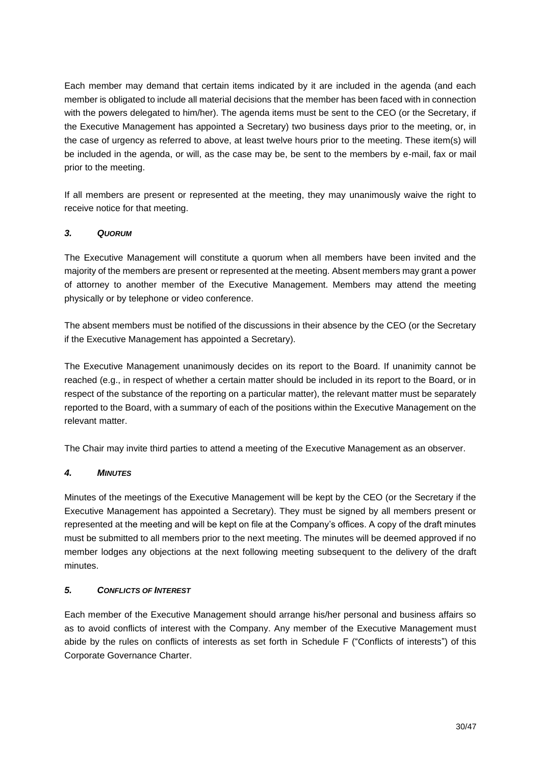Each member may demand that certain items indicated by it are included in the agenda (and each member is obligated to include all material decisions that the member has been faced with in connection with the powers delegated to him/her). The agenda items must be sent to the CEO (or the Secretary, if the Executive Management has appointed a Secretary) two business days prior to the meeting, or, in the case of urgency as referred to above, at least twelve hours prior to the meeting. These item(s) will be included in the agenda, or will, as the case may be, be sent to the members by e-mail, fax or mail prior to the meeting.

If all members are present or represented at the meeting, they may unanimously waive the right to receive notice for that meeting.

### *3. QUORUM*

The Executive Management will constitute a quorum when all members have been invited and the majority of the members are present or represented at the meeting. Absent members may grant a power of attorney to another member of the Executive Management. Members may attend the meeting physically or by telephone or video conference.

The absent members must be notified of the discussions in their absence by the CEO (or the Secretary if the Executive Management has appointed a Secretary).

The Executive Management unanimously decides on its report to the Board. If unanimity cannot be reached (e.g., in respect of whether a certain matter should be included in its report to the Board, or in respect of the substance of the reporting on a particular matter), the relevant matter must be separately reported to the Board, with a summary of each of the positions within the Executive Management on the relevant matter.

The Chair may invite third parties to attend a meeting of the Executive Management as an observer.

### *4. MINUTES*

Minutes of the meetings of the Executive Management will be kept by the CEO (or the Secretary if the Executive Management has appointed a Secretary). They must be signed by all members present or represented at the meeting and will be kept on file at the Company's offices. A copy of the draft minutes must be submitted to all members prior to the next meeting. The minutes will be deemed approved if no member lodges any objections at the next following meeting subsequent to the delivery of the draft minutes.

### *5. CONFLICTS OF INTEREST*

Each member of the Executive Management should arrange his/her personal and business affairs so as to avoid conflicts of interest with the Company. Any member of the Executive Management must abide by the rules on conflicts of interests as set forth in Schedule F ("Conflicts of interests") of this Corporate Governance Charter.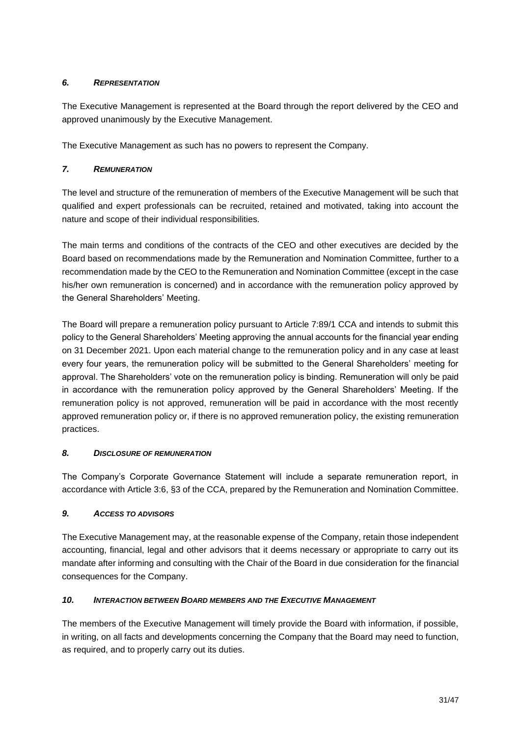### *6. REPRESENTATION*

The Executive Management is represented at the Board through the report delivered by the CEO and approved unanimously by the Executive Management.

The Executive Management as such has no powers to represent the Company.

### *7. REMUNERATION*

The level and structure of the remuneration of members of the Executive Management will be such that qualified and expert professionals can be recruited, retained and motivated, taking into account the nature and scope of their individual responsibilities.

The main terms and conditions of the contracts of the CEO and other executives are decided by the Board based on recommendations made by the Remuneration and Nomination Committee, further to a recommendation made by the CEO to the Remuneration and Nomination Committee (except in the case his/her own remuneration is concerned) and in accordance with the remuneration policy approved by the General Shareholders' Meeting.

The Board will prepare a remuneration policy pursuant to Article 7:89/1 CCA and intends to submit this policy to the General Shareholders' Meeting approving the annual accounts for the financial year ending on 31 December 2021. Upon each material change to the remuneration policy and in any case at least every four years, the remuneration policy will be submitted to the General Shareholders' meeting for approval. The Shareholders' vote on the remuneration policy is binding. Remuneration will only be paid in accordance with the remuneration policy approved by the General Shareholders' Meeting. If the remuneration policy is not approved, remuneration will be paid in accordance with the most recently approved remuneration policy or, if there is no approved remuneration policy, the existing remuneration practices.

### *8. DISCLOSURE OF REMUNERATION*

The Company's Corporate Governance Statement will include a separate remuneration report, in accordance with Article 3:6, §3 of the CCA, prepared by the Remuneration and Nomination Committee.

### *9. ACCESS TO ADVISORS*

The Executive Management may, at the reasonable expense of the Company, retain those independent accounting, financial, legal and other advisors that it deems necessary or appropriate to carry out its mandate after informing and consulting with the Chair of the Board in due consideration for the financial consequences for the Company.

### *10. INTERACTION BETWEEN BOARD MEMBERS AND THE EXECUTIVE MANAGEMENT*

The members of the Executive Management will timely provide the Board with information, if possible, in writing, on all facts and developments concerning the Company that the Board may need to function, as required, and to properly carry out its duties.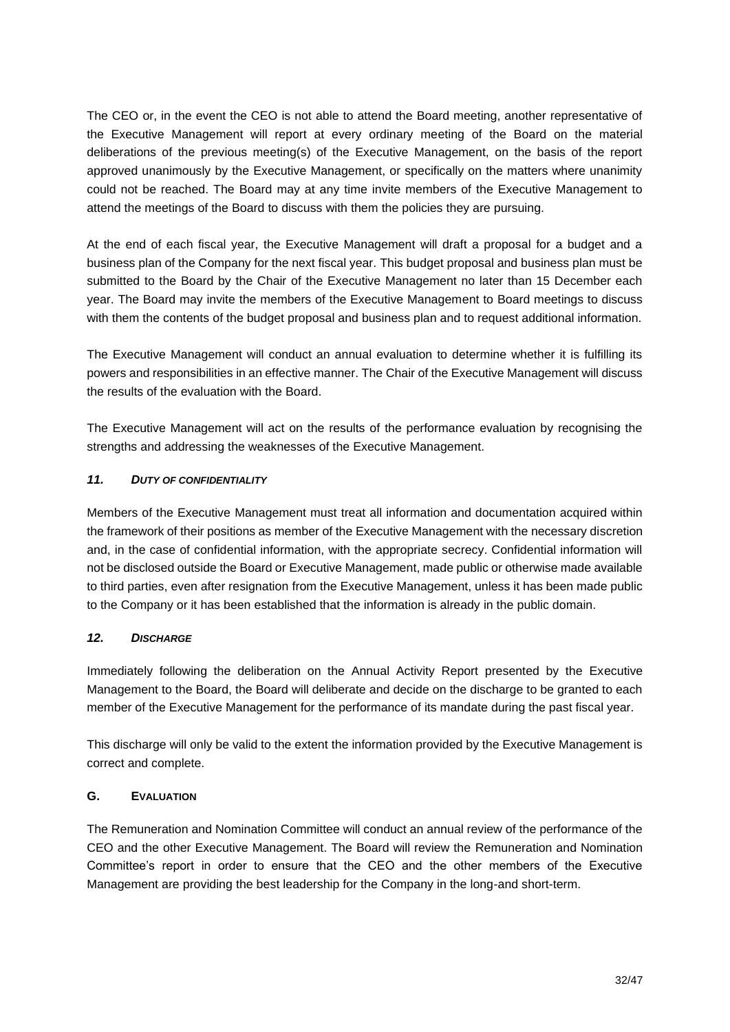The CEO or, in the event the CEO is not able to attend the Board meeting, another representative of the Executive Management will report at every ordinary meeting of the Board on the material deliberations of the previous meeting(s) of the Executive Management, on the basis of the report approved unanimously by the Executive Management, or specifically on the matters where unanimity could not be reached. The Board may at any time invite members of the Executive Management to attend the meetings of the Board to discuss with them the policies they are pursuing.

At the end of each fiscal year, the Executive Management will draft a proposal for a budget and a business plan of the Company for the next fiscal year. This budget proposal and business plan must be submitted to the Board by the Chair of the Executive Management no later than 15 December each year. The Board may invite the members of the Executive Management to Board meetings to discuss with them the contents of the budget proposal and business plan and to request additional information.

The Executive Management will conduct an annual evaluation to determine whether it is fulfilling its powers and responsibilities in an effective manner. The Chair of the Executive Management will discuss the results of the evaluation with the Board.

The Executive Management will act on the results of the performance evaluation by recognising the strengths and addressing the weaknesses of the Executive Management.

### *11. DUTY OF CONFIDENTIALITY*

Members of the Executive Management must treat all information and documentation acquired within the framework of their positions as member of the Executive Management with the necessary discretion and, in the case of confidential information, with the appropriate secrecy. Confidential information will not be disclosed outside the Board or Executive Management, made public or otherwise made available to third parties, even after resignation from the Executive Management, unless it has been made public to the Company or it has been established that the information is already in the public domain.

### *12. DISCHARGE*

Immediately following the deliberation on the Annual Activity Report presented by the Executive Management to the Board, the Board will deliberate and decide on the discharge to be granted to each member of the Executive Management for the performance of its mandate during the past fiscal year.

This discharge will only be valid to the extent the information provided by the Executive Management is correct and complete.

## G. EVALUATION

The Remuneration and Nomination Committee will conduct an annual review of the performance of the CEO and the other Executive Management. The Board will review the Remuneration and Nomination Committee's report in order to ensure that the CEO and the other members of the Executive Management are providing the best leadership for the Company in the long-and short-term.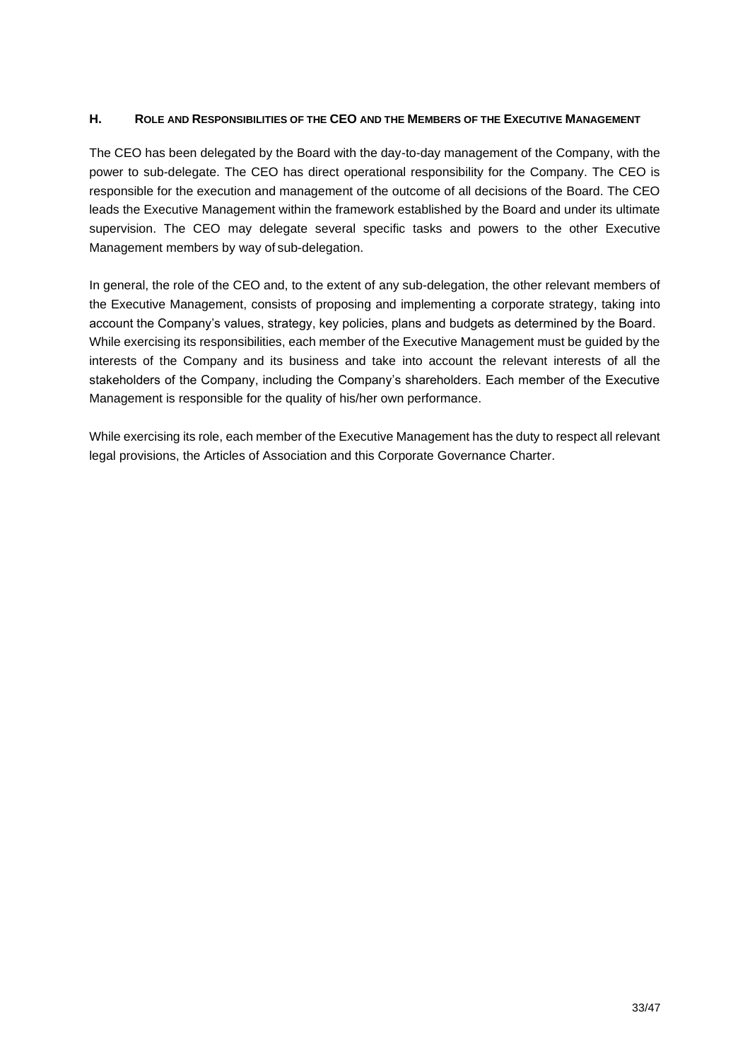## H. ROLE AND RESPONSIBILITIES OF THE CEO AND THE MEMBERS OF THE EXECUTIVE MANAGEMENT

The CEO has been delegated by the Board with the day-to-day management of the Company, with the power to sub-delegate. The CEO has direct operational responsibility for the Company. The CEO is responsible for the execution and management of the outcome of all decisions of the Board. The CEO leads the Executive Management within the framework established by the Board and under its ultimate supervision. The CEO may delegate several specific tasks and powers to the other Executive Management members by way of sub-delegation.

In general, the role of the CEO and, to the extent of any sub-delegation, the other relevant members of the Executive Management, consists of proposing and implementing a corporate strategy, taking into account the Company's values, strategy, key policies, plans and budgets as determined by the Board. While exercising its responsibilities, each member of the Executive Management must be guided by the interests of the Company and its business and take into account the relevant interests of all the stakeholders of the Company, including the Company's shareholders. Each member of the Executive Management is responsible for the quality of his/her own performance.

While exercising its role, each member of the Executive Management has the duty to respect all relevant legal provisions, the Articles of Association and this Corporate Governance Charter.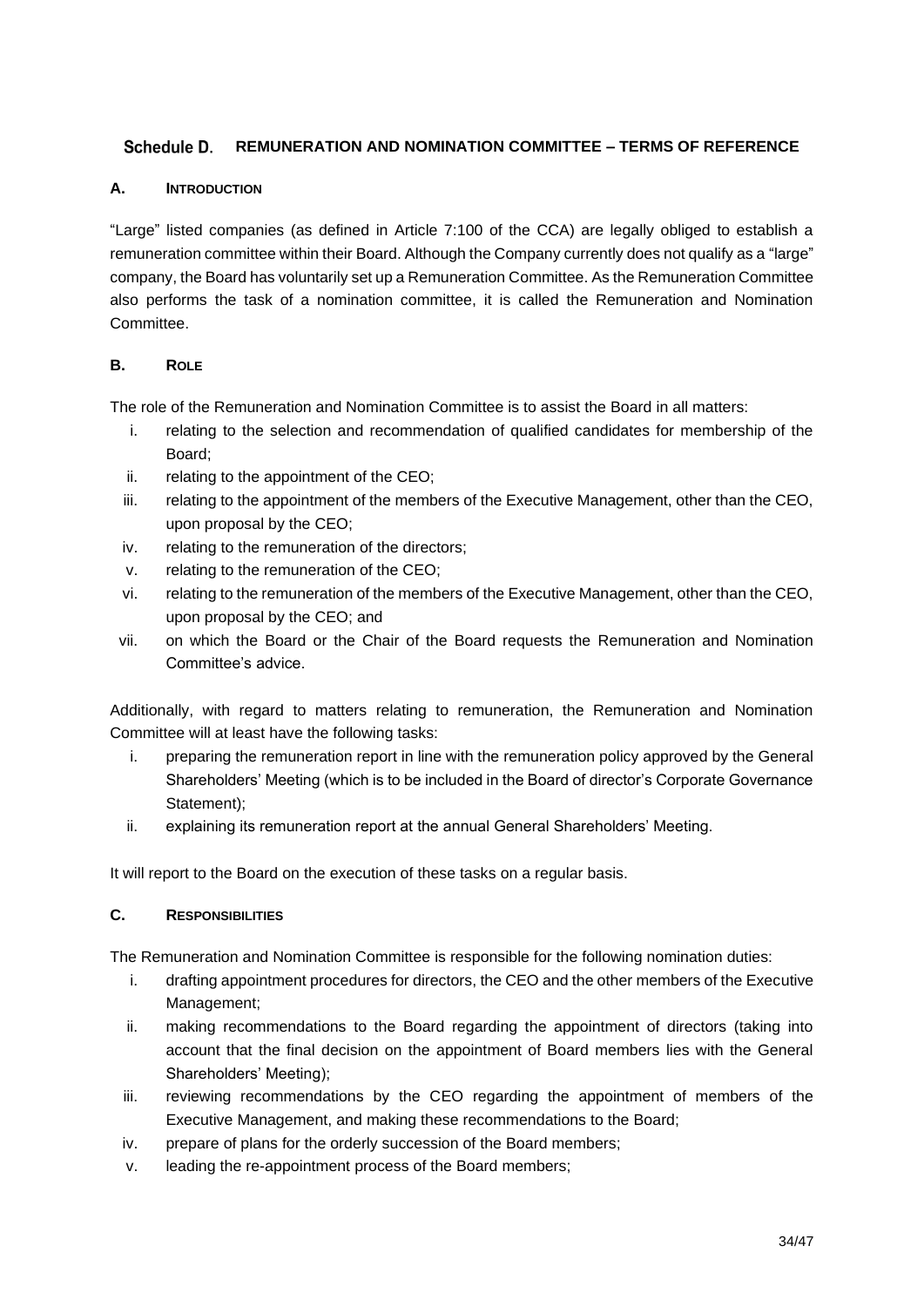## Schedule D. REMUNERATION AND NOMINATION COMMITTEE – TERMS OF REFERENCE

### A. INTRODUCTION

"Large" listed companies (as defined in Article 7:100 of the CCA) are legally obliged to establish a remuneration committee within their Board. Although the Company currently does not qualify as a "large" company, the Board has voluntarily set up a Remuneration Committee. As the Remuneration Committee also performs the task of a nomination committee, it is called the Remuneration and Nomination Committee.

### B. ROLE

The role of the Remuneration and Nomination Committee is to assist the Board in all matters:

i. relating to the selection and recommendation of qualified candidates for membership of the Board;
ii. relating to the appointment of the CEO;
iii. relating to the appointment of the members of the Executive Management, other than the CEO, upon proposal by the CEO;
iv. relating to the remuneration of the directors;
v. relating to the remuneration of the CEO;
vi. relating to the remuneration of the members of the Executive Management, other than the CEO, upon proposal by the CEO; and
vii. on which the Board or the Chair of the Board requests the Remuneration and Nomination Committee's advice.

Additionally, with regard to matters relating to remuneration, the Remuneration and Nomination Committee will at least have the following tasks:

i. preparing the remuneration report in line with the remuneration policy approved by the General Shareholders' Meeting (which is to be included in the Board of director's Corporate Governance Statement);
ii. explaining its remuneration report at the annual General Shareholders' Meeting.

It will report to the Board on the execution of these tasks on a regular basis.

### C. RESPONSIBILITIES

The Remuneration and Nomination Committee is responsible for the following nomination duties:

i. drafting appointment procedures for directors, the CEO and the other members of the Executive Management;
ii. making recommendations to the Board regarding the appointment of directors (taking into account that the final decision on the appointment of Board members lies with the General Shareholders' Meeting);
iii. reviewing recommendations by the CEO regarding the appointment of members of the Executive Management, and making these recommendations to the Board;
iv. prepare of plans for the orderly succession of the Board members;
v. leading the re-appointment process of the Board members;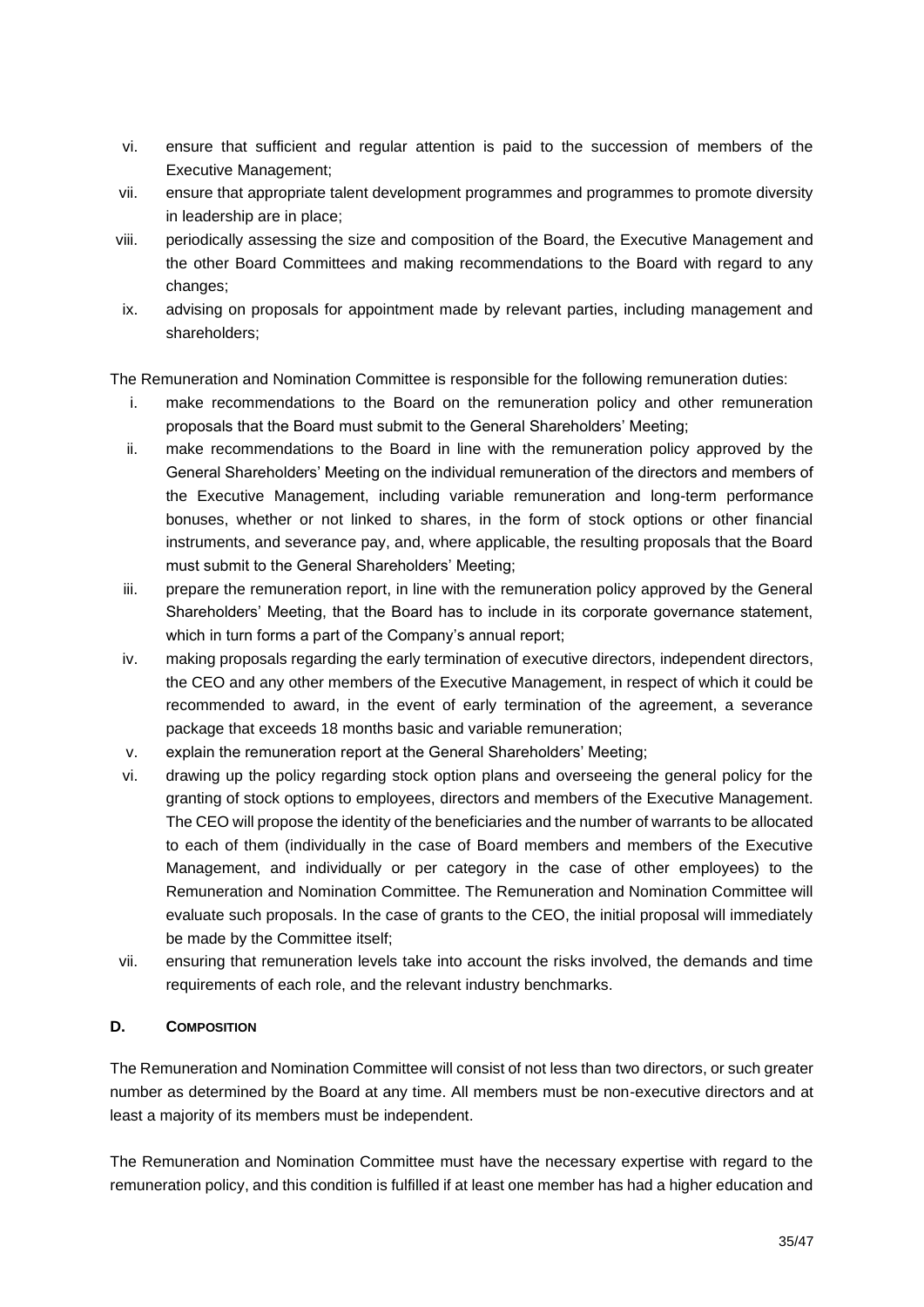vi. ensure that sufficient and regular attention is paid to the succession of members of the Executive Management;

vii. ensure that appropriate talent development programmes and programmes to promote diversity in leadership are in place;

viii. periodically assessing the size and composition of the Board, the Executive Management and the other Board Committees and making recommendations to the Board with regard to any changes;

ix. advising on proposals for appointment made by relevant parties, including management and shareholders;

The Remuneration and Nomination Committee is responsible for the following remuneration duties:

i. make recommendations to the Board on the remuneration policy and other remuneration proposals that the Board must submit to the General Shareholders' Meeting;

ii. make recommendations to the Board in line with the remuneration policy approved by the General Shareholders' Meeting on the individual remuneration of the directors and members of the Executive Management, including variable remuneration and long-term performance bonuses, whether or not linked to shares, in the form of stock options or other financial instruments, and severance pay, and, where applicable, the resulting proposals that the Board must submit to the General Shareholders' Meeting;

iii. prepare the remuneration report, in line with the remuneration policy approved by the General Shareholders' Meeting, that the Board has to include in its corporate governance statement, which in turn forms a part of the Company's annual report;

iv. making proposals regarding the early termination of executive directors, independent directors, the CEO and any other members of the Executive Management, in respect of which it could be recommended to award, in the event of early termination of the agreement, a severance package that exceeds 18 months basic and variable remuneration;

v. explain the remuneration report at the General Shareholders' Meeting;

vi. drawing up the policy regarding stock option plans and overseeing the general policy for the granting of stock options to employees, directors and members of the Executive Management. The CEO will propose the identity of the beneficiaries and the number of warrants to be allocated to each of them (individually in the case of Board members and members of the Executive Management, and individually or per category in the case of other employees) to the Remuneration and Nomination Committee. The Remuneration and Nomination Committee will evaluate such proposals. In the case of grants to the CEO, the initial proposal will immediately be made by the Committee itself;

vii. ensuring that remuneration levels take into account the risks involved, the demands and time requirements of each role, and the relevant industry benchmarks.

### D. COMPOSITION

The Remuneration and Nomination Committee will consist of not less than two directors, or such greater number as determined by the Board at any time. All members must be non-executive directors and at least a majority of its members must be independent.

The Remuneration and Nomination Committee must have the necessary expertise with regard to the remuneration policy, and this condition is fulfilled if at least one member has had a higher education and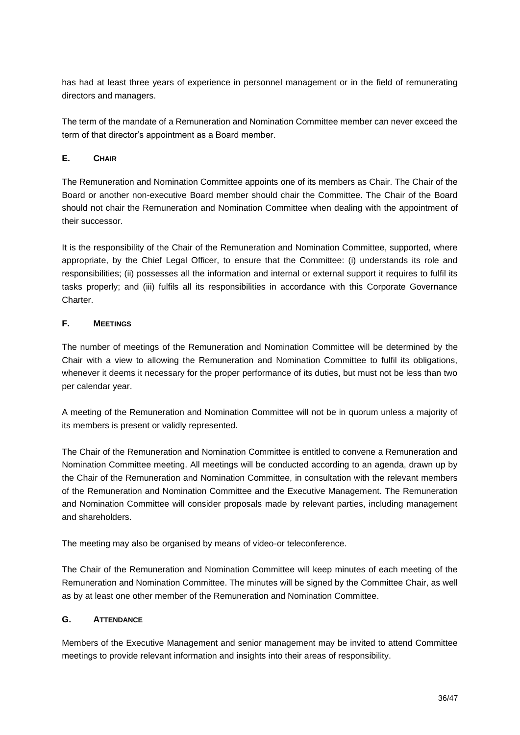has had at least three years of experience in personnel management or in the field of remunerating directors and managers.

The term of the mandate of a Remuneration and Nomination Committee member can never exceed the term of that director's appointment as a Board member.

### E. CHAIR

The Remuneration and Nomination Committee appoints one of its members as Chair. The Chair of the Board or another non-executive Board member should chair the Committee. The Chair of the Board should not chair the Remuneration and Nomination Committee when dealing with the appointment of their successor.

It is the responsibility of the Chair of the Remuneration and Nomination Committee, supported, where appropriate, by the Chief Legal Officer, to ensure that the Committee: (i) understands its role and responsibilities; (ii) possesses all the information and internal or external support it requires to fulfil its tasks properly; and (iii) fulfils all its responsibilities in accordance with this Corporate Governance Charter.

### F. MEETINGS

The number of meetings of the Remuneration and Nomination Committee will be determined by the Chair with a view to allowing the Remuneration and Nomination Committee to fulfil its obligations, whenever it deems it necessary for the proper performance of its duties, but must not be less than two per calendar year.

A meeting of the Remuneration and Nomination Committee will not be in quorum unless a majority of its members is present or validly represented.

The Chair of the Remuneration and Nomination Committee is entitled to convene a Remuneration and Nomination Committee meeting. All meetings will be conducted according to an agenda, drawn up by the Chair of the Remuneration and Nomination Committee, in consultation with the relevant members of the Remuneration and Nomination Committee and the Executive Management. The Remuneration and Nomination Committee will consider proposals made by relevant parties, including management and shareholders.

The meeting may also be organised by means of video-or teleconference.

The Chair of the Remuneration and Nomination Committee will keep minutes of each meeting of the Remuneration and Nomination Committee. The minutes will be signed by the Committee Chair, as well as by at least one other member of the Remuneration and Nomination Committee.

### G. ATTENDANCE

Members of the Executive Management and senior management may be invited to attend Committee meetings to provide relevant information and insights into their areas of responsibility.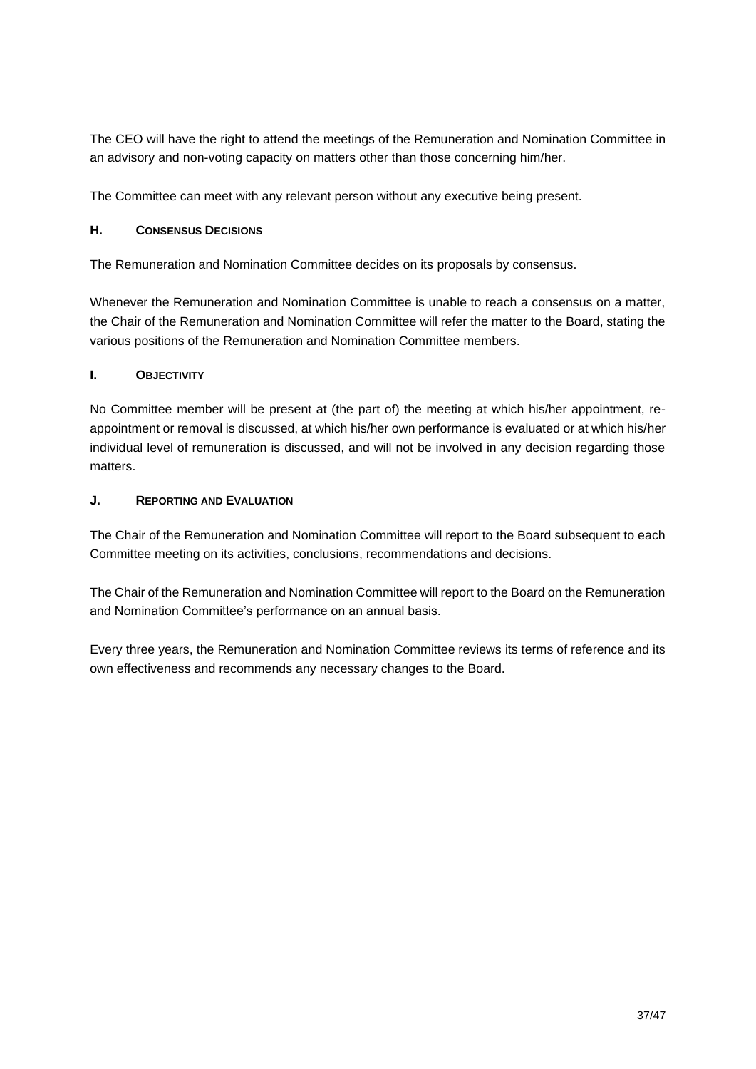The CEO will have the right to attend the meetings of the Remuneration and Nomination Committee in an advisory and non-voting capacity on matters other than those concerning him/her.

The Committee can meet with any relevant person without any executive being present.

### H. Consensus Decisions

The Remuneration and Nomination Committee decides on its proposals by consensus.

Whenever the Remuneration and Nomination Committee is unable to reach a consensus on a matter, the Chair of the Remuneration and Nomination Committee will refer the matter to the Board, stating the various positions of the Remuneration and Nomination Committee members.

### I. Objectivity

No Committee member will be present at (the part of) the meeting at which his/her appointment, re-appointment or removal is discussed, at which his/her own performance is evaluated or at which his/her individual level of remuneration is discussed, and will not be involved in any decision regarding those matters.

### J. Reporting and Evaluation

The Chair of the Remuneration and Nomination Committee will report to the Board subsequent to each Committee meeting on its activities, conclusions, recommendations and decisions.

The Chair of the Remuneration and Nomination Committee will report to the Board on the Remuneration and Nomination Committee's performance on an annual basis.

Every three years, the Remuneration and Nomination Committee reviews its terms of reference and its own effectiveness and recommends any necessary changes to the Board.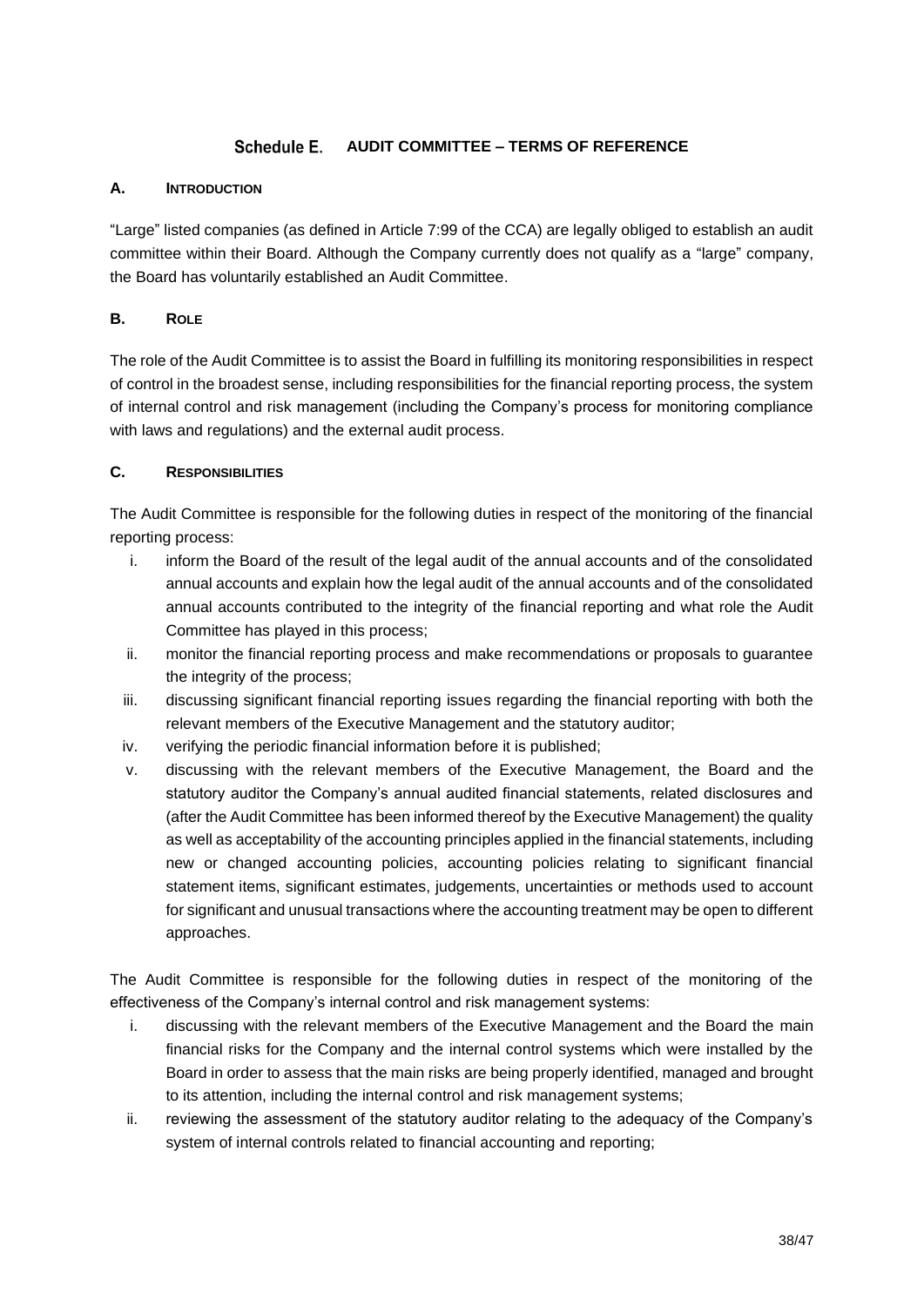## Schedule E. AUDIT COMMITTEE – TERMS OF REFERENCE

### A. INTRODUCTION

"Large" listed companies (as defined in Article 7:99 of the CCA) are legally obliged to establish an audit committee within their Board. Although the Company currently does not qualify as a "large" company, the Board has voluntarily established an Audit Committee.

### B. ROLE

The role of the Audit Committee is to assist the Board in fulfilling its monitoring responsibilities in respect of control in the broadest sense, including responsibilities for the financial reporting process, the system of internal control and risk management (including the Company's process for monitoring compliance with laws and regulations) and the external audit process.

### C. RESPONSIBILITIES

The Audit Committee is responsible for the following duties in respect of the monitoring of the financial reporting process:

i. inform the Board of the result of the legal audit of the annual accounts and of the consolidated annual accounts and explain how the legal audit of the annual accounts and of the consolidated annual accounts contributed to the integrity of the financial reporting and what role the Audit Committee has played in this process;

ii. monitor the financial reporting process and make recommendations or proposals to guarantee the integrity of the process;

iii. discussing significant financial reporting issues regarding the financial reporting with both the relevant members of the Executive Management and the statutory auditor;

iv. verifying the periodic financial information before it is published;

v. discussing with the relevant members of the Executive Management, the Board and the statutory auditor the Company's annual audited financial statements, related disclosures and (after the Audit Committee has been informed thereof by the Executive Management) the quality as well as acceptability of the accounting principles applied in the financial statements, including new or changed accounting policies, accounting policies relating to significant financial statement items, significant estimates, judgements, uncertainties or methods used to account for significant and unusual transactions where the accounting treatment may be open to different approaches.

The Audit Committee is responsible for the following duties in respect of the monitoring of the effectiveness of the Company's internal control and risk management systems:

i. discussing with the relevant members of the Executive Management and the Board the main financial risks for the Company and the internal control systems which were installed by the Board in order to assess that the main risks are being properly identified, managed and brought to its attention, including the internal control and risk management systems;

ii. reviewing the assessment of the statutory auditor relating to the adequacy of the Company's system of internal controls related to financial accounting and reporting;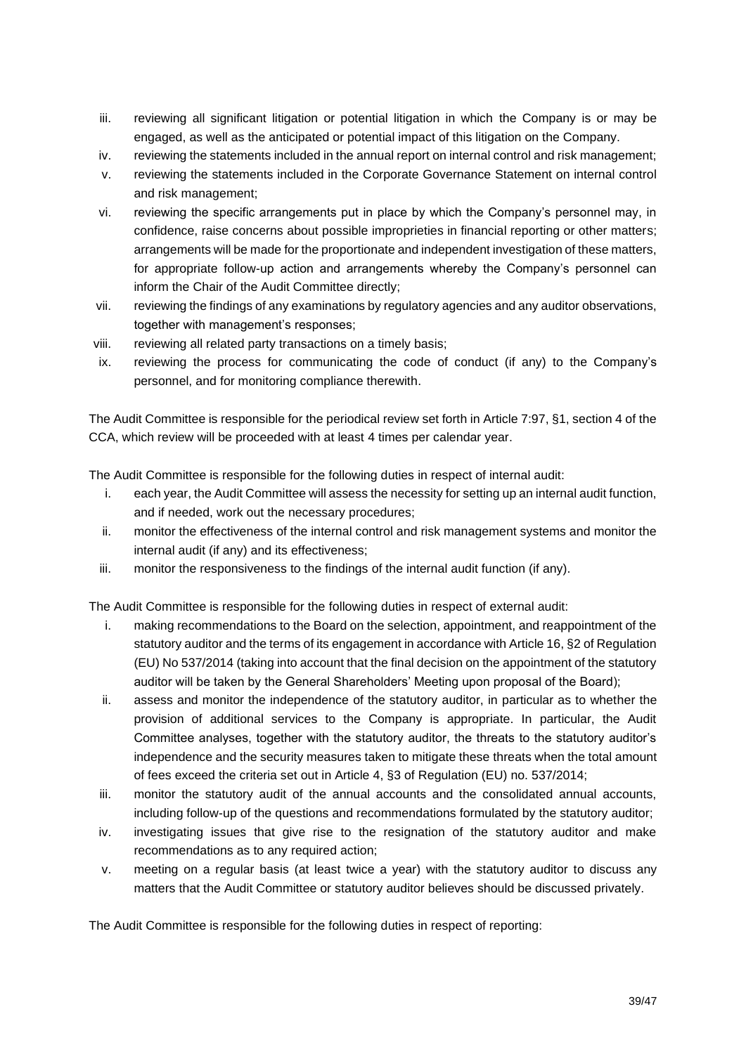iii. reviewing all significant litigation or potential litigation in which the Company is or may be engaged, as well as the anticipated or potential impact of this litigation on the Company.
iv. reviewing the statements included in the annual report on internal control and risk management;
v. reviewing the statements included in the Corporate Governance Statement on internal control and risk management;
vi. reviewing the specific arrangements put in place by which the Company's personnel may, in confidence, raise concerns about possible improprieties in financial reporting or other matters; arrangements will be made for the proportionate and independent investigation of these matters, for appropriate follow-up action and arrangements whereby the Company's personnel can inform the Chair of the Audit Committee directly;
vii. reviewing the findings of any examinations by regulatory agencies and any auditor observations, together with management's responses;
viii. reviewing all related party transactions on a timely basis;
ix. reviewing the process for communicating the code of conduct (if any) to the Company's personnel, and for monitoring compliance therewith.

The Audit Committee is responsible for the periodical review set forth in Article 7:97, §1, section 4 of the CCA, which review will be proceeded with at least 4 times per calendar year.

The Audit Committee is responsible for the following duties in respect of internal audit:

i. each year, the Audit Committee will assess the necessity for setting up an internal audit function, and if needed, work out the necessary procedures;
ii. monitor the effectiveness of the internal control and risk management systems and monitor the internal audit (if any) and its effectiveness;
iii. monitor the responsiveness to the findings of the internal audit function (if any).

The Audit Committee is responsible for the following duties in respect of external audit:

i. making recommendations to the Board on the selection, appointment, and reappointment of the statutory auditor and the terms of its engagement in accordance with Article 16, §2 of Regulation (EU) No 537/2014 (taking into account that the final decision on the appointment of the statutory auditor will be taken by the General Shareholders' Meeting upon proposal of the Board);
ii. assess and monitor the independence of the statutory auditor, in particular as to whether the provision of additional services to the Company is appropriate. In particular, the Audit Committee analyses, together with the statutory auditor, the threats to the statutory auditor's independence and the security measures taken to mitigate these threats when the total amount of fees exceed the criteria set out in Article 4, §3 of Regulation (EU) no. 537/2014;
iii. monitor the statutory audit of the annual accounts and the consolidated annual accounts, including follow-up of the questions and recommendations formulated by the statutory auditor;
iv. investigating issues that give rise to the resignation of the statutory auditor and make recommendations as to any required action;
v. meeting on a regular basis (at least twice a year) with the statutory auditor to discuss any matters that the Audit Committee or statutory auditor believes should be discussed privately.

The Audit Committee is responsible for the following duties in respect of reporting: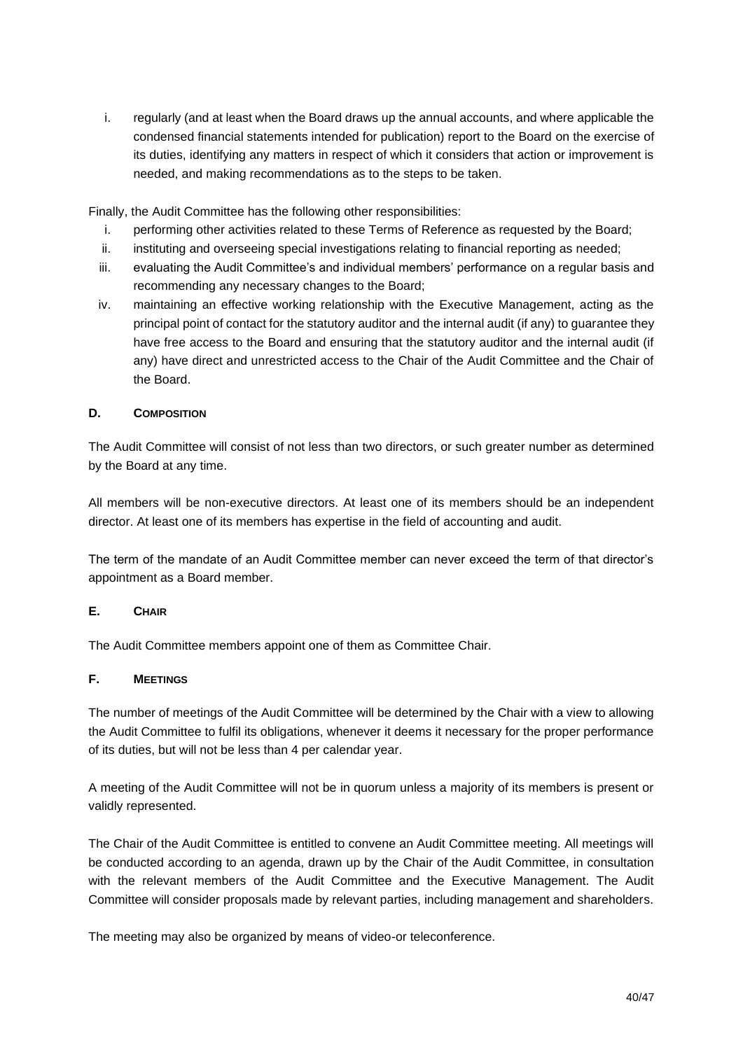i. regularly (and at least when the Board draws up the annual accounts, and where applicable the condensed financial statements intended for publication) report to the Board on the exercise of its duties, identifying any matters in respect of which it considers that action or improvement is needed, and making recommendations as to the steps to be taken.

Finally, the Audit Committee has the following other responsibilities:

i. performing other activities related to these Terms of Reference as requested by the Board;
ii. instituting and overseeing special investigations relating to financial reporting as needed;
iii. evaluating the Audit Committee's and individual members' performance on a regular basis and recommending any necessary changes to the Board;
iv. maintaining an effective working relationship with the Executive Management, acting as the principal point of contact for the statutory auditor and the internal audit (if any) to guarantee they have free access to the Board and ensuring that the statutory auditor and the internal audit (if any) have direct and unrestricted access to the Chair of the Audit Committee and the Chair of the Board.

### D. COMPOSITION

The Audit Committee will consist of not less than two directors, or such greater number as determined by the Board at any time.

All members will be non-executive directors. At least one of its members should be an independent director. At least one of its members has expertise in the field of accounting and audit.

The term of the mandate of an Audit Committee member can never exceed the term of that director's appointment as a Board member.

### E. CHAIR

The Audit Committee members appoint one of them as Committee Chair.

### F. MEETINGS

The number of meetings of the Audit Committee will be determined by the Chair with a view to allowing the Audit Committee to fulfil its obligations, whenever it deems it necessary for the proper performance of its duties, but will not be less than 4 per calendar year.

A meeting of the Audit Committee will not be in quorum unless a majority of its members is present or validly represented.

The Chair of the Audit Committee is entitled to convene an Audit Committee meeting. All meetings will be conducted according to an agenda, drawn up by the Chair of the Audit Committee, in consultation with the relevant members of the Audit Committee and the Executive Management. The Audit Committee will consider proposals made by relevant parties, including management and shareholders.

The meeting may also be organized by means of video-or teleconference.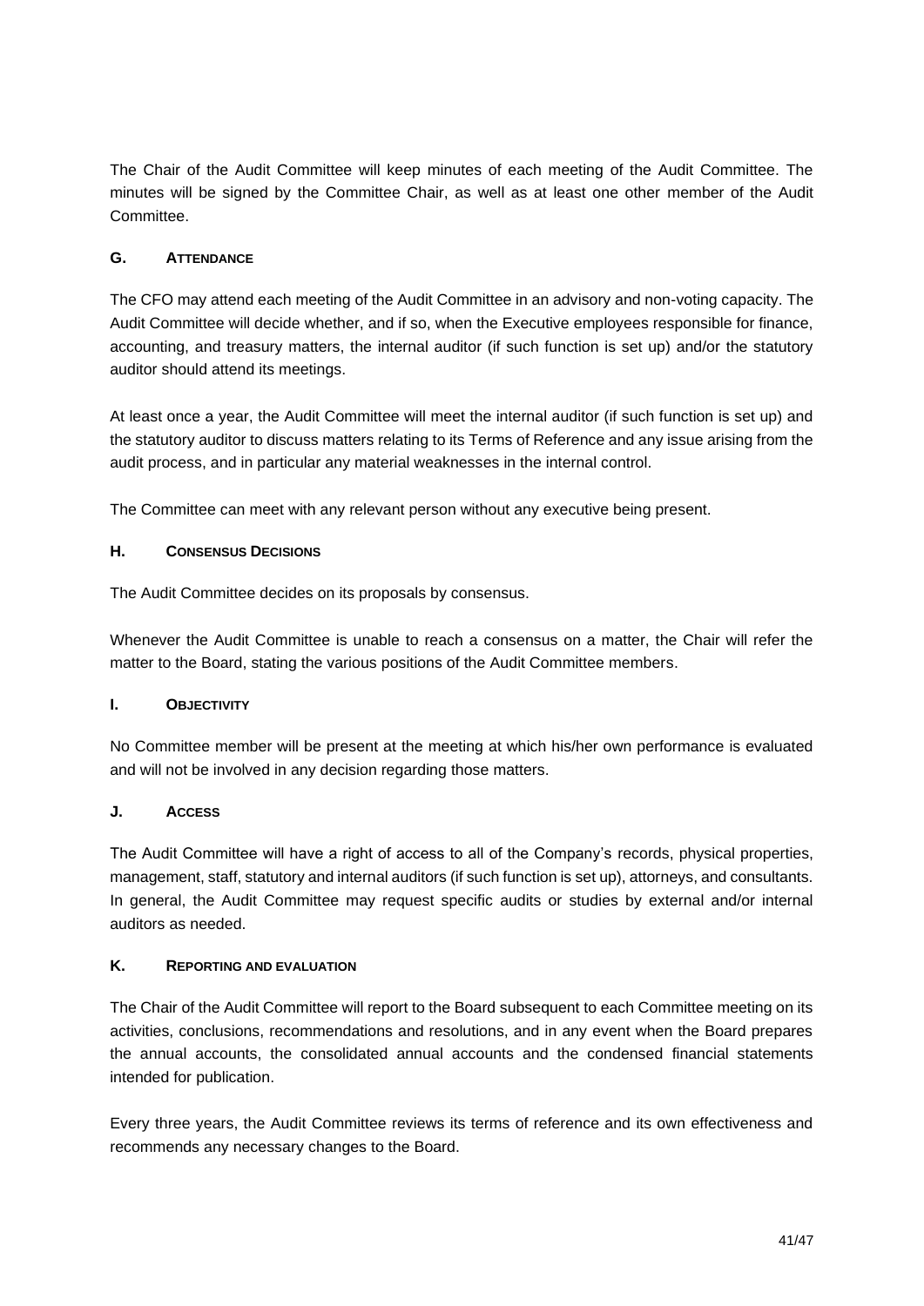The Chair of the Audit Committee will keep minutes of each meeting of the Audit Committee. The minutes will be signed by the Committee Chair, as well as at least one other member of the Audit Committee.

### G. ATTENDANCE

The CFO may attend each meeting of the Audit Committee in an advisory and non-voting capacity. The Audit Committee will decide whether, and if so, when the Executive employees responsible for finance, accounting, and treasury matters, the internal auditor (if such function is set up) and/or the statutory auditor should attend its meetings.

At least once a year, the Audit Committee will meet the internal auditor (if such function is set up) and the statutory auditor to discuss matters relating to its Terms of Reference and any issue arising from the audit process, and in particular any material weaknesses in the internal control.

The Committee can meet with any relevant person without any executive being present.

### H. CONSENSUS DECISIONS

The Audit Committee decides on its proposals by consensus.

Whenever the Audit Committee is unable to reach a consensus on a matter, the Chair will refer the matter to the Board, stating the various positions of the Audit Committee members.

### I. OBJECTIVITY

No Committee member will be present at the meeting at which his/her own performance is evaluated and will not be involved in any decision regarding those matters.

### J. ACCESS

The Audit Committee will have a right of access to all of the Company's records, physical properties, management, staff, statutory and internal auditors (if such function is set up), attorneys, and consultants. In general, the Audit Committee may request specific audits or studies by external and/or internal auditors as needed.

### K. REPORTING AND EVALUATION

The Chair of the Audit Committee will report to the Board subsequent to each Committee meeting on its activities, conclusions, recommendations and resolutions, and in any event when the Board prepares the annual accounts, the consolidated annual accounts and the condensed financial statements intended for publication.

Every three years, the Audit Committee reviews its terms of reference and its own effectiveness and recommends any necessary changes to the Board.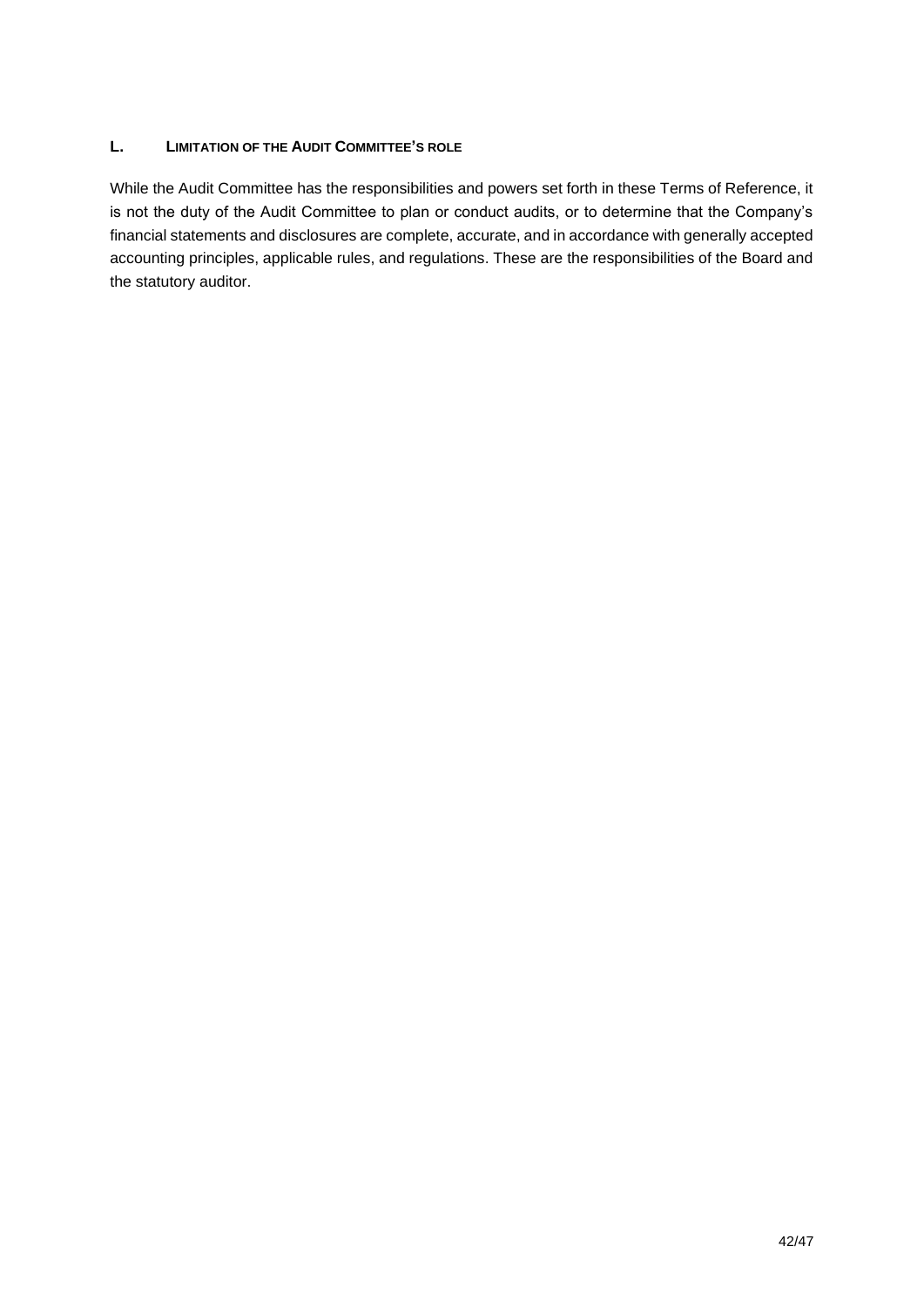## L. LIMITATION OF THE AUDIT COMMITTEE'S ROLE

While the Audit Committee has the responsibilities and powers set forth in these Terms of Reference, it is not the duty of the Audit Committee to plan or conduct audits, or to determine that the Company's financial statements and disclosures are complete, accurate, and in accordance with generally accepted accounting principles, applicable rules, and regulations. These are the responsibilities of the Board and the statutory auditor.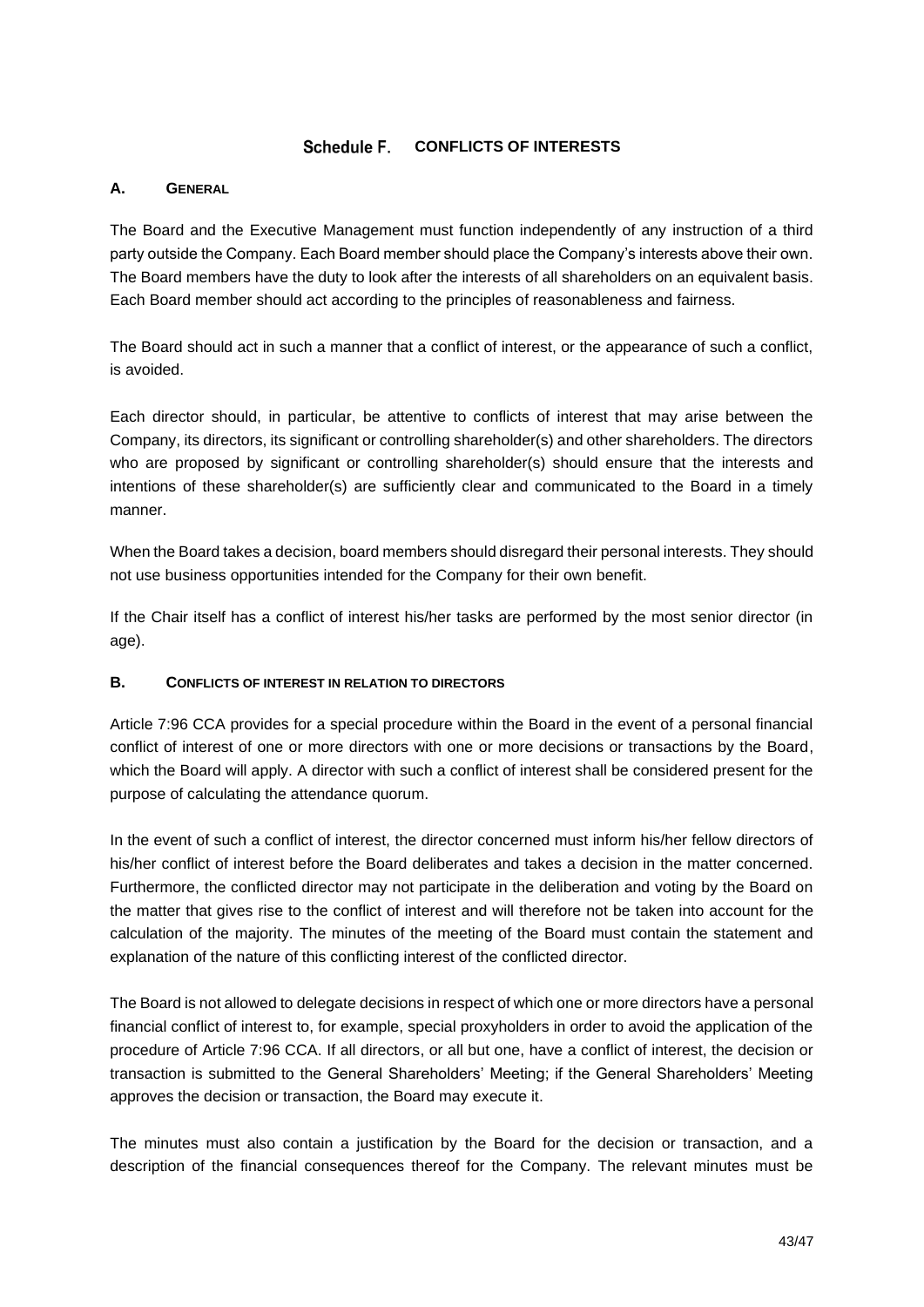## Schedule F. CONFLICTS OF INTERESTS

### A. GENERAL

The Board and the Executive Management must function independently of any instruction of a third party outside the Company. Each Board member should place the Company's interests above their own. The Board members have the duty to look after the interests of all shareholders on an equivalent basis. Each Board member should act according to the principles of reasonableness and fairness.

The Board should act in such a manner that a conflict of interest, or the appearance of such a conflict, is avoided.

Each director should, in particular, be attentive to conflicts of interest that may arise between the Company, its directors, its significant or controlling shareholder(s) and other shareholders. The directors who are proposed by significant or controlling shareholder(s) should ensure that the interests and intentions of these shareholder(s) are sufficiently clear and communicated to the Board in a timely manner.

When the Board takes a decision, board members should disregard their personal interests. They should not use business opportunities intended for the Company for their own benefit.

If the Chair itself has a conflict of interest his/her tasks are performed by the most senior director (in age).

### B. CONFLICTS OF INTEREST IN RELATION TO DIRECTORS

Article 7:96 CCA provides for a special procedure within the Board in the event of a personal financial conflict of interest of one or more directors with one or more decisions or transactions by the Board, which the Board will apply. A director with such a conflict of interest shall be considered present for the purpose of calculating the attendance quorum.

In the event of such a conflict of interest, the director concerned must inform his/her fellow directors of his/her conflict of interest before the Board deliberates and takes a decision in the matter concerned. Furthermore, the conflicted director may not participate in the deliberation and voting by the Board on the matter that gives rise to the conflict of interest and will therefore not be taken into account for the calculation of the majority. The minutes of the meeting of the Board must contain the statement and explanation of the nature of this conflicting interest of the conflicted director.

The Board is not allowed to delegate decisions in respect of which one or more directors have a personal financial conflict of interest to, for example, special proxyholders in order to avoid the application of the procedure of Article 7:96 CCA. If all directors, or all but one, have a conflict of interest, the decision or transaction is submitted to the General Shareholders' Meeting; if the General Shareholders' Meeting approves the decision or transaction, the Board may execute it.

The minutes must also contain a justification by the Board for the decision or transaction, and a description of the financial consequences thereof for the Company. The relevant minutes must be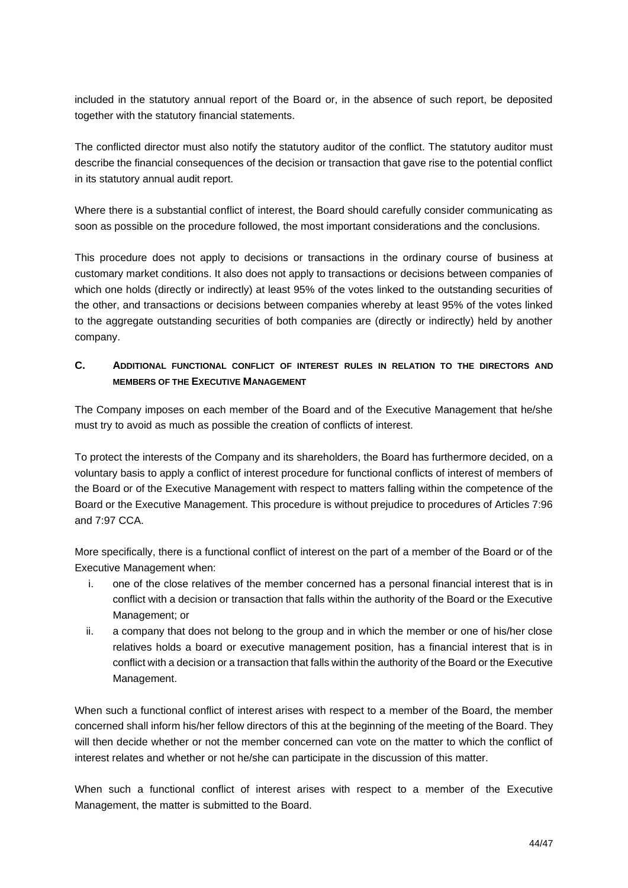included in the statutory annual report of the Board or, in the absence of such report, be deposited together with the statutory financial statements.

The conflicted director must also notify the statutory auditor of the conflict. The statutory auditor must describe the financial consequences of the decision or transaction that gave rise to the potential conflict in its statutory annual audit report.

Where there is a substantial conflict of interest, the Board should carefully consider communicating as soon as possible on the procedure followed, the most important considerations and the conclusions.

This procedure does not apply to decisions or transactions in the ordinary course of business at customary market conditions. It also does not apply to transactions or decisions between companies of which one holds (directly or indirectly) at least 95% of the votes linked to the outstanding securities of the other, and transactions or decisions between companies whereby at least 95% of the votes linked to the aggregate outstanding securities of both companies are (directly or indirectly) held by another company.

### C. ADDITIONAL FUNCTIONAL CONFLICT OF INTEREST RULES IN RELATION TO THE DIRECTORS AND MEMBERS OF THE EXECUTIVE MANAGEMENT

The Company imposes on each member of the Board and of the Executive Management that he/she must try to avoid as much as possible the creation of conflicts of interest.

To protect the interests of the Company and its shareholders, the Board has furthermore decided, on a voluntary basis to apply a conflict of interest procedure for functional conflicts of interest of members of the Board or of the Executive Management with respect to matters falling within the competence of the Board or the Executive Management. This procedure is without prejudice to procedures of Articles 7:96 and 7:97 CCA.

More specifically, there is a functional conflict of interest on the part of a member of the Board or of the Executive Management when:

i. one of the close relatives of the member concerned has a personal financial interest that is in conflict with a decision or transaction that falls within the authority of the Board or the Executive Management; or
ii. a company that does not belong to the group and in which the member or one of his/her close relatives holds a board or executive management position, has a financial interest that is in conflict with a decision or a transaction that falls within the authority of the Board or the Executive Management.

When such a functional conflict of interest arises with respect to a member of the Board, the member concerned shall inform his/her fellow directors of this at the beginning of the meeting of the Board. They will then decide whether or not the member concerned can vote on the matter to which the conflict of interest relates and whether or not he/she can participate in the discussion of this matter.

When such a functional conflict of interest arises with respect to a member of the Executive Management, the matter is submitted to the Board.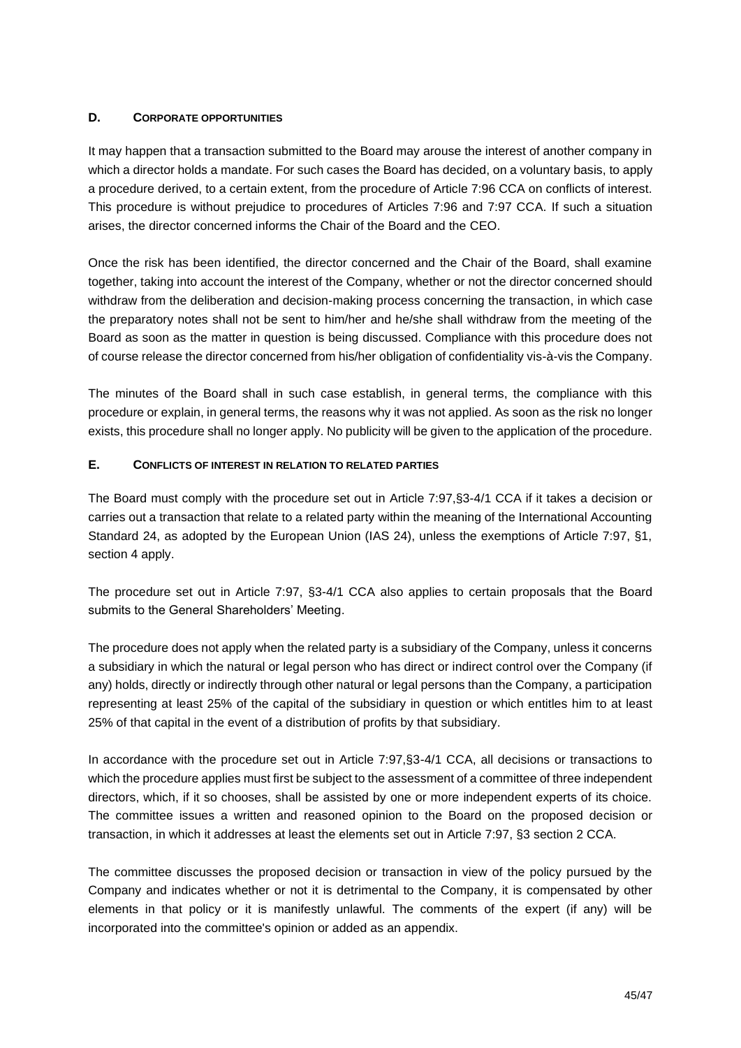### D. CORPORATE OPPORTUNITIES

It may happen that a transaction submitted to the Board may arouse the interest of another company in which a director holds a mandate. For such cases the Board has decided, on a voluntary basis, to apply a procedure derived, to a certain extent, from the procedure of Article 7:96 CCA on conflicts of interest. This procedure is without prejudice to procedures of Articles 7:96 and 7:97 CCA. If such a situation arises, the director concerned informs the Chair of the Board and the CEO.

Once the risk has been identified, the director concerned and the Chair of the Board, shall examine together, taking into account the interest of the Company, whether or not the director concerned should withdraw from the deliberation and decision-making process concerning the transaction, in which case the preparatory notes shall not be sent to him/her and he/she shall withdraw from the meeting of the Board as soon as the matter in question is being discussed. Compliance with this procedure does not of course release the director concerned from his/her obligation of confidentiality vis-à-vis the Company.

The minutes of the Board shall in such case establish, in general terms, the compliance with this procedure or explain, in general terms, the reasons why it was not applied. As soon as the risk no longer exists, this procedure shall no longer apply. No publicity will be given to the application of the procedure.

### E. CONFLICTS OF INTEREST IN RELATION TO RELATED PARTIES

The Board must comply with the procedure set out in Article 7:97,§3-4/1 CCA if it takes a decision or carries out a transaction that relate to a related party within the meaning of the International Accounting Standard 24, as adopted by the European Union (IAS 24), unless the exemptions of Article 7:97, §1, section 4 apply.

The procedure set out in Article 7:97, §3-4/1 CCA also applies to certain proposals that the Board submits to the General Shareholders' Meeting.

The procedure does not apply when the related party is a subsidiary of the Company, unless it concerns a subsidiary in which the natural or legal person who has direct or indirect control over the Company (if any) holds, directly or indirectly through other natural or legal persons than the Company, a participation representing at least 25% of the capital of the subsidiary in question or which entitles him to at least 25% of that capital in the event of a distribution of profits by that subsidiary.

In accordance with the procedure set out in Article 7:97,§3-4/1 CCA, all decisions or transactions to which the procedure applies must first be subject to the assessment of a committee of three independent directors, which, if it so chooses, shall be assisted by one or more independent experts of its choice. The committee issues a written and reasoned opinion to the Board on the proposed decision or transaction, in which it addresses at least the elements set out in Article 7:97, §3 section 2 CCA.

The committee discusses the proposed decision or transaction in view of the policy pursued by the Company and indicates whether or not it is detrimental to the Company, it is compensated by other elements in that policy or it is manifestly unlawful. The comments of the expert (if any) will be incorporated into the committee's opinion or added as an appendix.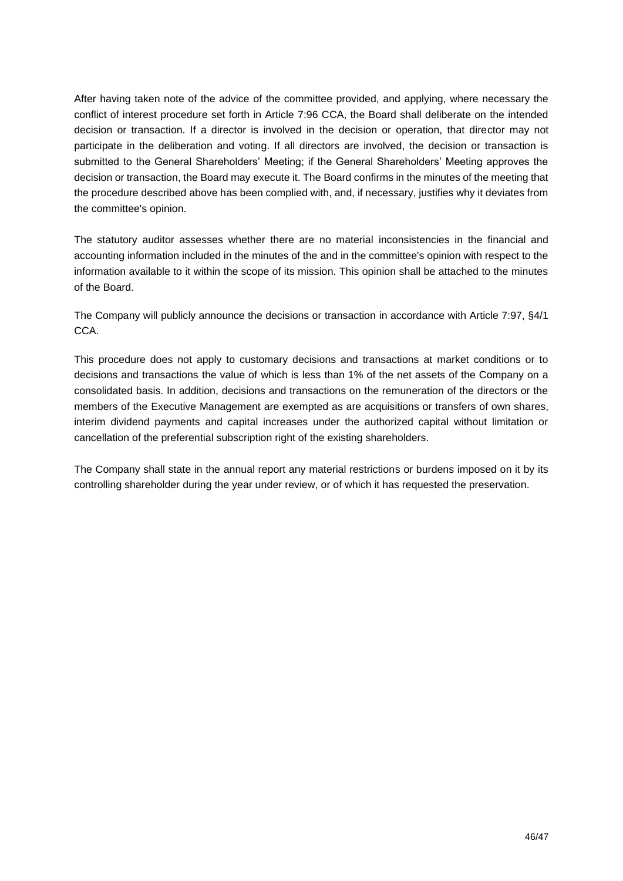After having taken note of the advice of the committee provided, and applying, where necessary the conflict of interest procedure set forth in Article 7:96 CCA, the Board shall deliberate on the intended decision or transaction. If a director is involved in the decision or operation, that director may not participate in the deliberation and voting. If all directors are involved, the decision or transaction is submitted to the General Shareholders' Meeting; if the General Shareholders' Meeting approves the decision or transaction, the Board may execute it. The Board confirms in the minutes of the meeting that the procedure described above has been complied with, and, if necessary, justifies why it deviates from the committee's opinion.

The statutory auditor assesses whether there are no material inconsistencies in the financial and accounting information included in the minutes of the and in the committee's opinion with respect to the information available to it within the scope of its mission. This opinion shall be attached to the minutes of the Board.

The Company will publicly announce the decisions or transaction in accordance with Article 7:97, §4/1 CCA.

This procedure does not apply to customary decisions and transactions at market conditions or to decisions and transactions the value of which is less than 1% of the net assets of the Company on a consolidated basis. In addition, decisions and transactions on the remuneration of the directors or the members of the Executive Management are exempted as are acquisitions or transfers of own shares, interim dividend payments and capital increases under the authorized capital without limitation or cancellation of the preferential subscription right of the existing shareholders.

The Company shall state in the annual report any material restrictions or burdens imposed on it by its controlling shareholder during the year under review, or of which it has requested the preservation.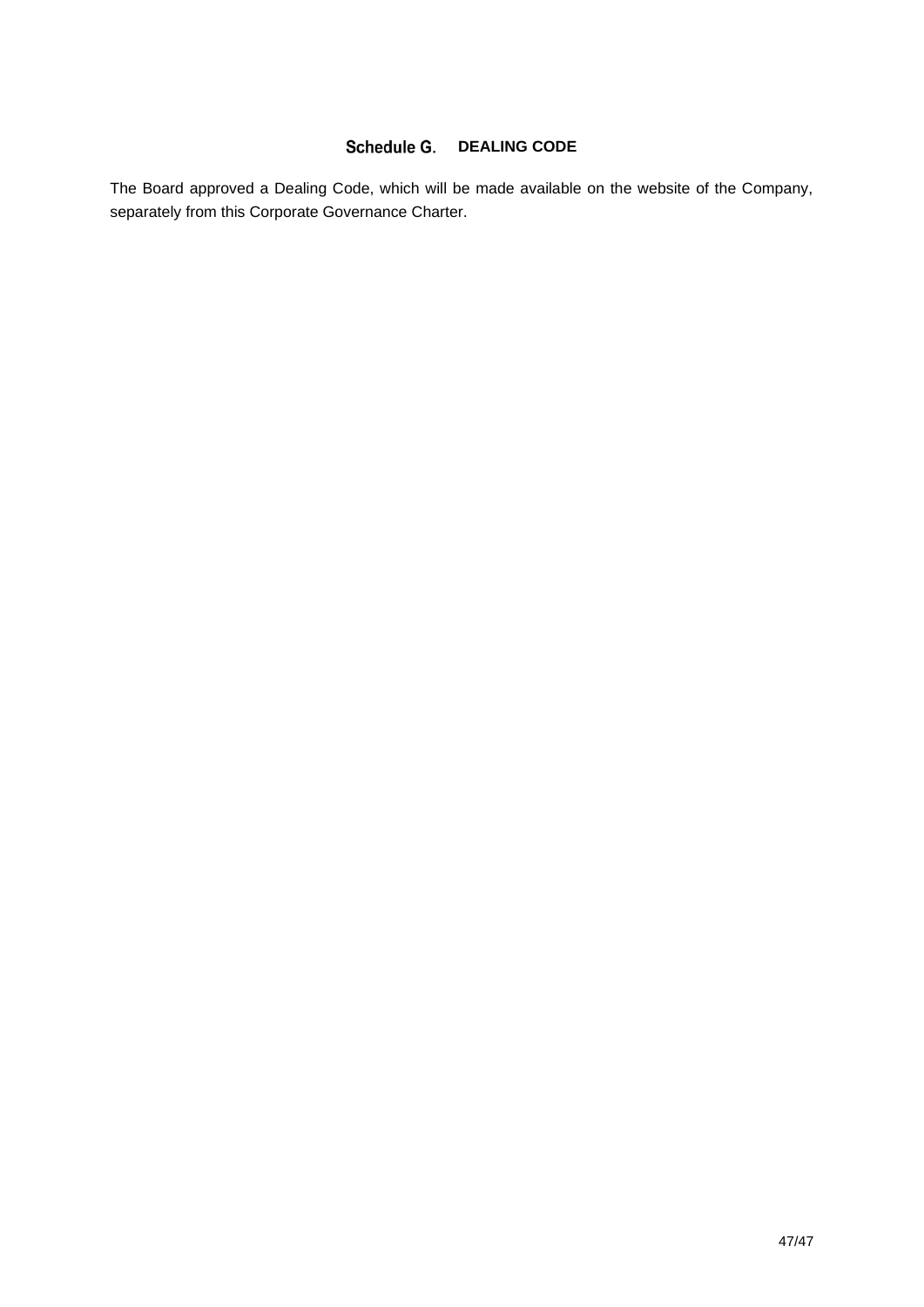## Schedule G. DEALING CODE

The Board approved a Dealing Code, which will be made available on the website of the Company, separately from this Corporate Governance Charter.